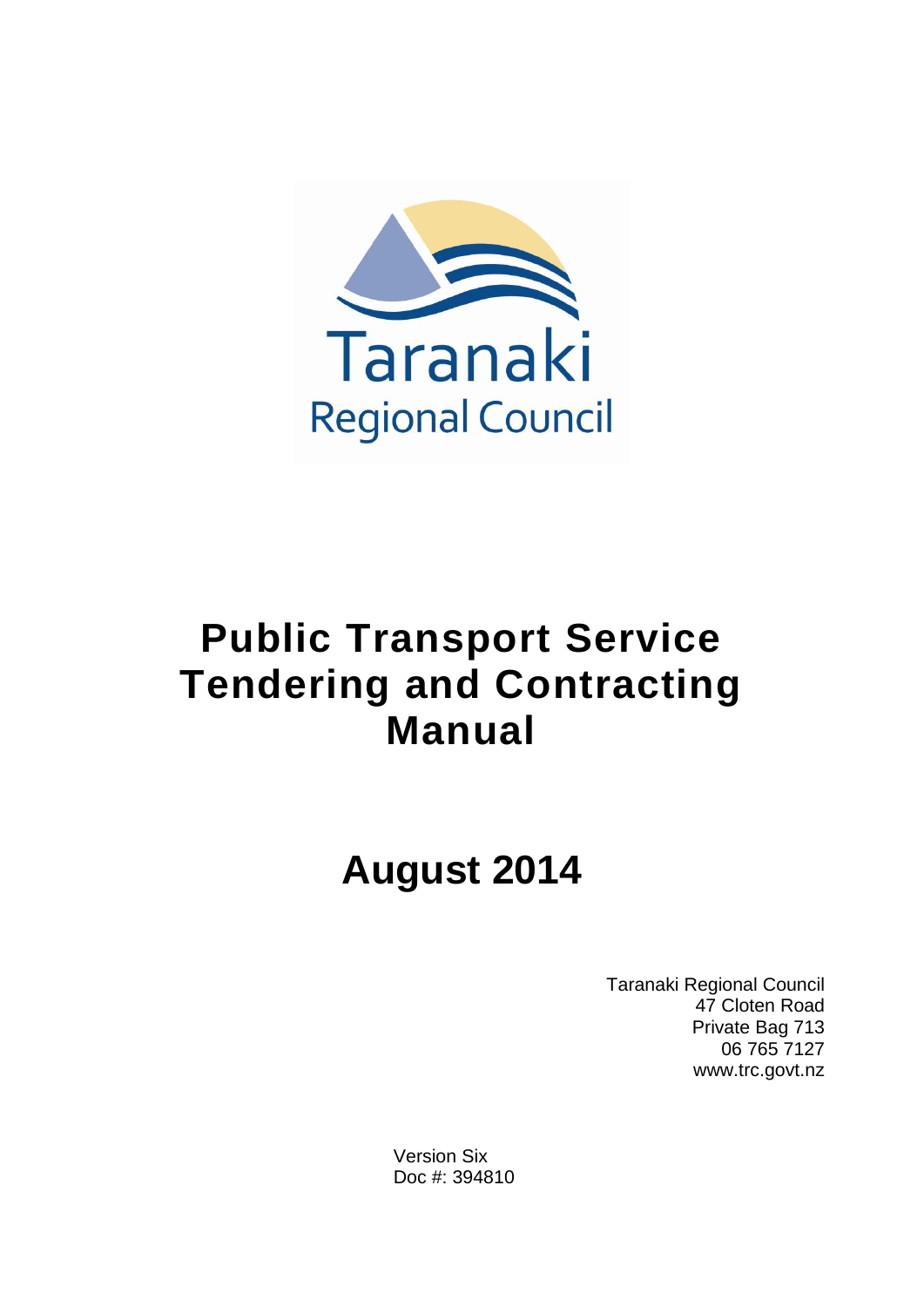Taranaki

Regional Council

# Public Transport Service Tendering and Contracting Manual

## August 2014

Taranaki Regional Council
47 Cloten Road
Private Bag 713
06 765 7127
www.trc.govt.nz

Version Six
Doc #: 394810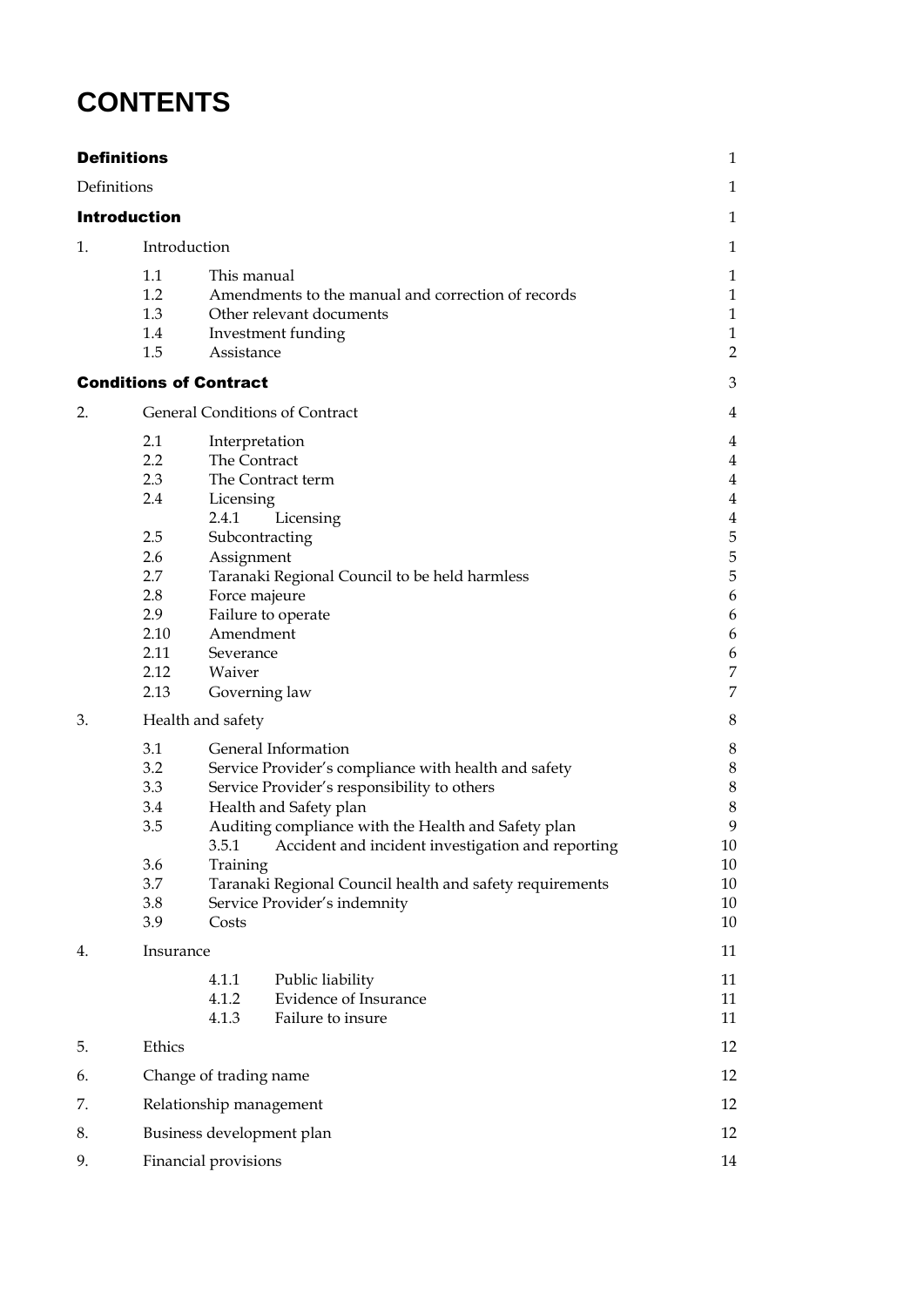# CONTENTS

| | | | |
|---|---|---|---|
| **Definitions** | | | 1 |
| Definitions | | | 1 |
| **Introduction** | | | 1 |
| 1. | Introduction | | 1 |
| | 1.1 | This manual | 1 |
| | 1.2 | Amendments to the manual and correction of records | 1 |
| | 1.3 | Other relevant documents | 1 |
| | 1.4 | Investment funding | 1 |
| | 1.5 | Assistance | 2 |
| **Conditions of Contract** | | | 3 |
| 2. | General Conditions of Contract | | 4 |
| | 2.1 | Interpretation | 4 |
| | 2.2 | The Contract | 4 |
| | 2.3 | The Contract term | 4 |
| | 2.4 | Licensing | 4 |
| | | 2.4.1 Licensing | 4 |
| | 2.5 | Subcontracting | 5 |
| | 2.6 | Assignment | 5 |
| | 2.7 | Taranaki Regional Council to be held harmless | 5 |
| | 2.8 | Force majeure | 6 |
| | 2.9 | Failure to operate | 6 |
| | 2.10 | Amendment | 6 |
| | 2.11 | Severance | 6 |
| | 2.12 | Waiver | 7 |
| | 2.13 | Governing law | 7 |
| 3. | Health and safety | | 8 |
| | 3.1 | General Information | 8 |
| | 3.2 | Service Provider's compliance with health and safety | 8 |
| | 3.3 | Service Provider's responsibility to others | 8 |
| | 3.4 | Health and Safety plan | 8 |
| | 3.5 | Auditing compliance with the Health and Safety plan | 9 |
| | | 3.5.1 Accident and incident investigation and reporting | 10 |
| | 3.6 | Training | 10 |
| | 3.7 | Taranaki Regional Council health and safety requirements | 10 |
| | 3.8 | Service Provider's indemnity | 10 |
| | 3.9 | Costs | 10 |
| 4. | Insurance | | 11 |
| | | 4.1.1 Public liability | 11 |
| | | 4.1.2 Evidence of Insurance | 11 |
| | | 4.1.3 Failure to insure | 11 |
| 5. | Ethics | | 12 |
| 6. | Change of trading name | | 12 |
| 7. | Relationship management | | 12 |
| 8. | Business development plan | | 12 |
| 9. | Financial provisions | | 14 |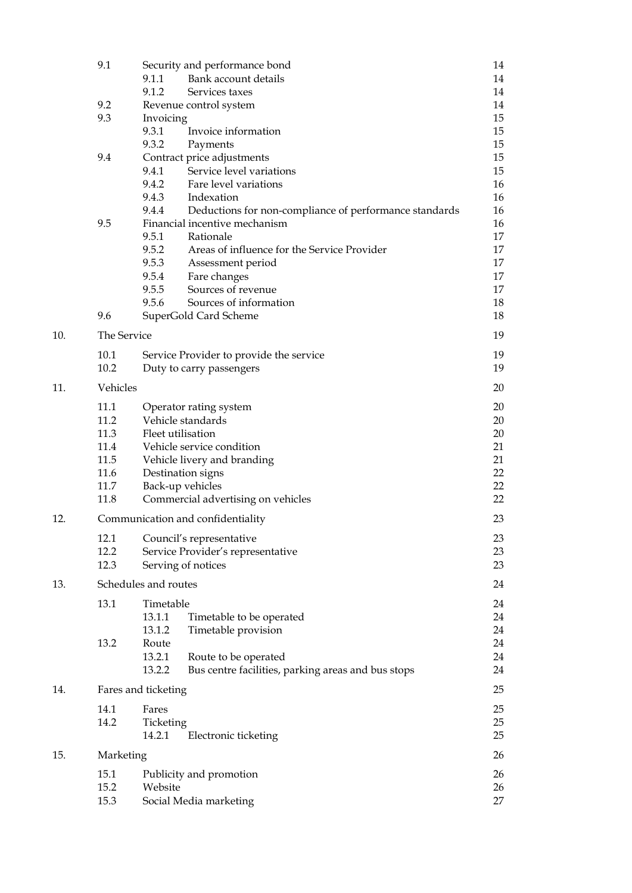| | | | |
|---|---|---|---|
| 9.1 | Security and performance bond | | 14 |
| | 9.1.1 | Bank account details | 14 |
| | 9.1.2 | Services taxes | 14 |
| 9.2 | Revenue control system | | 14 |
| 9.3 | Invoicing | | 15 |
| | 9.3.1 | Invoice information | 15 |
| | 9.3.2 | Payments | 15 |
| 9.4 | Contract price adjustments | | 15 |
| | 9.4.1 | Service level variations | 15 |
| | 9.4.2 | Fare level variations | 16 |
| | 9.4.3 | Indexation | 16 |
| | 9.4.4 | Deductions for non-compliance of performance standards | 16 |
| 9.5 | Financial incentive mechanism | | 16 |
| | 9.5.1 | Rationale | 17 |
| | 9.5.2 | Areas of influence for the Service Provider | 17 |
| | 9.5.3 | Assessment period | 17 |
| | 9.5.4 | Fare changes | 17 |
| | 9.5.5 | Sources of revenue | 17 |
| | 9.5.6 | Sources of information | 18 |
| 9.6 | SuperGold Card Scheme | | 18 |

10. The Service — 19

| | | |
|---|---|---|
| 10.1 | Service Provider to provide the service | 19 |
| 10.2 | Duty to carry passengers | 19 |

11. Vehicles — 20

| | | |
|---|---|---|
| 11.1 | Operator rating system | 20 |
| 11.2 | Vehicle standards | 20 |
| 11.3 | Fleet utilisation | 20 |
| 11.4 | Vehicle service condition | 21 |
| 11.5 | Vehicle livery and branding | 21 |
| 11.6 | Destination signs | 22 |
| 11.7 | Back-up vehicles | 22 |
| 11.8 | Commercial advertising on vehicles | 22 |

12. Communication and confidentiality — 23

| | | |
|---|---|---|
| 12.1 | Council's representative | 23 |
| 12.2 | Service Provider's representative | 23 |
| 12.3 | Serving of notices | 23 |

13. Schedules and routes — 24

| | | | |
|---|---|---|---|
| 13.1 | Timetable | | 24 |
| | 13.1.1 | Timetable to be operated | 24 |
| | 13.1.2 | Timetable provision | 24 |
| 13.2 | Route | | 24 |
| | 13.2.1 | Route to be operated | 24 |
| | 13.2.2 | Bus centre facilities, parking areas and bus stops | 24 |

14. Fares and ticketing — 25

| | | | |
|---|---|---|---|
| 14.1 | Fares | | 25 |
| 14.2 | Ticketing | | 25 |
| | 14.2.1 | Electronic ticketing | 25 |

15. Marketing — 26

| | | |
|---|---|---|
| 15.1 | Publicity and promotion | 26 |
| 15.2 | Website | 26 |
| 15.3 | Social Media marketing | 27 |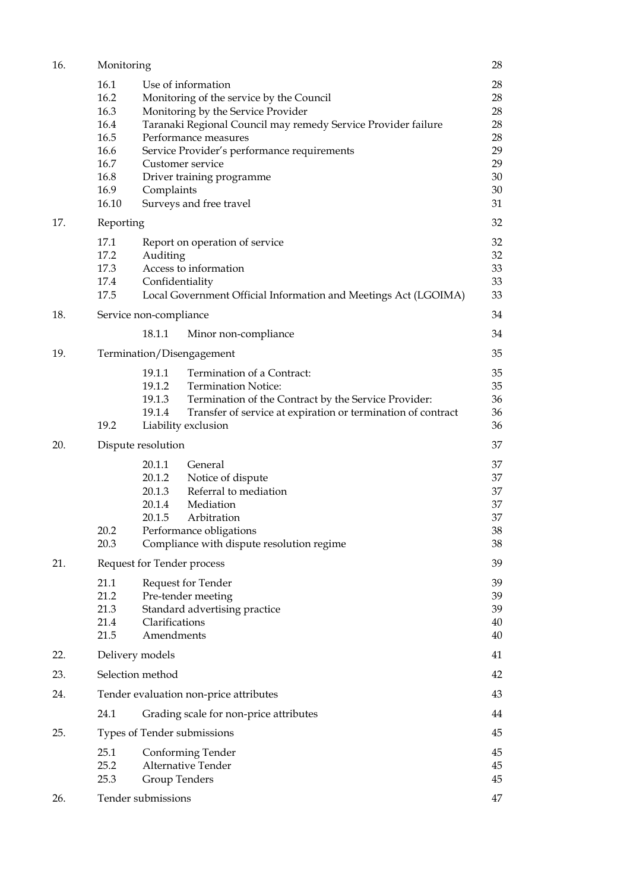| | | | |
|---|---|---|---|
| 16. | Monitoring | | 28 |
| | 16.1 | Use of information | 28 |
| | 16.2 | Monitoring of the service by the Council | 28 |
| | 16.3 | Monitoring by the Service Provider | 28 |
| | 16.4 | Taranaki Regional Council may remedy Service Provider failure | 28 |
| | 16.5 | Performance measures | 28 |
| | 16.6 | Service Provider's performance requirements | 29 |
| | 16.7 | Customer service | 29 |
| | 16.8 | Driver training programme | 30 |
| | 16.9 | Complaints | 30 |
| | 16.10 | Surveys and free travel | 31 |
| 17. | Reporting | | 32 |
| | 17.1 | Report on operation of service | 32 |
| | 17.2 | Auditing | 32 |
| | 17.3 | Access to information | 33 |
| | 17.4 | Confidentiality | 33 |
| | 17.5 | Local Government Official Information and Meetings Act (LGOIMA) | 33 |
| 18. | Service non-compliance | | 34 |
| | 18.1.1 | Minor non-compliance | 34 |
| 19. | Termination/Disengagement | | 35 |
| | 19.1.1 | Termination of a Contract: | 35 |
| | 19.1.2 | Termination Notice: | 35 |
| | 19.1.3 | Termination of the Contract by the Service Provider: | 36 |
| | 19.1.4 | Transfer of service at expiration or termination of contract | 36 |
| | 19.2 | Liability exclusion | 36 |
| 20. | Dispute resolution | | 37 |
| | 20.1.1 | General | 37 |
| | 20.1.2 | Notice of dispute | 37 |
| | 20.1.3 | Referral to mediation | 37 |
| | 20.1.4 | Mediation | 37 |
| | 20.1.5 | Arbitration | 37 |
| | 20.2 | Performance obligations | 38 |
| | 20.3 | Compliance with dispute resolution regime | 38 |
| 21. | Request for Tender process | | 39 |
| | 21.1 | Request for Tender | 39 |
| | 21.2 | Pre-tender meeting | 39 |
| | 21.3 | Standard advertising practice | 39 |
| | 21.4 | Clarifications | 40 |
| | 21.5 | Amendments | 40 |
| 22. | Delivery models | | 41 |
| 23. | Selection method | | 42 |
| 24. | Tender evaluation non-price attributes | | 43 |
| | 24.1 | Grading scale for non-price attributes | 44 |
| 25. | Types of Tender submissions | | 45 |
| | 25.1 | Conforming Tender | 45 |
| | 25.2 | Alternative Tender | 45 |
| | 25.3 | Group Tenders | 45 |
| 26. | Tender submissions | | 47 |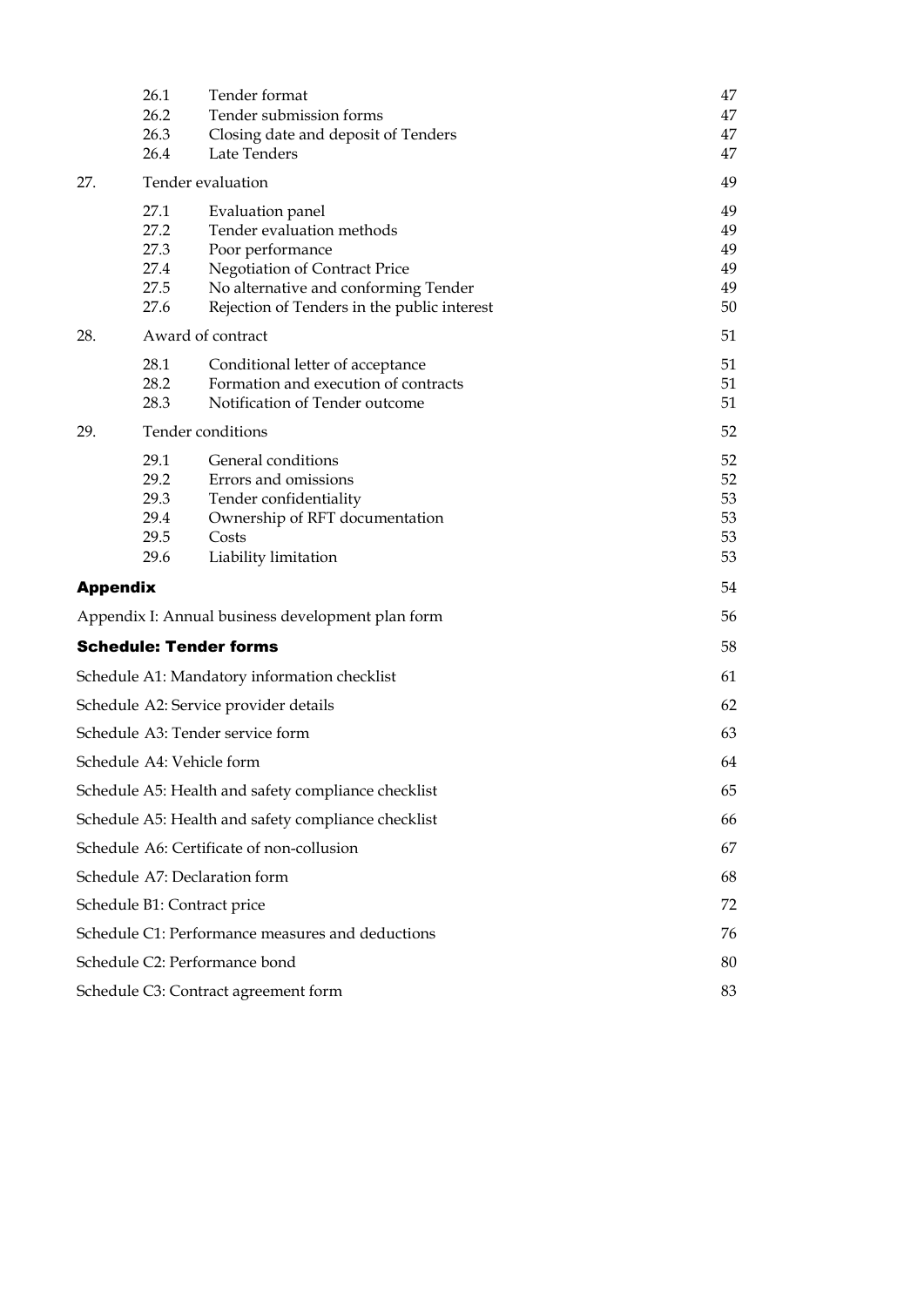| | | |
|---|---|---|
| 26.1 | Tender format | 47 |
| 26.2 | Tender submission forms | 47 |
| 26.3 | Closing date and deposit of Tenders | 47 |
| 26.4 | Late Tenders | 47 |
| **27.** | **Tender evaluation** | **49** |
| 27.1 | Evaluation panel | 49 |
| 27.2 | Tender evaluation methods | 49 |
| 27.3 | Poor performance | 49 |
| 27.4 | Negotiation of Contract Price | 49 |
| 27.5 | No alternative and conforming Tender | 49 |
| 27.6 | Rejection of Tenders in the public interest | 50 |
| **28.** | **Award of contract** | **51** |
| 28.1 | Conditional letter of acceptance | 51 |
| 28.2 | Formation and execution of contracts | 51 |
| 28.3 | Notification of Tender outcome | 51 |
| **29.** | **Tender conditions** | **52** |
| 29.1 | General conditions | 52 |
| 29.2 | Errors and omissions | 52 |
| 29.3 | Tender confidentiality | 53 |
| 29.4 | Ownership of RFT documentation | 53 |
| 29.5 | Costs | 53 |
| 29.6 | Liability limitation | 53 |

**Appendix** 54

Appendix I: Annual business development plan form 56

**Schedule: Tender forms** 58

Schedule A1: Mandatory information checklist 61

Schedule A2: Service provider details 62

Schedule A3: Tender service form 63

Schedule A4: Vehicle form 64

Schedule A5: Health and safety compliance checklist 65

Schedule A5: Health and safety compliance checklist 66

Schedule A6: Certificate of non-collusion 67

Schedule A7: Declaration form 68

Schedule B1: Contract price 72

Schedule C1: Performance measures and deductions 76

Schedule C2: Performance bond 80

Schedule C3: Contract agreement form 83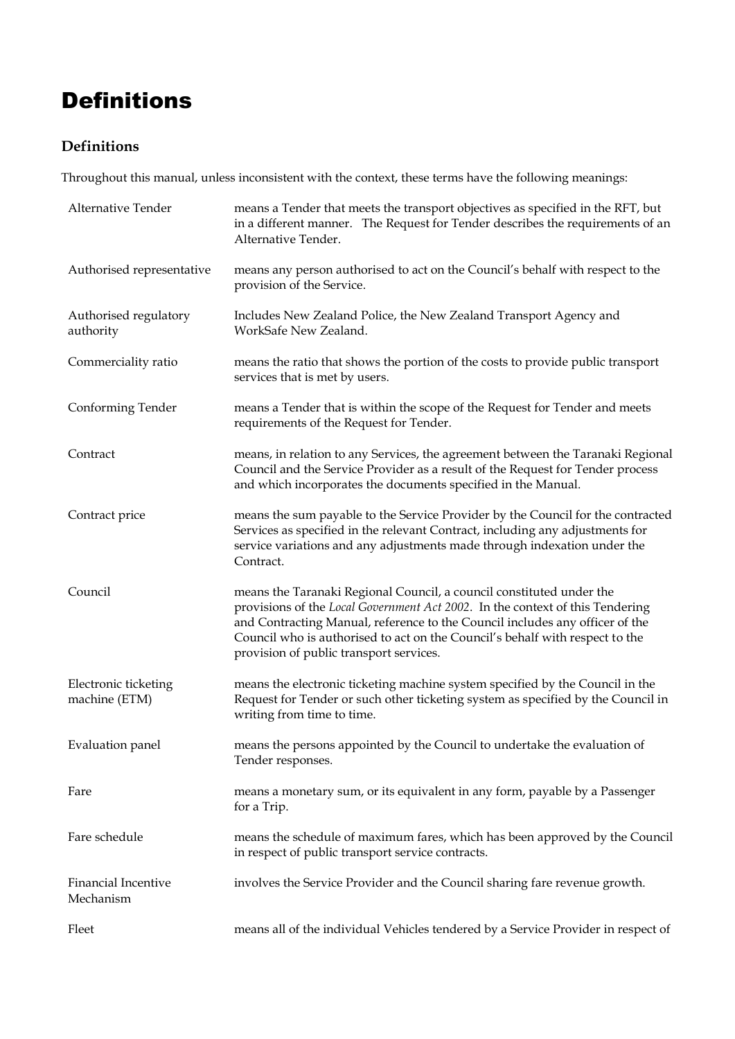# Definitions

### Definitions

Throughout this manual, unless inconsistent with the context, these terms have the following meanings:

| Term | Meaning |
| --- | --- |
| Alternative Tender | means a Tender that meets the transport objectives as specified in the RFT, but in a different manner. The Request for Tender describes the requirements of an Alternative Tender. |
| Authorised representative | means any person authorised to act on the Council's behalf with respect to the provision of the Service. |
| Authorised regulatory authority | Includes New Zealand Police, the New Zealand Transport Agency and WorkSafe New Zealand. |
| Commerciality ratio | means the ratio that shows the portion of the costs to provide public transport services that is met by users. |
| Conforming Tender | means a Tender that is within the scope of the Request for Tender and meets requirements of the Request for Tender. |
| Contract | means, in relation to any Services, the agreement between the Taranaki Regional Council and the Service Provider as a result of the Request for Tender process and which incorporates the documents specified in the Manual. |
| Contract price | means the sum payable to the Service Provider by the Council for the contracted Services as specified in the relevant Contract, including any adjustments for service variations and any adjustments made through indexation under the Contract. |
| Council | means the Taranaki Regional Council, a council constituted under the provisions of the *Local Government Act 2002*. In the context of this Tendering and Contracting Manual, reference to the Council includes any officer of the Council who is authorised to act on the Council's behalf with respect to the provision of public transport services. |
| Electronic ticketing machine (ETM) | means the electronic ticketing machine system specified by the Council in the Request for Tender or such other ticketing system as specified by the Council in writing from time to time. |
| Evaluation panel | means the persons appointed by the Council to undertake the evaluation of Tender responses. |
| Fare | means a monetary sum, or its equivalent in any form, payable by a Passenger for a Trip. |
| Fare schedule | means the schedule of maximum fares, which has been approved by the Council in respect of public transport service contracts. |
| Financial Incentive Mechanism | involves the Service Provider and the Council sharing fare revenue growth. |
| Fleet | means all of the individual Vehicles tendered by a Service Provider in respect of |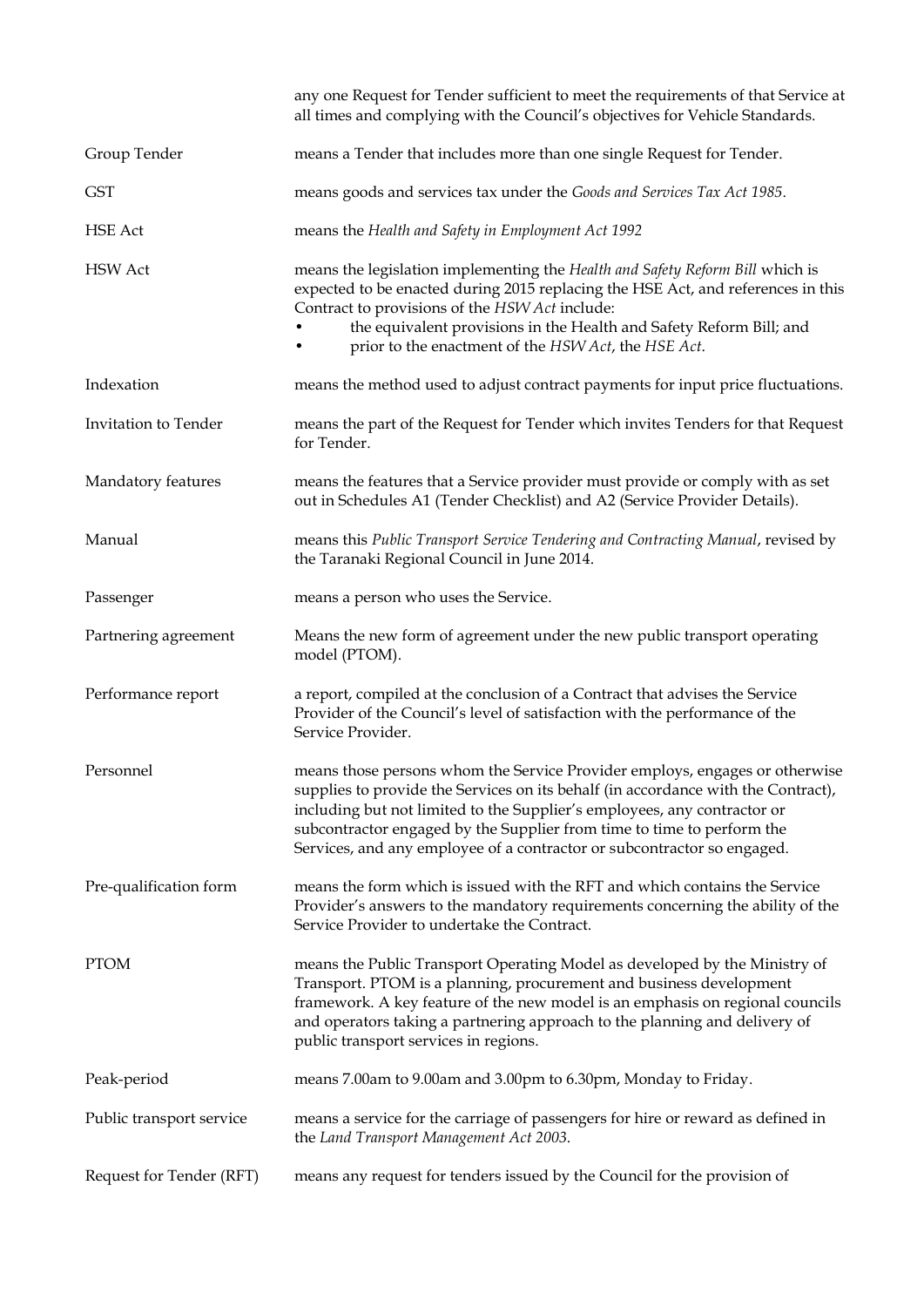| | |
|---|---|
| | any one Request for Tender sufficient to meet the requirements of that Service at all times and complying with the Council's objectives for Vehicle Standards. |
| Group Tender | means a Tender that includes more than one single Request for Tender. |
| GST | means goods and services tax under the *Goods and Services Tax Act 1985*. |
| HSE Act | means the *Health and Safety in Employment Act 1992* |
| HSW Act | means the legislation implementing the *Health and Safety Reform Bill* which is expected to be enacted during 2015 replacing the HSE Act, and references in this Contract to provisions of the *HSW Act* include:<br>• the equivalent provisions in the Health and Safety Reform Bill; and<br>• prior to the enactment of the *HSW Act*, the *HSE Act*. |
| Indexation | means the method used to adjust contract payments for input price fluctuations. |
| Invitation to Tender | means the part of the Request for Tender which invites Tenders for that Request for Tender. |
| Mandatory features | means the features that a Service provider must provide or comply with as set out in Schedules A1 (Tender Checklist) and A2 (Service Provider Details). |
| Manual | means this *Public Transport Service Tendering and Contracting Manual*, revised by the Taranaki Regional Council in June 2014. |
| Passenger | means a person who uses the Service. |
| Partnering agreement | Means the new form of agreement under the new public transport operating model (PTOM). |
| Performance report | a report, compiled at the conclusion of a Contract that advises the Service Provider of the Council's level of satisfaction with the performance of the Service Provider. |
| Personnel | means those persons whom the Service Provider employs, engages or otherwise supplies to provide the Services on its behalf (in accordance with the Contract), including but not limited to the Supplier's employees, any contractor or subcontractor engaged by the Supplier from time to time to perform the Services, and any employee of a contractor or subcontractor so engaged. |
| Pre-qualification form | means the form which is issued with the RFT and which contains the Service Provider's answers to the mandatory requirements concerning the ability of the Service Provider to undertake the Contract. |
| PTOM | means the Public Transport Operating Model as developed by the Ministry of Transport. PTOM is a planning, procurement and business development framework. A key feature of the new model is an emphasis on regional councils and operators taking a partnering approach to the planning and delivery of public transport services in regions. |
| Peak-period | means 7.00am to 9.00am and 3.00pm to 6.30pm, Monday to Friday. |
| Public transport service | means a service for the carriage of passengers for hire or reward as defined in the *Land Transport Management Act 2003*. |
| Request for Tender (RFT) | means any request for tenders issued by the Council for the provision of |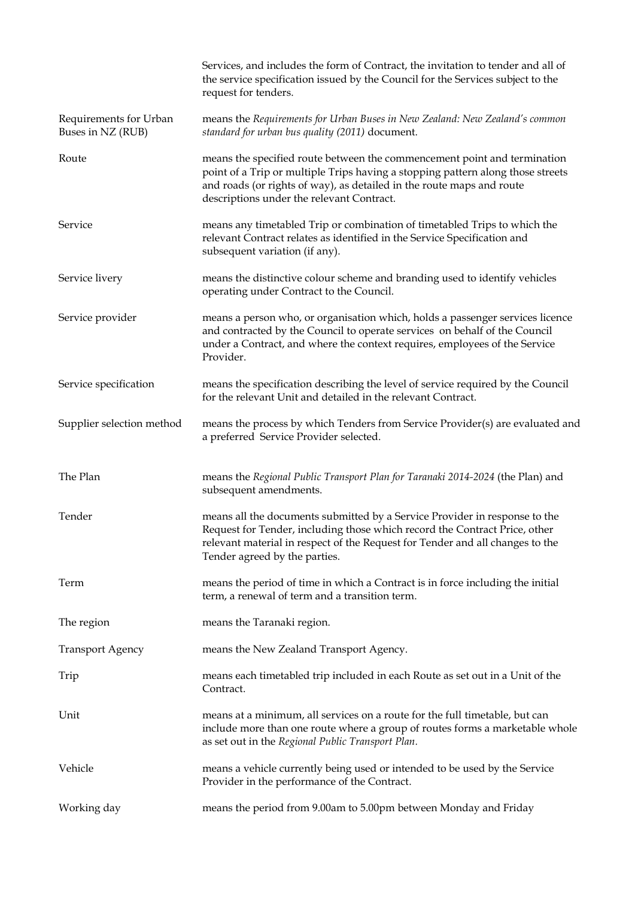| | |
|---|---|
| | Services, and includes the form of Contract, the invitation to tender and all of the service specification issued by the Council for the Services subject to the request for tenders. |
| Requirements for Urban Buses in NZ (RUB) | means the *Requirements for Urban Buses in New Zealand: New Zealand's common standard for urban bus quality (2011)* document. |
| Route | means the specified route between the commencement point and termination point of a Trip or multiple Trips having a stopping pattern along those streets and roads (or rights of way), as detailed in the route maps and route descriptions under the relevant Contract. |
| Service | means any timetabled Trip or combination of timetabled Trips to which the relevant Contract relates as identified in the Service Specification and subsequent variation (if any). |
| Service livery | means the distinctive colour scheme and branding used to identify vehicles operating under Contract to the Council. |
| Service provider | means a person who, or organisation which, holds a passenger services licence and contracted by the Council to operate services on behalf of the Council under a Contract, and where the context requires, employees of the Service Provider. |
| Service specification | means the specification describing the level of service required by the Council for the relevant Unit and detailed in the relevant Contract. |
| Supplier selection method | means the process by which Tenders from Service Provider(s) are evaluated and a preferred Service Provider selected. |
| The Plan | means the *Regional Public Transport Plan for Taranaki 2014-2024* (the Plan) and subsequent amendments. |
| Tender | means all the documents submitted by a Service Provider in response to the Request for Tender, including those which record the Contract Price, other relevant material in respect of the Request for Tender and all changes to the Tender agreed by the parties. |
| Term | means the period of time in which a Contract is in force including the initial term, a renewal of term and a transition term. |
| The region | means the Taranaki region. |
| Transport Agency | means the New Zealand Transport Agency. |
| Trip | means each timetabled trip included in each Route as set out in a Unit of the Contract. |
| Unit | means at a minimum, all services on a route for the full timetable, but can include more than one route where a group of routes forms a marketable whole as set out in the *Regional Public Transport Plan.* |
| Vehicle | means a vehicle currently being used or intended to be used by the Service Provider in the performance of the Contract. |
| Working day | means the period from 9.00am to 5.00pm between Monday and Friday |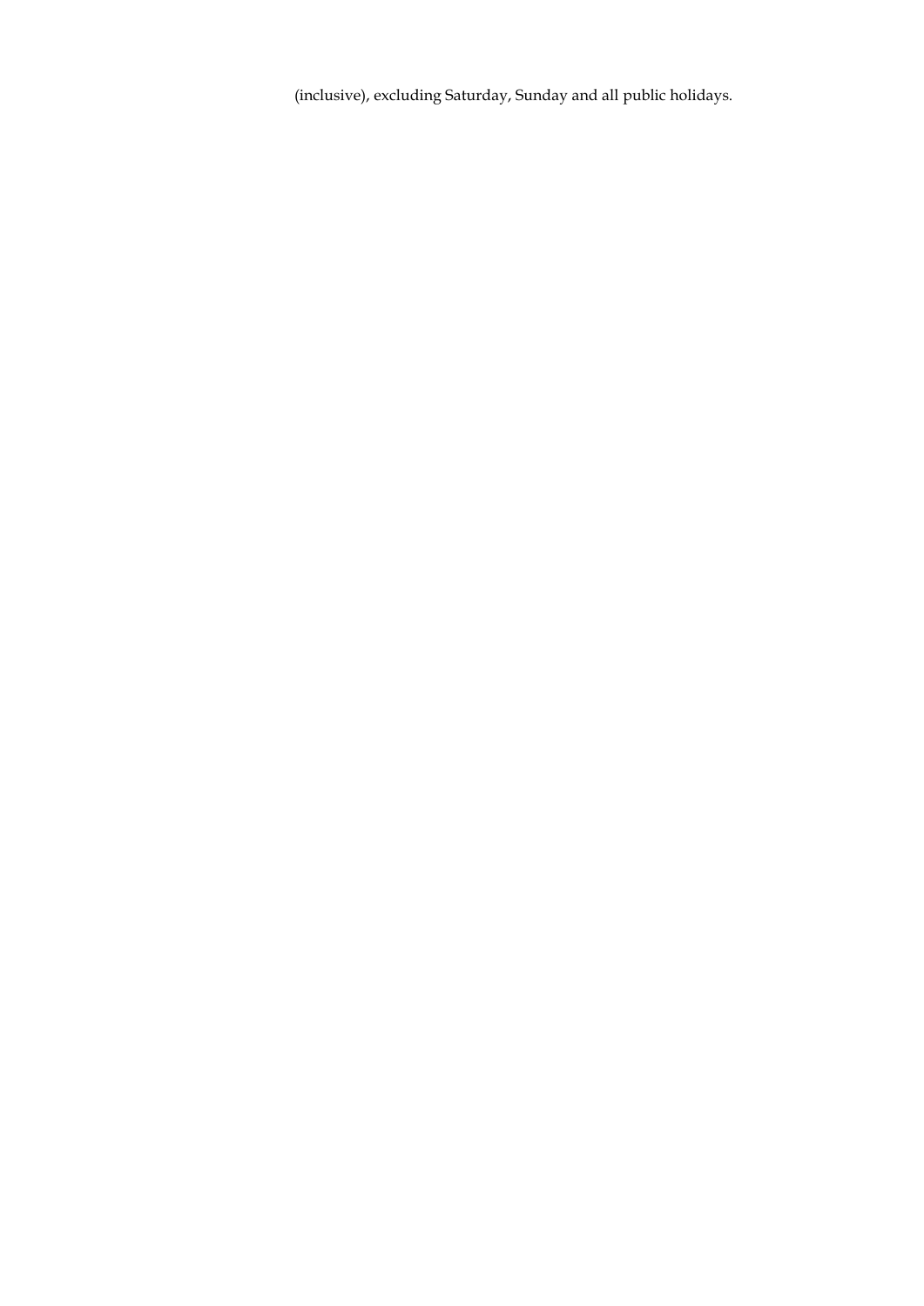(inclusive), excluding Saturday, Sunday and all public holidays.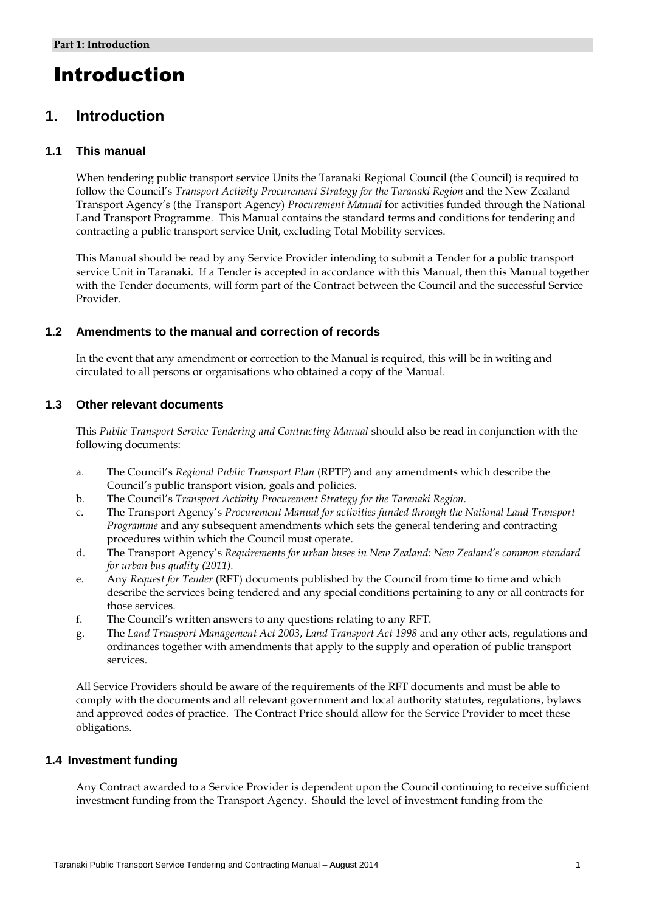# Introduction

## 1. Introduction

### 1.1 This manual

When tendering public transport service Units the Taranaki Regional Council (the Council) is required to follow the Council's *Transport Activity Procurement Strategy for the Taranaki Region* and the New Zealand Transport Agency's (the Transport Agency) *Procurement Manual* for activities funded through the National Land Transport Programme. This Manual contains the standard terms and conditions for tendering and contracting a public transport service Unit, excluding Total Mobility services.

This Manual should be read by any Service Provider intending to submit a Tender for a public transport service Unit in Taranaki. If a Tender is accepted in accordance with this Manual, then this Manual together with the Tender documents, will form part of the Contract between the Council and the successful Service Provider.

### 1.2 Amendments to the manual and correction of records

In the event that any amendment or correction to the Manual is required, this will be in writing and circulated to all persons or organisations who obtained a copy of the Manual.

### 1.3 Other relevant documents

This *Public Transport Service Tendering and Contracting Manual* should also be read in conjunction with the following documents:

a. The Council's *Regional Public Transport Plan* (RPTP) and any amendments which describe the Council's public transport vision, goals and policies.
b. The Council's *Transport Activity Procurement Strategy for the Taranaki Region.*
c. The Transport Agency's *Procurement Manual for activities funded through the National Land Transport Programme* and any subsequent amendments which sets the general tendering and contracting procedures within which the Council must operate.
d. The Transport Agency's *Requirements for urban buses in New Zealand: New Zealand's common standard for urban bus quality (2011).*
e. Any *Request for Tender* (RFT) documents published by the Council from time to time and which describe the services being tendered and any special conditions pertaining to any or all contracts for those services.
f. The Council's written answers to any questions relating to any RFT.
g. The *Land Transport Management Act 2003*, *Land Transport Act 1998* and any other acts, regulations and ordinances together with amendments that apply to the supply and operation of public transport services.

All Service Providers should be aware of the requirements of the RFT documents and must be able to comply with the documents and all relevant government and local authority statutes, regulations, bylaws and approved codes of practice. The Contract Price should allow for the Service Provider to meet these obligations.

### 1.4 Investment funding

Any Contract awarded to a Service Provider is dependent upon the Council continuing to receive sufficient investment funding from the Transport Agency. Should the level of investment funding from the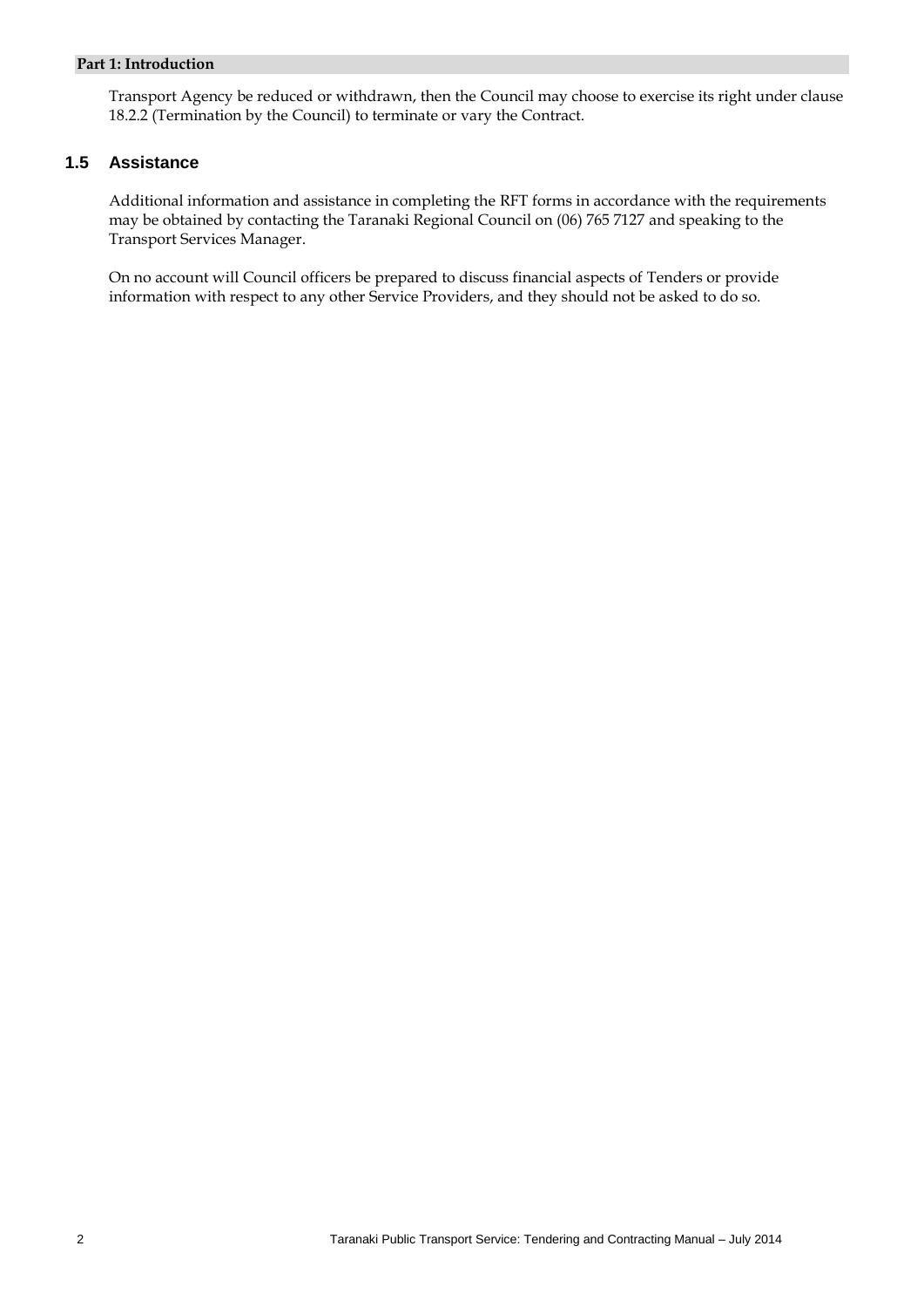Transport Agency be reduced or withdrawn, then the Council may choose to exercise its right under clause 18.2.2 (Termination by the Council) to terminate or vary the Contract.

## 1.5 Assistance

Additional information and assistance in completing the RFT forms in accordance with the requirements may be obtained by contacting the Taranaki Regional Council on (06) 765 7127 and speaking to the Transport Services Manager.

On no account will Council officers be prepared to discuss financial aspects of Tenders or provide information with respect to any other Service Providers, and they should not be asked to do so.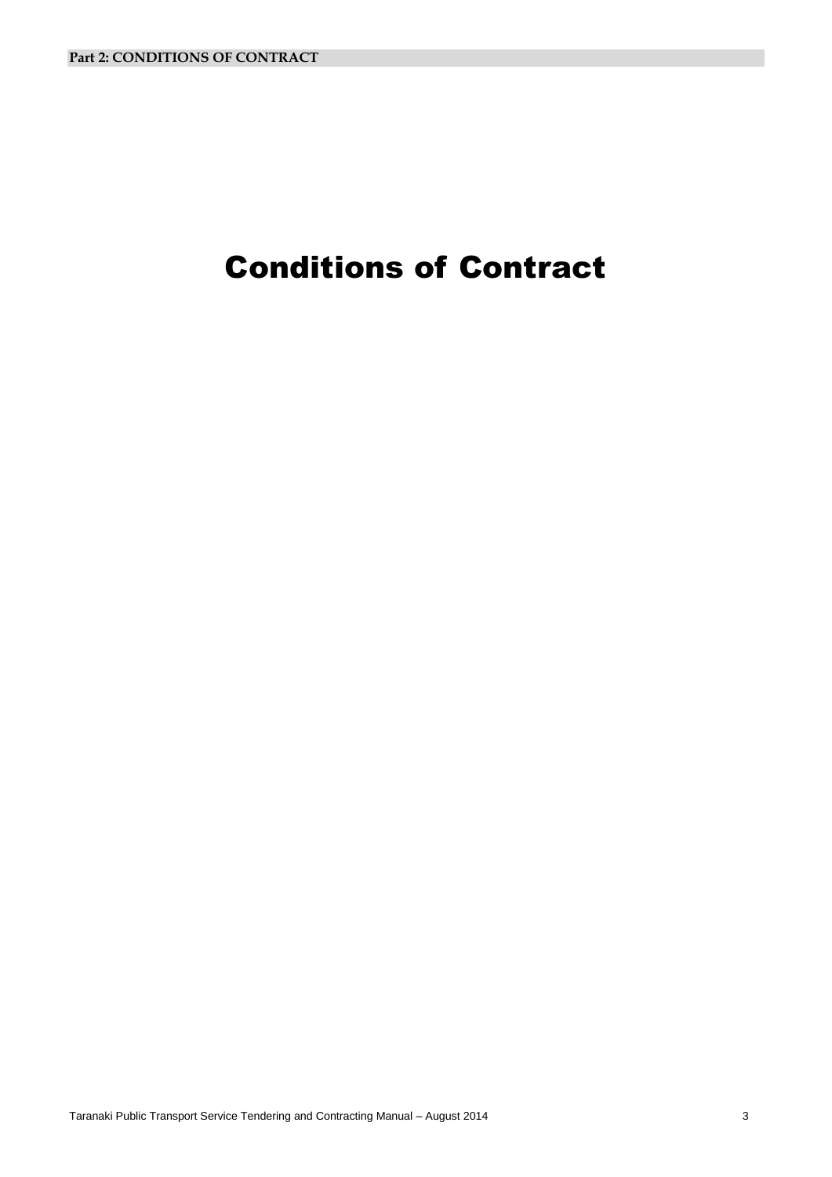# Conditions of Contract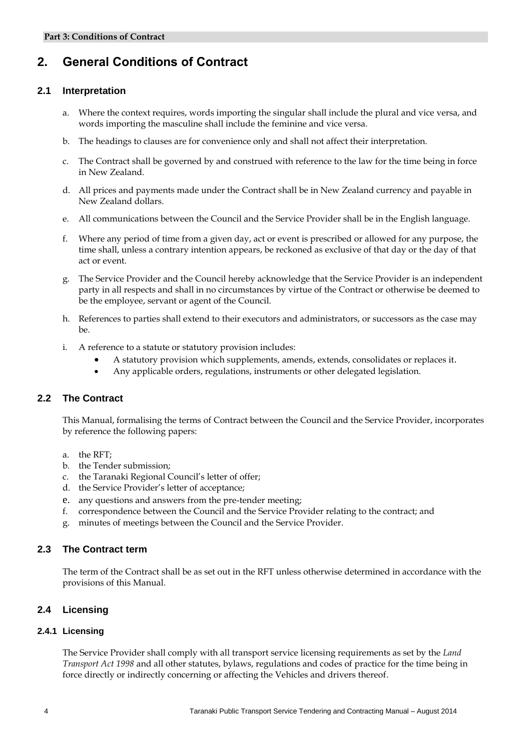## 2. General Conditions of Contract

### 2.1 Interpretation

a. Where the context requires, words importing the singular shall include the plural and vice versa, and words importing the masculine shall include the feminine and vice versa.

b. The headings to clauses are for convenience only and shall not affect their interpretation.

c. The Contract shall be governed by and construed with reference to the law for the time being in force in New Zealand.

d. All prices and payments made under the Contract shall be in New Zealand currency and payable in New Zealand dollars.

e. All communications between the Council and the Service Provider shall be in the English language.

f. Where any period of time from a given day, act or event is prescribed or allowed for any purpose, the time shall, unless a contrary intention appears, be reckoned as exclusive of that day or the day of that act or event.

g. The Service Provider and the Council hereby acknowledge that the Service Provider is an independent party in all respects and shall in no circumstances by virtue of the Contract or otherwise be deemed to be the employee, servant or agent of the Council.

h. References to parties shall extend to their executors and administrators, or successors as the case may be.

i. A reference to a statute or statutory provision includes:
   - A statutory provision which supplements, amends, extends, consolidates or replaces it.
   - Any applicable orders, regulations, instruments or other delegated legislation.

### 2.2 The Contract

This Manual, formalising the terms of Contract between the Council and the Service Provider, incorporates by reference the following papers:

a. the RFT;
b. the Tender submission;
c. the Taranaki Regional Council's letter of offer;
d. the Service Provider's letter of acceptance;
e. any questions and answers from the pre-tender meeting;
f. correspondence between the Council and the Service Provider relating to the contract; and
g. minutes of meetings between the Council and the Service Provider.

### 2.3 The Contract term

The term of the Contract shall be as set out in the RFT unless otherwise determined in accordance with the provisions of this Manual.

### 2.4 Licensing

#### 2.4.1 Licensing

The Service Provider shall comply with all transport service licensing requirements as set by the *Land Transport Act 1998* and all other statutes, bylaws, regulations and codes of practice for the time being in force directly or indirectly concerning or affecting the Vehicles and drivers thereof.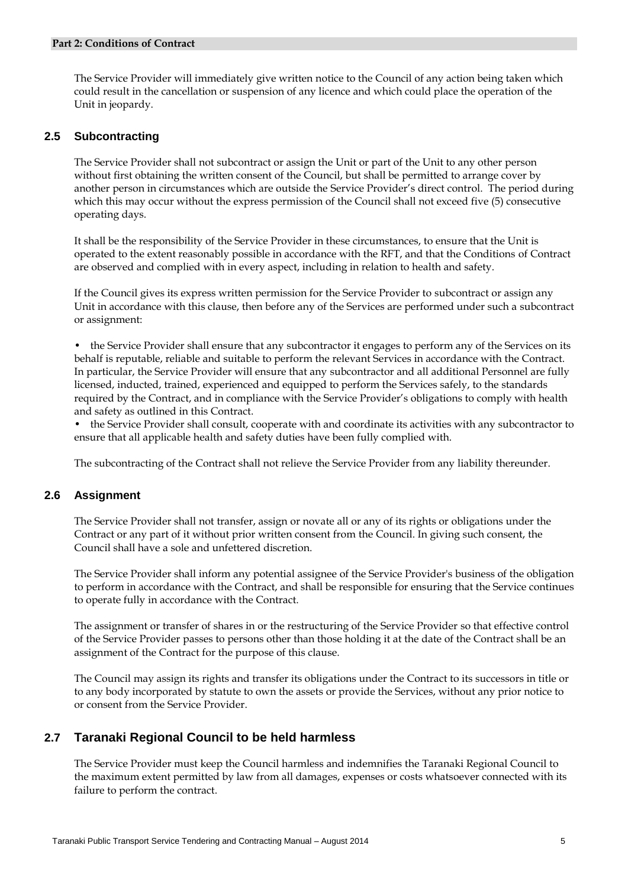The Service Provider will immediately give written notice to the Council of any action being taken which could result in the cancellation or suspension of any licence and which could place the operation of the Unit in jeopardy.

## 2.5 Subcontracting

The Service Provider shall not subcontract or assign the Unit or part of the Unit to any other person without first obtaining the written consent of the Council, but shall be permitted to arrange cover by another person in circumstances which are outside the Service Provider's direct control. The period during which this may occur without the express permission of the Council shall not exceed five (5) consecutive operating days.

It shall be the responsibility of the Service Provider in these circumstances, to ensure that the Unit is operated to the extent reasonably possible in accordance with the RFT, and that the Conditions of Contract are observed and complied with in every aspect, including in relation to health and safety.

If the Council gives its express written permission for the Service Provider to subcontract or assign any Unit in accordance with this clause, then before any of the Services are performed under such a subcontract or assignment:

- the Service Provider shall ensure that any subcontractor it engages to perform any of the Services on its behalf is reputable, reliable and suitable to perform the relevant Services in accordance with the Contract. In particular, the Service Provider will ensure that any subcontractor and all additional Personnel are fully licensed, inducted, trained, experienced and equipped to perform the Services safely, to the standards required by the Contract, and in compliance with the Service Provider's obligations to comply with health and safety as outlined in this Contract.
- the Service Provider shall consult, cooperate with and coordinate its activities with any subcontractor to ensure that all applicable health and safety duties have been fully complied with.

The subcontracting of the Contract shall not relieve the Service Provider from any liability thereunder.

## 2.6 Assignment

The Service Provider shall not transfer, assign or novate all or any of its rights or obligations under the Contract or any part of it without prior written consent from the Council. In giving such consent, the Council shall have a sole and unfettered discretion.

The Service Provider shall inform any potential assignee of the Service Provider's business of the obligation to perform in accordance with the Contract, and shall be responsible for ensuring that the Service continues to operate fully in accordance with the Contract.

The assignment or transfer of shares in or the restructuring of the Service Provider so that effective control of the Service Provider passes to persons other than those holding it at the date of the Contract shall be an assignment of the Contract for the purpose of this clause.

The Council may assign its rights and transfer its obligations under the Contract to its successors in title or to any body incorporated by statute to own the assets or provide the Services, without any prior notice to or consent from the Service Provider.

## 2.7 Taranaki Regional Council to be held harmless

The Service Provider must keep the Council harmless and indemnifies the Taranaki Regional Council to the maximum extent permitted by law from all damages, expenses or costs whatsoever connected with its failure to perform the contract.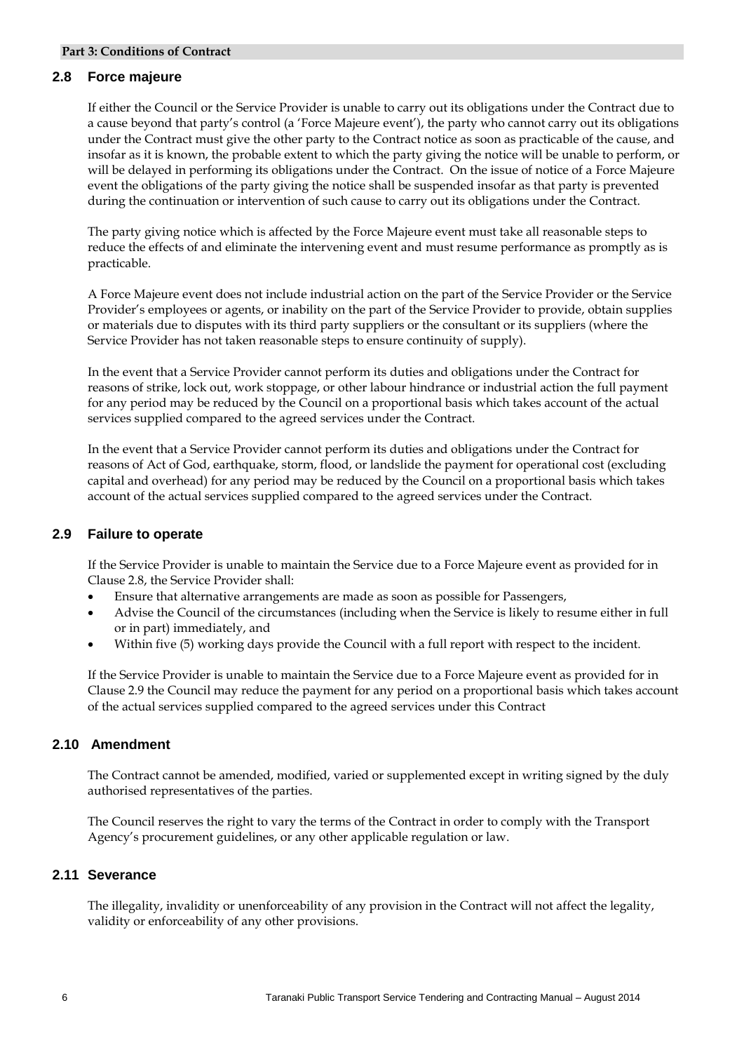## 2.8 Force majeure

If either the Council or the Service Provider is unable to carry out its obligations under the Contract due to a cause beyond that party's control (a 'Force Majeure event'), the party who cannot carry out its obligations under the Contract must give the other party to the Contract notice as soon as practicable of the cause, and insofar as it is known, the probable extent to which the party giving the notice will be unable to perform, or will be delayed in performing its obligations under the Contract. On the issue of notice of a Force Majeure event the obligations of the party giving the notice shall be suspended insofar as that party is prevented during the continuation or intervention of such cause to carry out its obligations under the Contract.

The party giving notice which is affected by the Force Majeure event must take all reasonable steps to reduce the effects of and eliminate the intervening event and must resume performance as promptly as is practicable.

A Force Majeure event does not include industrial action on the part of the Service Provider or the Service Provider's employees or agents, or inability on the part of the Service Provider to provide, obtain supplies or materials due to disputes with its third party suppliers or the consultant or its suppliers (where the Service Provider has not taken reasonable steps to ensure continuity of supply).

In the event that a Service Provider cannot perform its duties and obligations under the Contract for reasons of strike, lock out, work stoppage, or other labour hindrance or industrial action the full payment for any period may be reduced by the Council on a proportional basis which takes account of the actual services supplied compared to the agreed services under the Contract.

In the event that a Service Provider cannot perform its duties and obligations under the Contract for reasons of Act of God, earthquake, storm, flood, or landslide the payment for operational cost (excluding capital and overhead) for any period may be reduced by the Council on a proportional basis which takes account of the actual services supplied compared to the agreed services under the Contract.

## 2.9 Failure to operate

If the Service Provider is unable to maintain the Service due to a Force Majeure event as provided for in Clause 2.8, the Service Provider shall:

- Ensure that alternative arrangements are made as soon as possible for Passengers,
- Advise the Council of the circumstances (including when the Service is likely to resume either in full or in part) immediately, and
- Within five (5) working days provide the Council with a full report with respect to the incident.

If the Service Provider is unable to maintain the Service due to a Force Majeure event as provided for in Clause 2.9 the Council may reduce the payment for any period on a proportional basis which takes account of the actual services supplied compared to the agreed services under this Contract

## 2.10 Amendment

The Contract cannot be amended, modified, varied or supplemented except in writing signed by the duly authorised representatives of the parties.

The Council reserves the right to vary the terms of the Contract in order to comply with the Transport Agency's procurement guidelines, or any other applicable regulation or law.

## 2.11 Severance

The illegality, invalidity or unenforceability of any provision in the Contract will not affect the legality, validity or enforceability of any other provisions.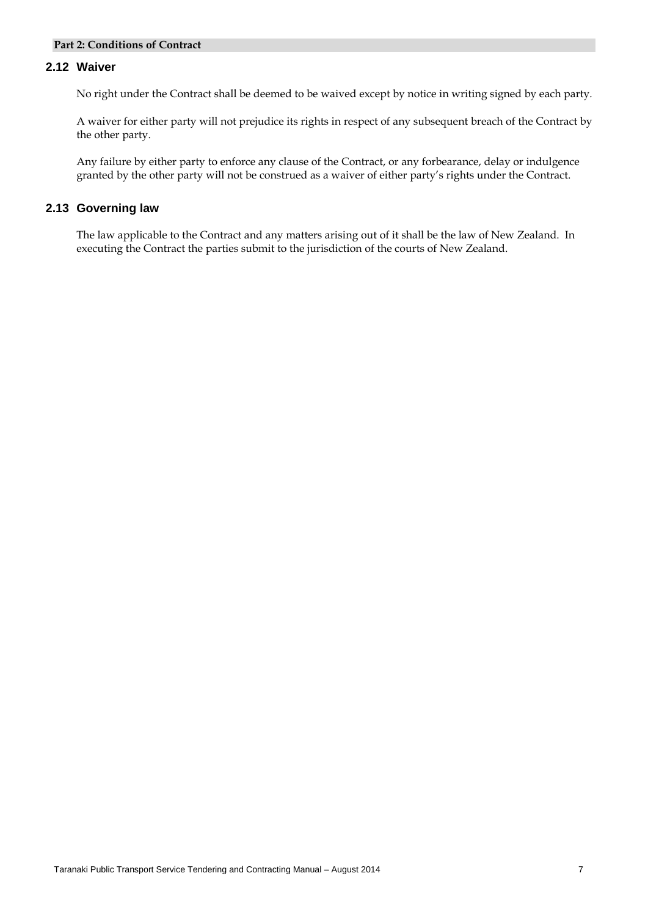## 2.12 Waiver

No right under the Contract shall be deemed to be waived except by notice in writing signed by each party.

A waiver for either party will not prejudice its rights in respect of any subsequent breach of the Contract by the other party.

Any failure by either party to enforce any clause of the Contract, or any forbearance, delay or indulgence granted by the other party will not be construed as a waiver of either party's rights under the Contract.

## 2.13 Governing law

The law applicable to the Contract and any matters arising out of it shall be the law of New Zealand. In executing the Contract the parties submit to the jurisdiction of the courts of New Zealand.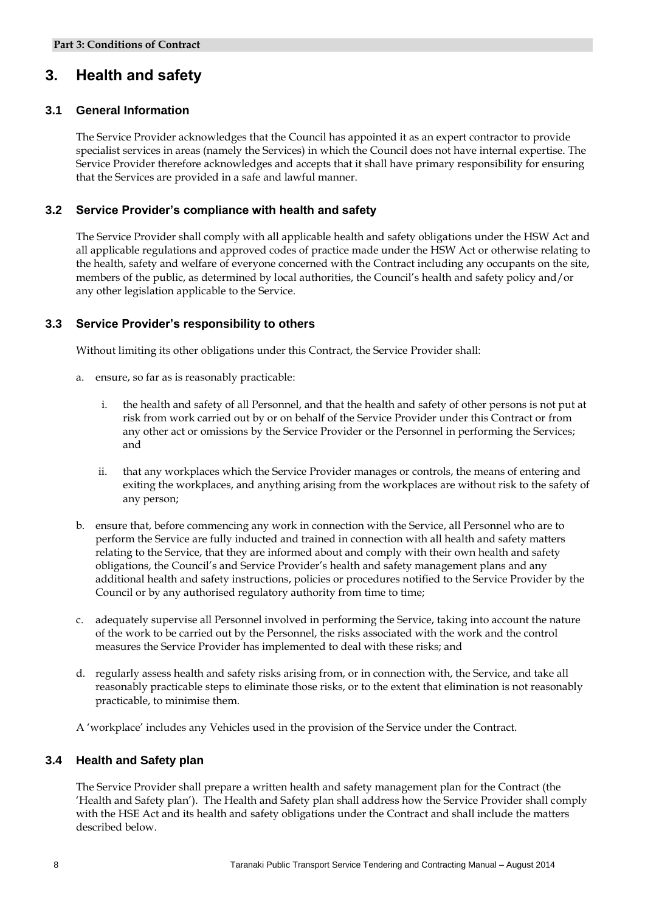# 3. Health and safety

## 3.1 General Information

The Service Provider acknowledges that the Council has appointed it as an expert contractor to provide specialist services in areas (namely the Services) in which the Council does not have internal expertise. The Service Provider therefore acknowledges and accepts that it shall have primary responsibility for ensuring that the Services are provided in a safe and lawful manner.

## 3.2 Service Provider's compliance with health and safety

The Service Provider shall comply with all applicable health and safety obligations under the HSW Act and all applicable regulations and approved codes of practice made under the HSW Act or otherwise relating to the health, safety and welfare of everyone concerned with the Contract including any occupants on the site, members of the public, as determined by local authorities, the Council's health and safety policy and/or any other legislation applicable to the Service.

## 3.3 Service Provider's responsibility to others

Without limiting its other obligations under this Contract, the Service Provider shall:

a. ensure, so far as is reasonably practicable:

   i. the health and safety of all Personnel, and that the health and safety of other persons is not put at risk from work carried out by or on behalf of the Service Provider under this Contract or from any other act or omissions by the Service Provider or the Personnel in performing the Services; and

   ii. that any workplaces which the Service Provider manages or controls, the means of entering and exiting the workplaces, and anything arising from the workplaces are without risk to the safety of any person;

b. ensure that, before commencing any work in connection with the Service, all Personnel who are to perform the Service are fully inducted and trained in connection with all health and safety matters relating to the Service, that they are informed about and comply with their own health and safety obligations, the Council's and Service Provider's health and safety management plans and any additional health and safety instructions, policies or procedures notified to the Service Provider by the Council or by any authorised regulatory authority from time to time;

c. adequately supervise all Personnel involved in performing the Service, taking into account the nature of the work to be carried out by the Personnel, the risks associated with the work and the control measures the Service Provider has implemented to deal with these risks; and

d. regularly assess health and safety risks arising from, or in connection with, the Service, and take all reasonably practicable steps to eliminate those risks, or to the extent that elimination is not reasonably practicable, to minimise them.

A 'workplace' includes any Vehicles used in the provision of the Service under the Contract.

## 3.4 Health and Safety plan

The Service Provider shall prepare a written health and safety management plan for the Contract (the 'Health and Safety plan'). The Health and Safety plan shall address how the Service Provider shall comply with the HSE Act and its health and safety obligations under the Contract and shall include the matters described below.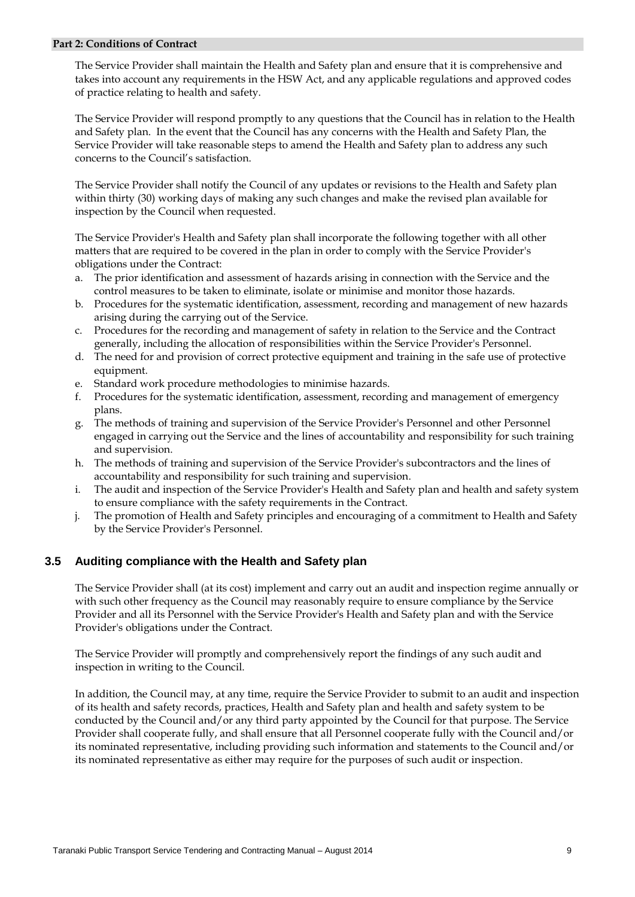The Service Provider shall maintain the Health and Safety plan and ensure that it is comprehensive and takes into account any requirements in the HSW Act, and any applicable regulations and approved codes of practice relating to health and safety.

The Service Provider will respond promptly to any questions that the Council has in relation to the Health and Safety plan. In the event that the Council has any concerns with the Health and Safety Plan, the Service Provider will take reasonable steps to amend the Health and Safety plan to address any such concerns to the Council's satisfaction.

The Service Provider shall notify the Council of any updates or revisions to the Health and Safety plan within thirty (30) working days of making any such changes and make the revised plan available for inspection by the Council when requested.

The Service Provider's Health and Safety plan shall incorporate the following together with all other matters that are required to be covered in the plan in order to comply with the Service Provider's obligations under the Contract:

a. The prior identification and assessment of hazards arising in connection with the Service and the control measures to be taken to eliminate, isolate or minimise and monitor those hazards.
b. Procedures for the systematic identification, assessment, recording and management of new hazards arising during the carrying out of the Service.
c. Procedures for the recording and management of safety in relation to the Service and the Contract generally, including the allocation of responsibilities within the Service Provider's Personnel.
d. The need for and provision of correct protective equipment and training in the safe use of protective equipment.
e. Standard work procedure methodologies to minimise hazards.
f. Procedures for the systematic identification, assessment, recording and management of emergency plans.
g. The methods of training and supervision of the Service Provider's Personnel and other Personnel engaged in carrying out the Service and the lines of accountability and responsibility for such training and supervision.
h. The methods of training and supervision of the Service Provider's subcontractors and the lines of accountability and responsibility for such training and supervision.
i. The audit and inspection of the Service Provider's Health and Safety plan and health and safety system to ensure compliance with the safety requirements in the Contract.
j. The promotion of Health and Safety principles and encouraging of a commitment to Health and Safety by the Service Provider's Personnel.

### 3.5 Auditing compliance with the Health and Safety plan

The Service Provider shall (at its cost) implement and carry out an audit and inspection regime annually or with such other frequency as the Council may reasonably require to ensure compliance by the Service Provider and all its Personnel with the Service Provider's Health and Safety plan and with the Service Provider's obligations under the Contract.

The Service Provider will promptly and comprehensively report the findings of any such audit and inspection in writing to the Council.

In addition, the Council may, at any time, require the Service Provider to submit to an audit and inspection of its health and safety records, practices, Health and Safety plan and health and safety system to be conducted by the Council and/or any third party appointed by the Council for that purpose. The Service Provider shall cooperate fully, and shall ensure that all Personnel cooperate fully with the Council and/or its nominated representative, including providing such information and statements to the Council and/or its nominated representative as either may require for the purposes of such audit or inspection.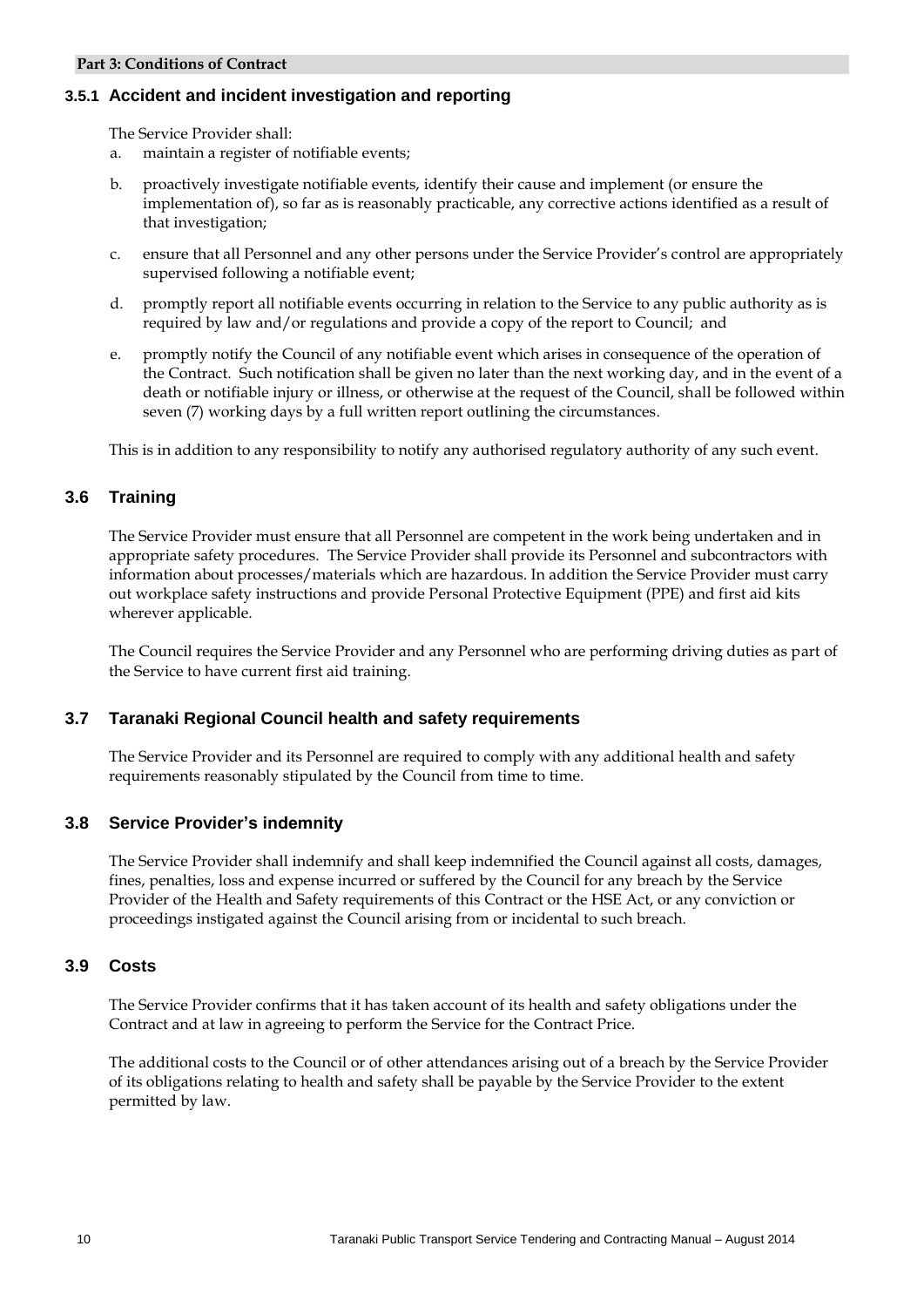### 3.5.1 Accident and incident investigation and reporting

The Service Provider shall:

a. maintain a register of notifiable events;

b. proactively investigate notifiable events, identify their cause and implement (or ensure the implementation of), so far as is reasonably practicable, any corrective actions identified as a result of that investigation;

c. ensure that all Personnel and any other persons under the Service Provider's control are appropriately supervised following a notifiable event;

d. promptly report all notifiable events occurring in relation to the Service to any public authority as is required by law and/or regulations and provide a copy of the report to Council; and

e. promptly notify the Council of any notifiable event which arises in consequence of the operation of the Contract. Such notification shall be given no later than the next working day, and in the event of a death or notifiable injury or illness, or otherwise at the request of the Council, shall be followed within seven (7) working days by a full written report outlining the circumstances.

This is in addition to any responsibility to notify any authorised regulatory authority of any such event.

## 3.6 Training

The Service Provider must ensure that all Personnel are competent in the work being undertaken and in appropriate safety procedures. The Service Provider shall provide its Personnel and subcontractors with information about processes/materials which are hazardous. In addition the Service Provider must carry out workplace safety instructions and provide Personal Protective Equipment (PPE) and first aid kits wherever applicable.

The Council requires the Service Provider and any Personnel who are performing driving duties as part of the Service to have current first aid training.

## 3.7 Taranaki Regional Council health and safety requirements

The Service Provider and its Personnel are required to comply with any additional health and safety requirements reasonably stipulated by the Council from time to time.

## 3.8 Service Provider's indemnity

The Service Provider shall indemnify and shall keep indemnified the Council against all costs, damages, fines, penalties, loss and expense incurred or suffered by the Council for any breach by the Service Provider of the Health and Safety requirements of this Contract or the HSE Act, or any conviction or proceedings instigated against the Council arising from or incidental to such breach.

## 3.9 Costs

The Service Provider confirms that it has taken account of its health and safety obligations under the Contract and at law in agreeing to perform the Service for the Contract Price.

The additional costs to the Council or of other attendances arising out of a breach by the Service Provider of its obligations relating to health and safety shall be payable by the Service Provider to the extent permitted by law.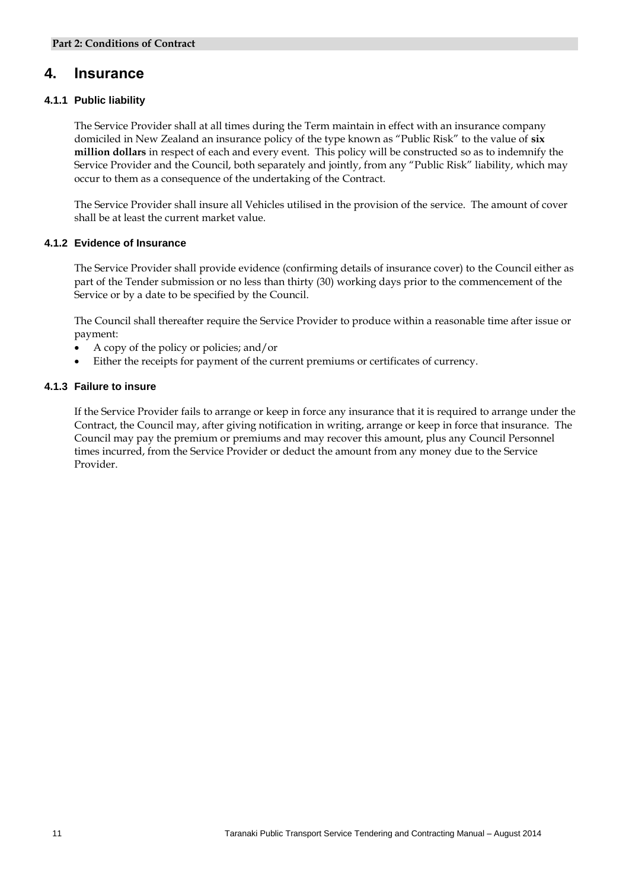# 4. Insurance

### 4.1.1 Public liability

The Service Provider shall at all times during the Term maintain in effect with an insurance company domiciled in New Zealand an insurance policy of the type known as "Public Risk" to the value of **six million dollars** in respect of each and every event. This policy will be constructed so as to indemnify the Service Provider and the Council, both separately and jointly, from any "Public Risk" liability, which may occur to them as a consequence of the undertaking of the Contract.

The Service Provider shall insure all Vehicles utilised in the provision of the service. The amount of cover shall be at least the current market value.

### 4.1.2 Evidence of Insurance

The Service Provider shall provide evidence (confirming details of insurance cover) to the Council either as part of the Tender submission or no less than thirty (30) working days prior to the commencement of the Service or by a date to be specified by the Council.

The Council shall thereafter require the Service Provider to produce within a reasonable time after issue or payment:

- A copy of the policy or policies; and/or
- Either the receipts for payment of the current premiums or certificates of currency.

### 4.1.3 Failure to insure

If the Service Provider fails to arrange or keep in force any insurance that it is required to arrange under the Contract, the Council may, after giving notification in writing, arrange or keep in force that insurance. The Council may pay the premium or premiums and may recover this amount, plus any Council Personnel times incurred, from the Service Provider or deduct the amount from any money due to the Service Provider.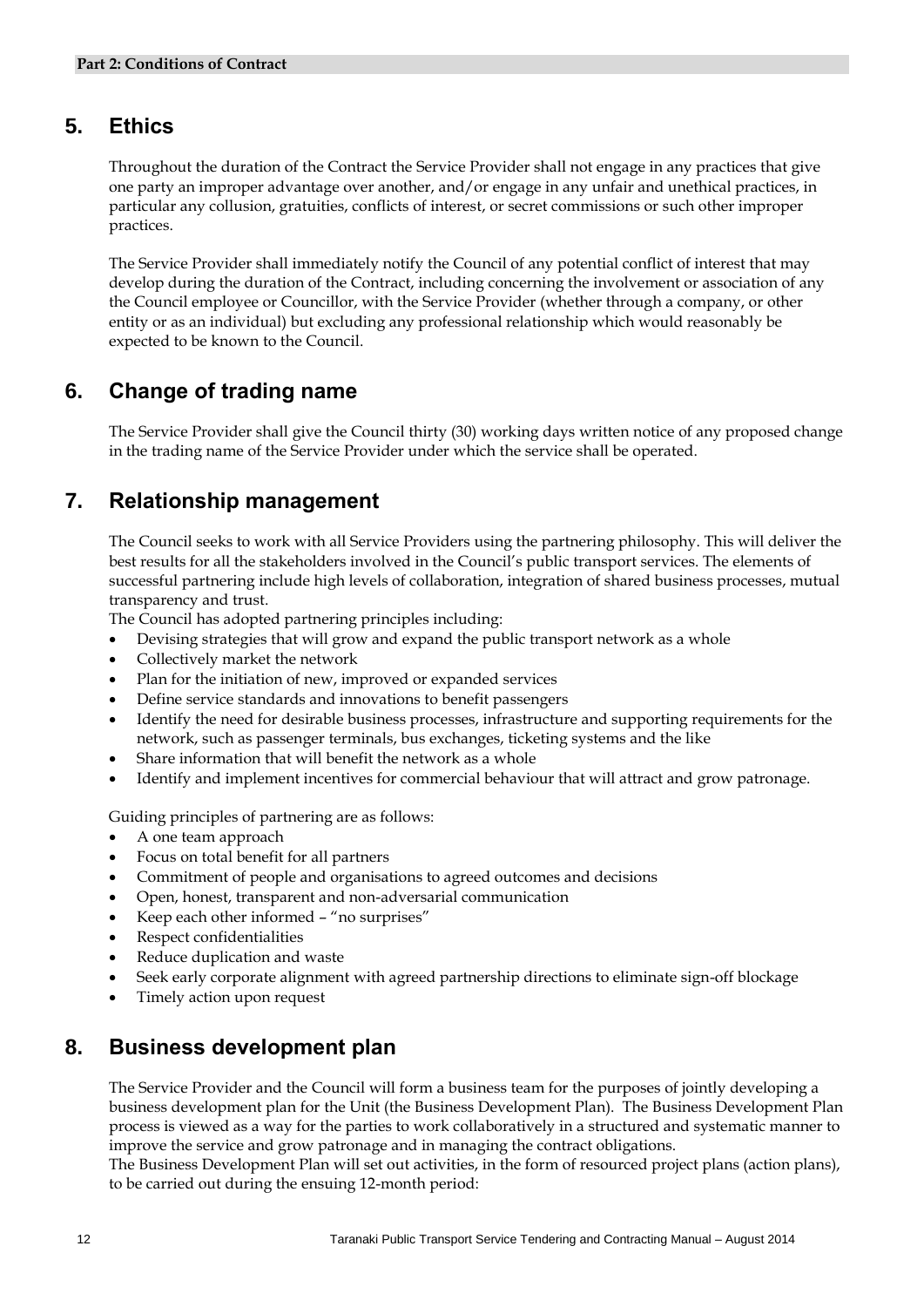## 5. Ethics

Throughout the duration of the Contract the Service Provider shall not engage in any practices that give one party an improper advantage over another, and/or engage in any unfair and unethical practices, in particular any collusion, gratuities, conflicts of interest, or secret commissions or such other improper practices.

The Service Provider shall immediately notify the Council of any potential conflict of interest that may develop during the duration of the Contract, including concerning the involvement or association of any the Council employee or Councillor, with the Service Provider (whether through a company, or other entity or as an individual) but excluding any professional relationship which would reasonably be expected to be known to the Council.

## 6. Change of trading name

The Service Provider shall give the Council thirty (30) working days written notice of any proposed change in the trading name of the Service Provider under which the service shall be operated.

## 7. Relationship management

The Council seeks to work with all Service Providers using the partnering philosophy. This will deliver the best results for all the stakeholders involved in the Council's public transport services. The elements of successful partnering include high levels of collaboration, integration of shared business processes, mutual transparency and trust.

The Council has adopted partnering principles including:

- Devising strategies that will grow and expand the public transport network as a whole
- Collectively market the network
- Plan for the initiation of new, improved or expanded services
- Define service standards and innovations to benefit passengers
- Identify the need for desirable business processes, infrastructure and supporting requirements for the network, such as passenger terminals, bus exchanges, ticketing systems and the like
- Share information that will benefit the network as a whole
- Identify and implement incentives for commercial behaviour that will attract and grow patronage.

Guiding principles of partnering are as follows:

- A one team approach
- Focus on total benefit for all partners
- Commitment of people and organisations to agreed outcomes and decisions
- Open, honest, transparent and non-adversarial communication
- Keep each other informed – "no surprises"
- Respect confidentialities
- Reduce duplication and waste
- Seek early corporate alignment with agreed partnership directions to eliminate sign-off blockage
- Timely action upon request

## 8. Business development plan

The Service Provider and the Council will form a business team for the purposes of jointly developing a business development plan for the Unit (the Business Development Plan). The Business Development Plan process is viewed as a way for the parties to work collaboratively in a structured and systematic manner to improve the service and grow patronage and in managing the contract obligations.

The Business Development Plan will set out activities, in the form of resourced project plans (action plans), to be carried out during the ensuing 12-month period: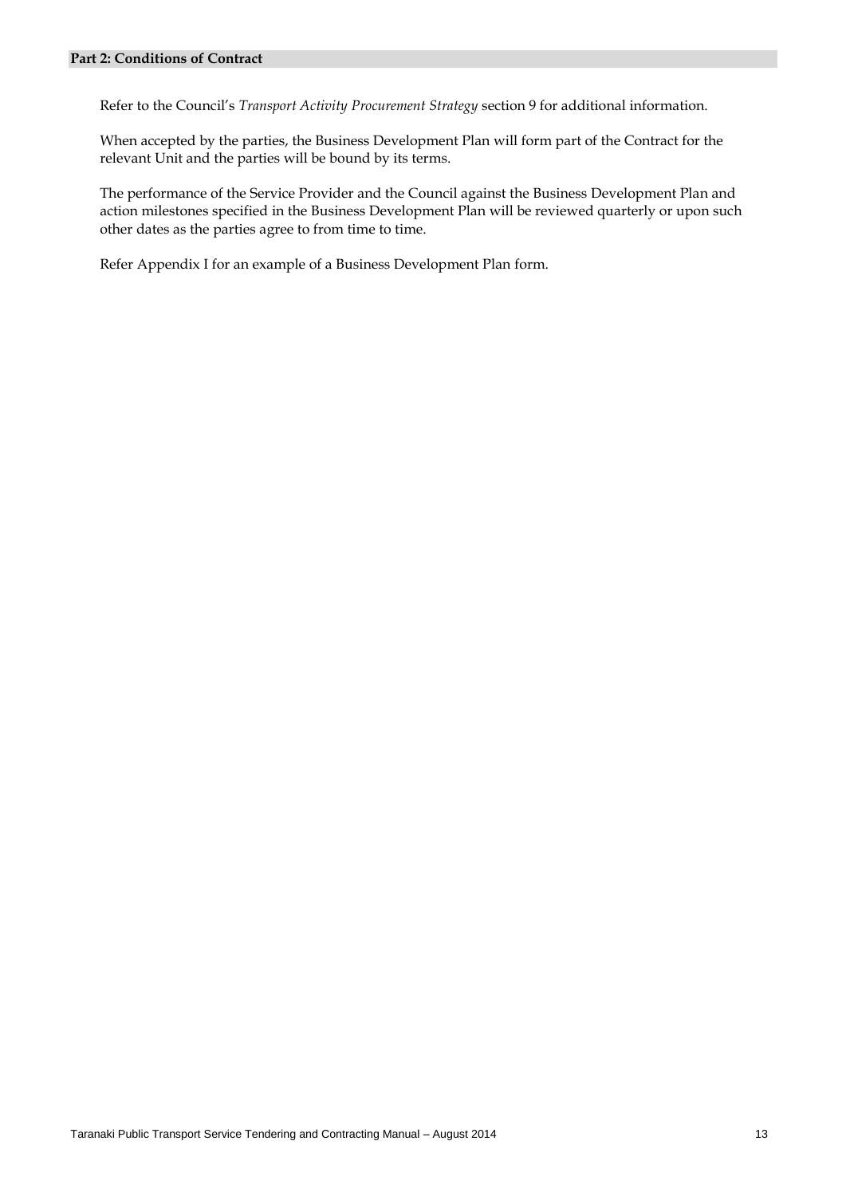Refer to the Council's *Transport Activity Procurement Strategy* section 9 for additional information.

When accepted by the parties, the Business Development Plan will form part of the Contract for the relevant Unit and the parties will be bound by its terms.

The performance of the Service Provider and the Council against the Business Development Plan and action milestones specified in the Business Development Plan will be reviewed quarterly or upon such other dates as the parties agree to from time to time.

Refer Appendix I for an example of a Business Development Plan form.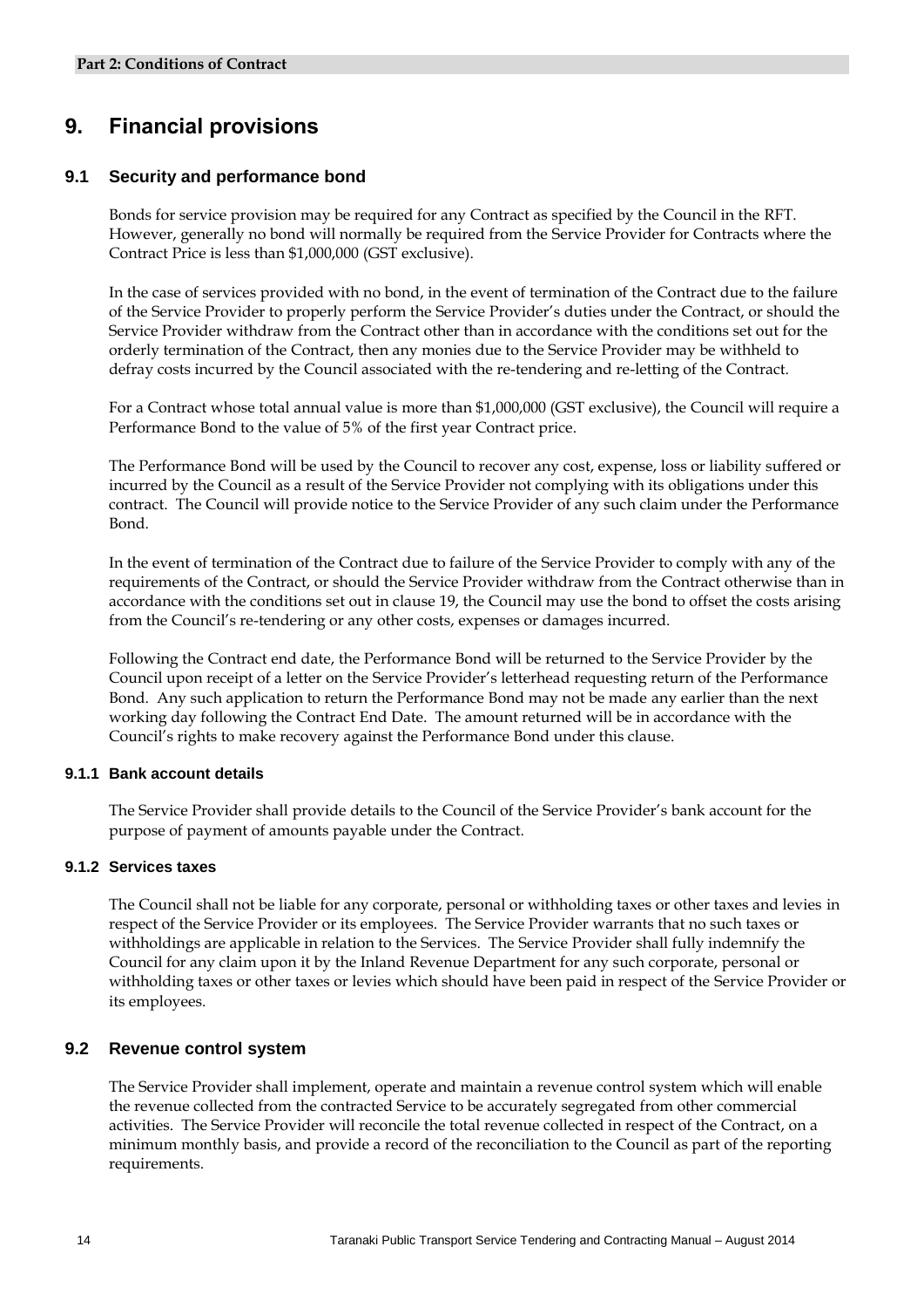# 9. Financial provisions

## 9.1 Security and performance bond

Bonds for service provision may be required for any Contract as specified by the Council in the RFT. However, generally no bond will normally be required from the Service Provider for Contracts where the Contract Price is less than $1,000,000 (GST exclusive).

In the case of services provided with no bond, in the event of termination of the Contract due to the failure of the Service Provider to properly perform the Service Provider's duties under the Contract, or should the Service Provider withdraw from the Contract other than in accordance with the conditions set out for the orderly termination of the Contract, then any monies due to the Service Provider may be withheld to defray costs incurred by the Council associated with the re-tendering and re-letting of the Contract.

For a Contract whose total annual value is more than $1,000,000 (GST exclusive), the Council will require a Performance Bond to the value of 5% of the first year Contract price.

The Performance Bond will be used by the Council to recover any cost, expense, loss or liability suffered or incurred by the Council as a result of the Service Provider not complying with its obligations under this contract. The Council will provide notice to the Service Provider of any such claim under the Performance Bond.

In the event of termination of the Contract due to failure of the Service Provider to comply with any of the requirements of the Contract, or should the Service Provider withdraw from the Contract otherwise than in accordance with the conditions set out in clause 19, the Council may use the bond to offset the costs arising from the Council's re-tendering or any other costs, expenses or damages incurred.

Following the Contract end date, the Performance Bond will be returned to the Service Provider by the Council upon receipt of a letter on the Service Provider's letterhead requesting return of the Performance Bond. Any such application to return the Performance Bond may not be made any earlier than the next working day following the Contract End Date. The amount returned will be in accordance with the Council's rights to make recovery against the Performance Bond under this clause.

### 9.1.1 Bank account details

The Service Provider shall provide details to the Council of the Service Provider's bank account for the purpose of payment of amounts payable under the Contract.

### 9.1.2 Services taxes

The Council shall not be liable for any corporate, personal or withholding taxes or other taxes and levies in respect of the Service Provider or its employees. The Service Provider warrants that no such taxes or withholdings are applicable in relation to the Services. The Service Provider shall fully indemnify the Council for any claim upon it by the Inland Revenue Department for any such corporate, personal or withholding taxes or other taxes or levies which should have been paid in respect of the Service Provider or its employees.

## 9.2 Revenue control system

The Service Provider shall implement, operate and maintain a revenue control system which will enable the revenue collected from the contracted Service to be accurately segregated from other commercial activities. The Service Provider will reconcile the total revenue collected in respect of the Contract, on a minimum monthly basis, and provide a record of the reconciliation to the Council as part of the reporting requirements.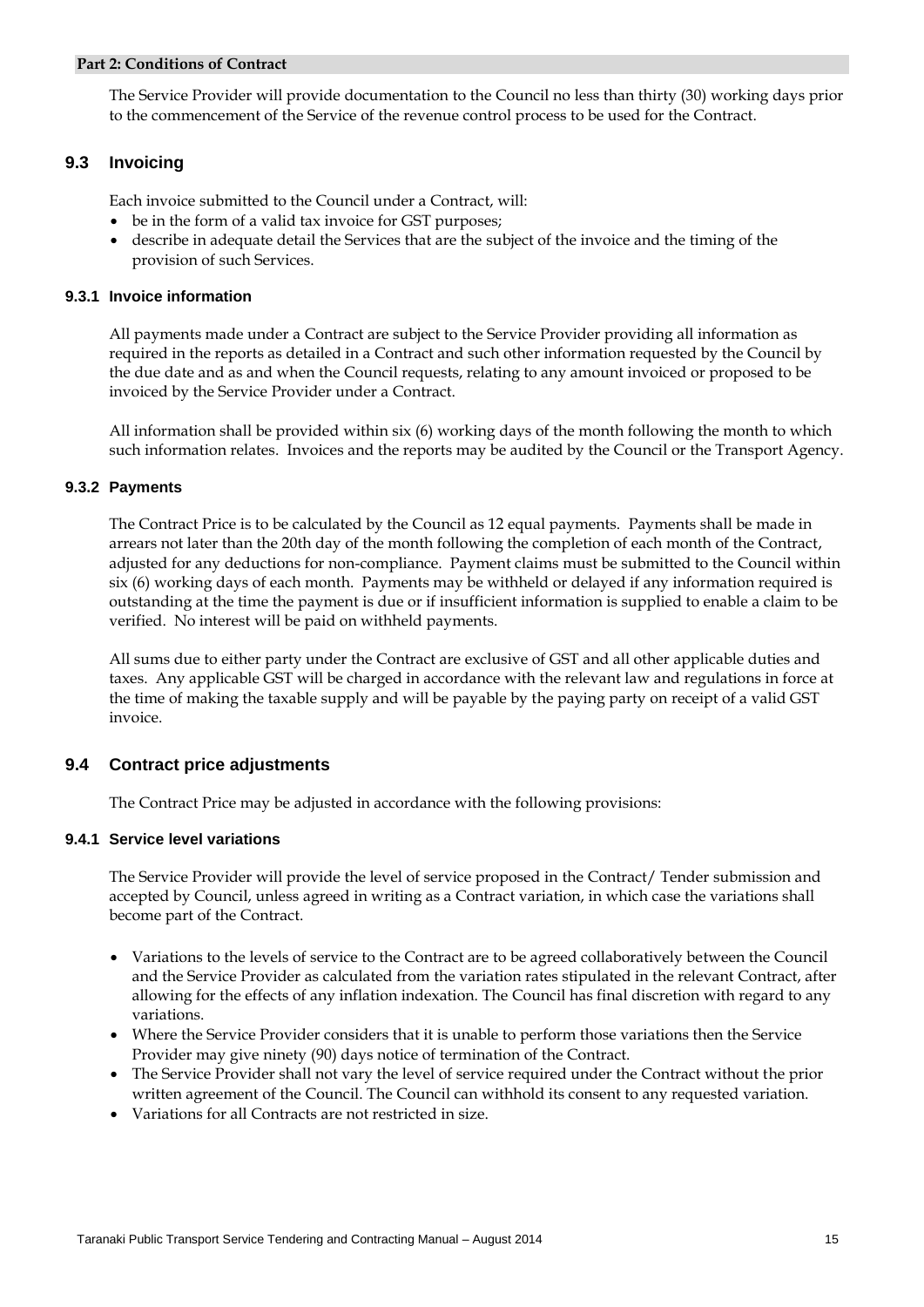The Service Provider will provide documentation to the Council no less than thirty (30) working days prior to the commencement of the Service of the revenue control process to be used for the Contract.

## 9.3 Invoicing

Each invoice submitted to the Council under a Contract, will:

- be in the form of a valid tax invoice for GST purposes;
- describe in adequate detail the Services that are the subject of the invoice and the timing of the provision of such Services.

### 9.3.1 Invoice information

All payments made under a Contract are subject to the Service Provider providing all information as required in the reports as detailed in a Contract and such other information requested by the Council by the due date and as and when the Council requests, relating to any amount invoiced or proposed to be invoiced by the Service Provider under a Contract.

All information shall be provided within six (6) working days of the month following the month to which such information relates. Invoices and the reports may be audited by the Council or the Transport Agency.

### 9.3.2 Payments

The Contract Price is to be calculated by the Council as 12 equal payments. Payments shall be made in arrears not later than the 20th day of the month following the completion of each month of the Contract, adjusted for any deductions for non-compliance. Payment claims must be submitted to the Council within six (6) working days of each month. Payments may be withheld or delayed if any information required is outstanding at the time the payment is due or if insufficient information is supplied to enable a claim to be verified. No interest will be paid on withheld payments.

All sums due to either party under the Contract are exclusive of GST and all other applicable duties and taxes. Any applicable GST will be charged in accordance with the relevant law and regulations in force at the time of making the taxable supply and will be payable by the paying party on receipt of a valid GST invoice.

## 9.4 Contract price adjustments

The Contract Price may be adjusted in accordance with the following provisions:

### 9.4.1 Service level variations

The Service Provider will provide the level of service proposed in the Contract/ Tender submission and accepted by Council, unless agreed in writing as a Contract variation, in which case the variations shall become part of the Contract.

- Variations to the levels of service to the Contract are to be agreed collaboratively between the Council and the Service Provider as calculated from the variation rates stipulated in the relevant Contract, after allowing for the effects of any inflation indexation. The Council has final discretion with regard to any variations.
- Where the Service Provider considers that it is unable to perform those variations then the Service Provider may give ninety (90) days notice of termination of the Contract.
- The Service Provider shall not vary the level of service required under the Contract without the prior written agreement of the Council. The Council can withhold its consent to any requested variation.
- Variations for all Contracts are not restricted in size.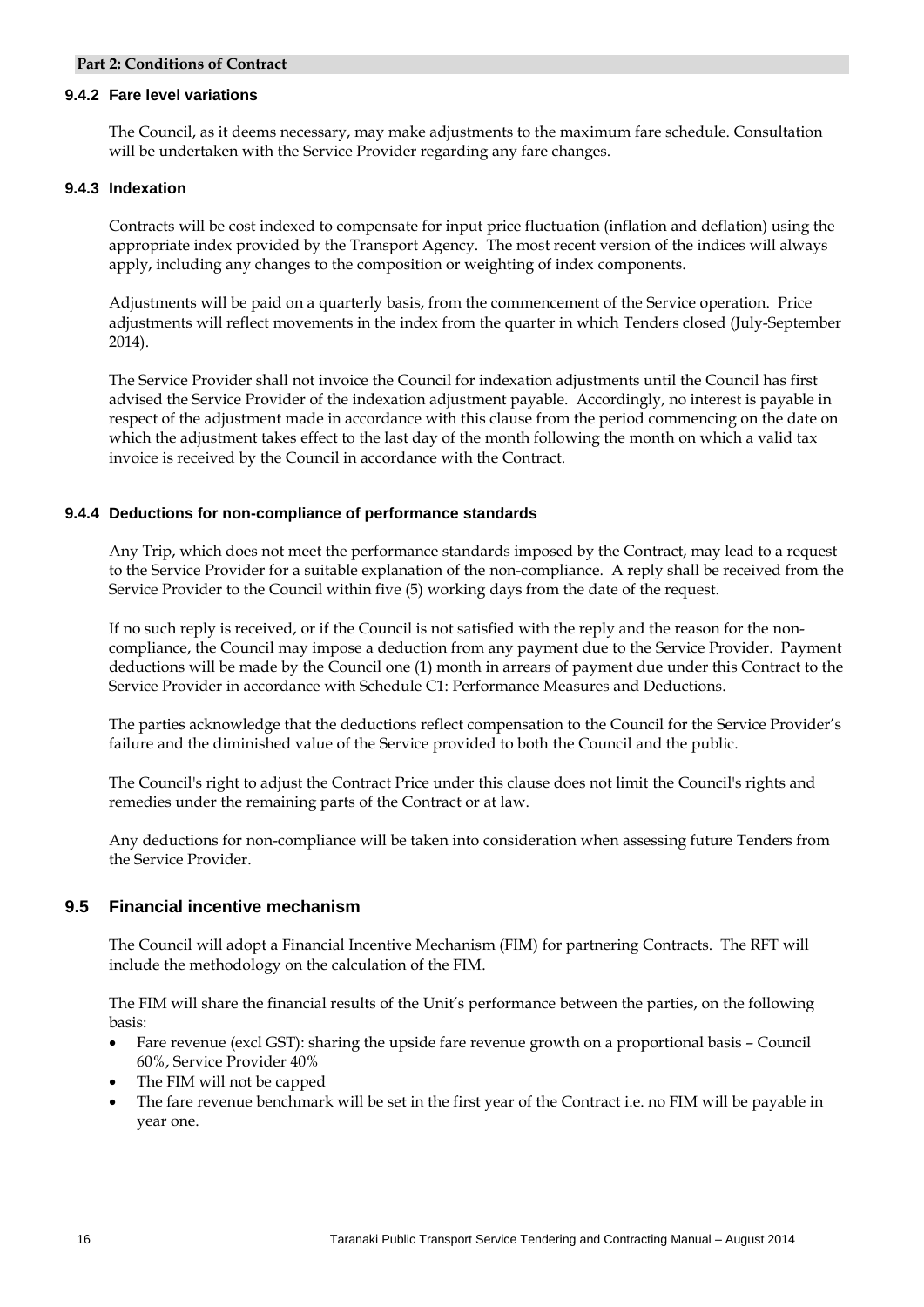#### 9.4.2 Fare level variations

The Council, as it deems necessary, may make adjustments to the maximum fare schedule. Consultation will be undertaken with the Service Provider regarding any fare changes.

#### 9.4.3 Indexation

Contracts will be cost indexed to compensate for input price fluctuation (inflation and deflation) using the appropriate index provided by the Transport Agency. The most recent version of the indices will always apply, including any changes to the composition or weighting of index components.

Adjustments will be paid on a quarterly basis, from the commencement of the Service operation. Price adjustments will reflect movements in the index from the quarter in which Tenders closed (July-September 2014).

The Service Provider shall not invoice the Council for indexation adjustments until the Council has first advised the Service Provider of the indexation adjustment payable. Accordingly, no interest is payable in respect of the adjustment made in accordance with this clause from the period commencing on the date on which the adjustment takes effect to the last day of the month following the month on which a valid tax invoice is received by the Council in accordance with the Contract.

#### 9.4.4 Deductions for non-compliance of performance standards

Any Trip, which does not meet the performance standards imposed by the Contract, may lead to a request to the Service Provider for a suitable explanation of the non-compliance. A reply shall be received from the Service Provider to the Council within five (5) working days from the date of the request.

If no such reply is received, or if the Council is not satisfied with the reply and the reason for the non-compliance, the Council may impose a deduction from any payment due to the Service Provider. Payment deductions will be made by the Council one (1) month in arrears of payment due under this Contract to the Service Provider in accordance with Schedule C1: Performance Measures and Deductions.

The parties acknowledge that the deductions reflect compensation to the Council for the Service Provider's failure and the diminished value of the Service provided to both the Council and the public.

The Council's right to adjust the Contract Price under this clause does not limit the Council's rights and remedies under the remaining parts of the Contract or at law.

Any deductions for non-compliance will be taken into consideration when assessing future Tenders from the Service Provider.

### 9.5 Financial incentive mechanism

The Council will adopt a Financial Incentive Mechanism (FIM) for partnering Contracts. The RFT will include the methodology on the calculation of the FIM.

The FIM will share the financial results of the Unit's performance between the parties, on the following basis:

- Fare revenue (excl GST): sharing the upside fare revenue growth on a proportional basis – Council 60%, Service Provider 40%
- The FIM will not be capped
- The fare revenue benchmark will be set in the first year of the Contract i.e. no FIM will be payable in year one.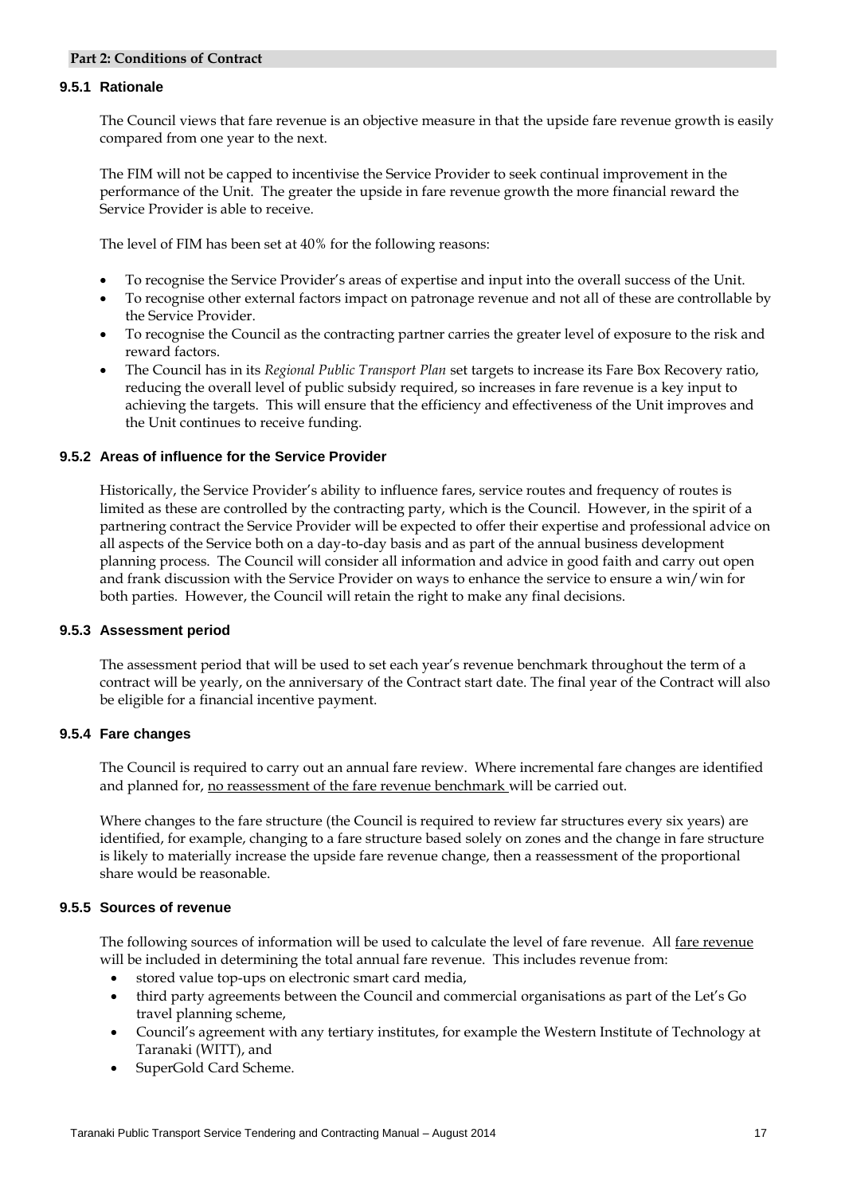**Part 2: Conditions of Contract**

### 9.5.1 Rationale

The Council views that fare revenue is an objective measure in that the upside fare revenue growth is easily compared from one year to the next.

The FIM will not be capped to incentivise the Service Provider to seek continual improvement in the performance of the Unit. The greater the upside in fare revenue growth the more financial reward the Service Provider is able to receive.

The level of FIM has been set at 40% for the following reasons:

- To recognise the Service Provider's areas of expertise and input into the overall success of the Unit.
- To recognise other external factors impact on patronage revenue and not all of these are controllable by the Service Provider.
- To recognise the Council as the contracting partner carries the greater level of exposure to the risk and reward factors.
- The Council has in its *Regional Public Transport Plan* set targets to increase its Fare Box Recovery ratio, reducing the overall level of public subsidy required, so increases in fare revenue is a key input to achieving the targets. This will ensure that the efficiency and effectiveness of the Unit improves and the Unit continues to receive funding.

### 9.5.2 Areas of influence for the Service Provider

Historically, the Service Provider's ability to influence fares, service routes and frequency of routes is limited as these are controlled by the contracting party, which is the Council. However, in the spirit of a partnering contract the Service Provider will be expected to offer their expertise and professional advice on all aspects of the Service both on a day-to-day basis and as part of the annual business development planning process. The Council will consider all information and advice in good faith and carry out open and frank discussion with the Service Provider on ways to enhance the service to ensure a win/win for both parties. However, the Council will retain the right to make any final decisions.

### 9.5.3 Assessment period

The assessment period that will be used to set each year's revenue benchmark throughout the term of a contract will be yearly, on the anniversary of the Contract start date. The final year of the Contract will also be eligible for a financial incentive payment.

### 9.5.4 Fare changes

The Council is required to carry out an annual fare review. Where incremental fare changes are identified and planned for, <u>no reassessment of the fare revenue benchmark</u> will be carried out.

Where changes to the fare structure (the Council is required to review far structures every six years) are identified, for example, changing to a fare structure based solely on zones and the change in fare structure is likely to materially increase the upside fare revenue change, then a reassessment of the proportional share would be reasonable.

### 9.5.5 Sources of revenue

The following sources of information will be used to calculate the level of fare revenue. All <u>fare revenue</u> will be included in determining the total annual fare revenue. This includes revenue from:

- stored value top-ups on electronic smart card media,
- third party agreements between the Council and commercial organisations as part of the Let's Go travel planning scheme,
- Council's agreement with any tertiary institutes, for example the Western Institute of Technology at Taranaki (WITT), and
- SuperGold Card Scheme.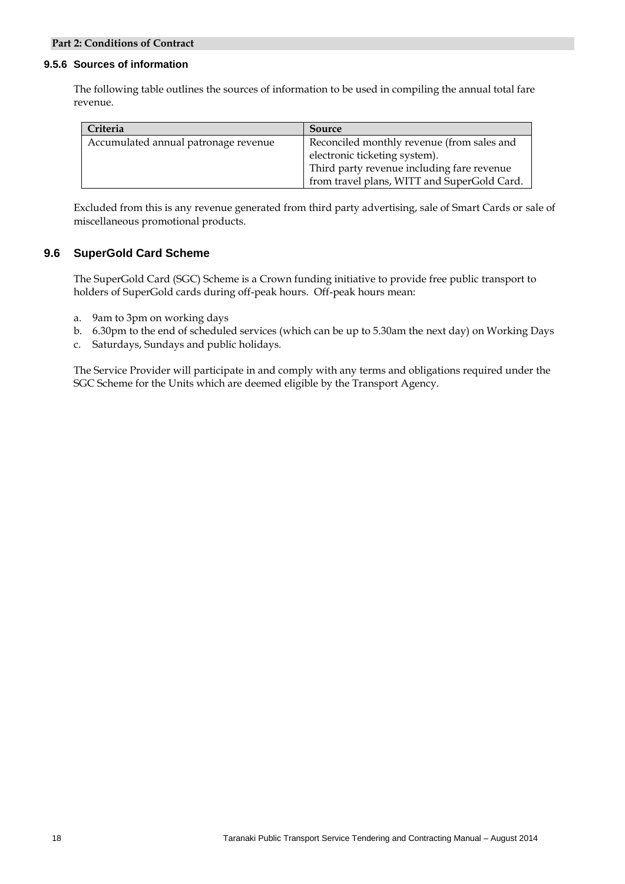#### 9.5.6 Sources of information

The following table outlines the sources of information to be used in compiling the annual total fare revenue.

| Criteria | Source |
| --- | --- |
| Accumulated annual patronage revenue | Reconciled monthly revenue (from sales and electronic ticketing system). Third party revenue including fare revenue from travel plans, WITT and SuperGold Card. |

Excluded from this is any revenue generated from third party advertising, sale of Smart Cards or sale of miscellaneous promotional products.

### 9.6 SuperGold Card Scheme

The SuperGold Card (SGC) Scheme is a Crown funding initiative to provide free public transport to holders of SuperGold cards during off-peak hours. Off-peak hours mean:

a. 9am to 3pm on working days
b. 6.30pm to the end of scheduled services (which can be up to 5.30am the next day) on Working Days
c. Saturdays, Sundays and public holidays.

The Service Provider will participate in and comply with any terms and obligations required under the SGC Scheme for the Units which are deemed eligible by the Transport Agency.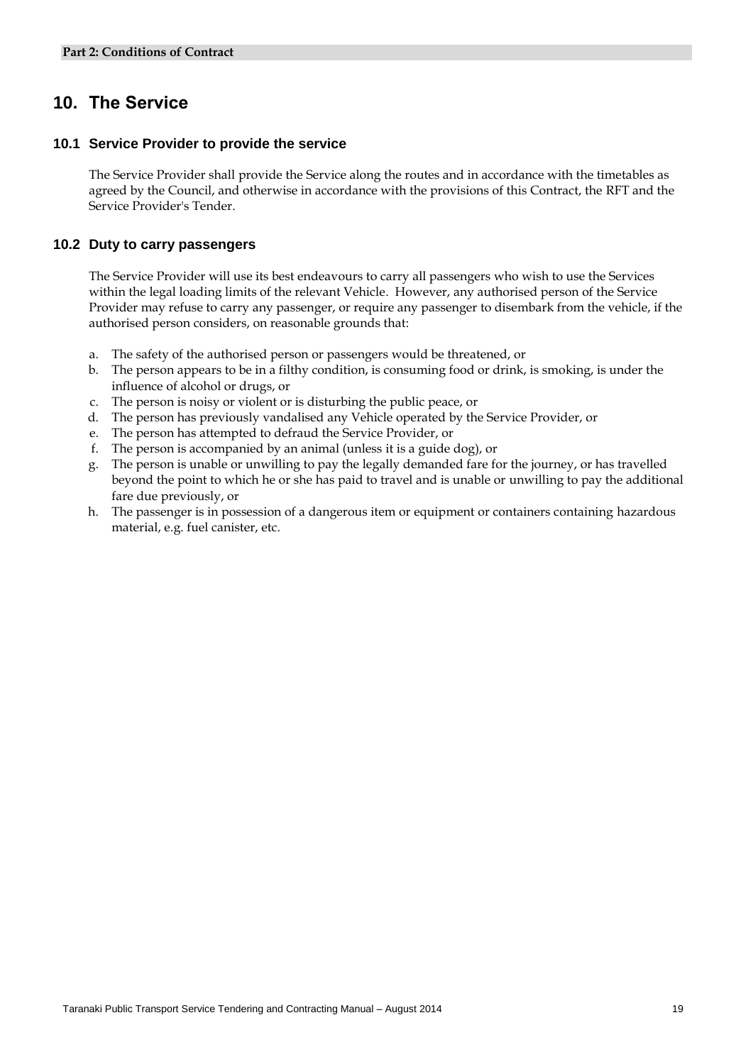## 10. The Service

### 10.1 Service Provider to provide the service

The Service Provider shall provide the Service along the routes and in accordance with the timetables as agreed by the Council, and otherwise in accordance with the provisions of this Contract, the RFT and the Service Provider's Tender.

### 10.2 Duty to carry passengers

The Service Provider will use its best endeavours to carry all passengers who wish to use the Services within the legal loading limits of the relevant Vehicle. However, any authorised person of the Service Provider may refuse to carry any passenger, or require any passenger to disembark from the vehicle, if the authorised person considers, on reasonable grounds that:

a. The safety of the authorised person or passengers would be threatened, or
b. The person appears to be in a filthy condition, is consuming food or drink, is smoking, is under the influence of alcohol or drugs, or
c. The person is noisy or violent or is disturbing the public peace, or
d. The person has previously vandalised any Vehicle operated by the Service Provider, or
e. The person has attempted to defraud the Service Provider, or
f. The person is accompanied by an animal (unless it is a guide dog), or
g. The person is unable or unwilling to pay the legally demanded fare for the journey, or has travelled beyond the point to which he or she has paid to travel and is unable or unwilling to pay the additional fare due previously, or
h. The passenger is in possession of a dangerous item or equipment or containers containing hazardous material, e.g. fuel canister, etc.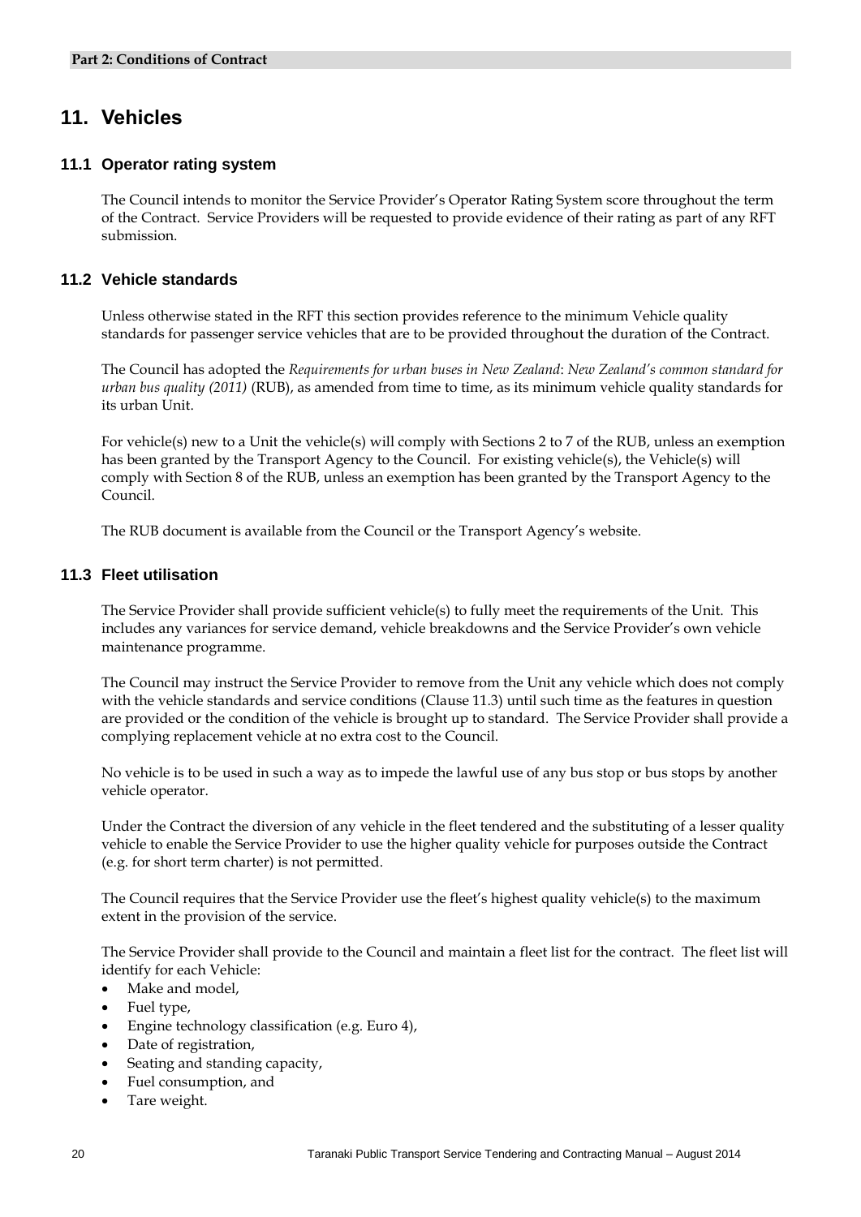# 11. Vehicles

## 11.1 Operator rating system

The Council intends to monitor the Service Provider's Operator Rating System score throughout the term of the Contract. Service Providers will be requested to provide evidence of their rating as part of any RFT submission.

## 11.2 Vehicle standards

Unless otherwise stated in the RFT this section provides reference to the minimum Vehicle quality standards for passenger service vehicles that are to be provided throughout the duration of the Contract.

The Council has adopted the *Requirements for urban buses in New Zealand*: *New Zealand's common standard for urban bus quality (2011)* (RUB), as amended from time to time, as its minimum vehicle quality standards for its urban Unit.

For vehicle(s) new to a Unit the vehicle(s) will comply with Sections 2 to 7 of the RUB, unless an exemption has been granted by the Transport Agency to the Council. For existing vehicle(s), the Vehicle(s) will comply with Section 8 of the RUB, unless an exemption has been granted by the Transport Agency to the Council.

The RUB document is available from the Council or the Transport Agency's website.

## 11.3 Fleet utilisation

The Service Provider shall provide sufficient vehicle(s) to fully meet the requirements of the Unit. This includes any variances for service demand, vehicle breakdowns and the Service Provider's own vehicle maintenance programme.

The Council may instruct the Service Provider to remove from the Unit any vehicle which does not comply with the vehicle standards and service conditions (Clause 11.3) until such time as the features in question are provided or the condition of the vehicle is brought up to standard. The Service Provider shall provide a complying replacement vehicle at no extra cost to the Council.

No vehicle is to be used in such a way as to impede the lawful use of any bus stop or bus stops by another vehicle operator.

Under the Contract the diversion of any vehicle in the fleet tendered and the substituting of a lesser quality vehicle to enable the Service Provider to use the higher quality vehicle for purposes outside the Contract (e.g. for short term charter) is not permitted.

The Council requires that the Service Provider use the fleet's highest quality vehicle(s) to the maximum extent in the provision of the service.

The Service Provider shall provide to the Council and maintain a fleet list for the contract. The fleet list will identify for each Vehicle:

- Make and model,
- Fuel type,
- Engine technology classification (e.g. Euro 4),
- Date of registration,
- Seating and standing capacity,
- Fuel consumption, and
- Tare weight.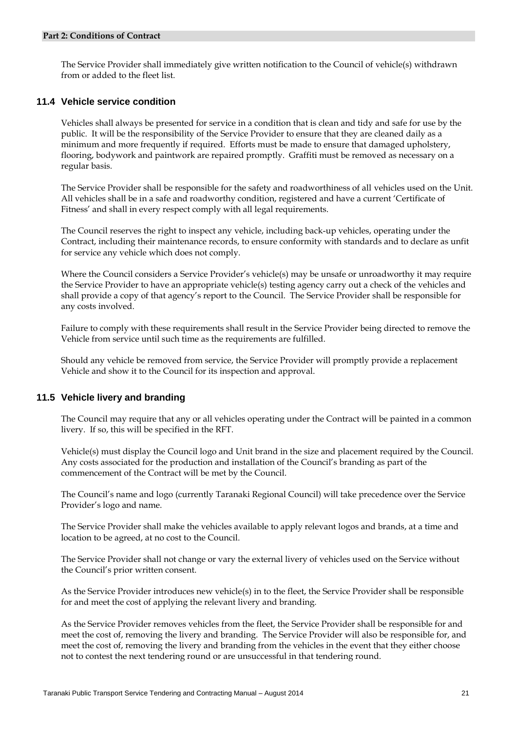The Service Provider shall immediately give written notification to the Council of vehicle(s) withdrawn from or added to the fleet list.

### 11.4 Vehicle service condition

Vehicles shall always be presented for service in a condition that is clean and tidy and safe for use by the public. It will be the responsibility of the Service Provider to ensure that they are cleaned daily as a minimum and more frequently if required. Efforts must be made to ensure that damaged upholstery, flooring, bodywork and paintwork are repaired promptly. Graffiti must be removed as necessary on a regular basis.

The Service Provider shall be responsible for the safety and roadworthiness of all vehicles used on the Unit. All vehicles shall be in a safe and roadworthy condition, registered and have a current 'Certificate of Fitness' and shall in every respect comply with all legal requirements.

The Council reserves the right to inspect any vehicle, including back-up vehicles, operating under the Contract, including their maintenance records, to ensure conformity with standards and to declare as unfit for service any vehicle which does not comply.

Where the Council considers a Service Provider's vehicle(s) may be unsafe or unroadworthy it may require the Service Provider to have an appropriate vehicle(s) testing agency carry out a check of the vehicles and shall provide a copy of that agency's report to the Council. The Service Provider shall be responsible for any costs involved.

Failure to comply with these requirements shall result in the Service Provider being directed to remove the Vehicle from service until such time as the requirements are fulfilled.

Should any vehicle be removed from service, the Service Provider will promptly provide a replacement Vehicle and show it to the Council for its inspection and approval.

### 11.5 Vehicle livery and branding

The Council may require that any or all vehicles operating under the Contract will be painted in a common livery. If so, this will be specified in the RFT.

Vehicle(s) must display the Council logo and Unit brand in the size and placement required by the Council. Any costs associated for the production and installation of the Council's branding as part of the commencement of the Contract will be met by the Council.

The Council's name and logo (currently Taranaki Regional Council) will take precedence over the Service Provider's logo and name.

The Service Provider shall make the vehicles available to apply relevant logos and brands, at a time and location to be agreed, at no cost to the Council.

The Service Provider shall not change or vary the external livery of vehicles used on the Service without the Council's prior written consent.

As the Service Provider introduces new vehicle(s) in to the fleet, the Service Provider shall be responsible for and meet the cost of applying the relevant livery and branding.

As the Service Provider removes vehicles from the fleet, the Service Provider shall be responsible for and meet the cost of, removing the livery and branding. The Service Provider will also be responsible for, and meet the cost of, removing the livery and branding from the vehicles in the event that they either choose not to contest the next tendering round or are unsuccessful in that tendering round.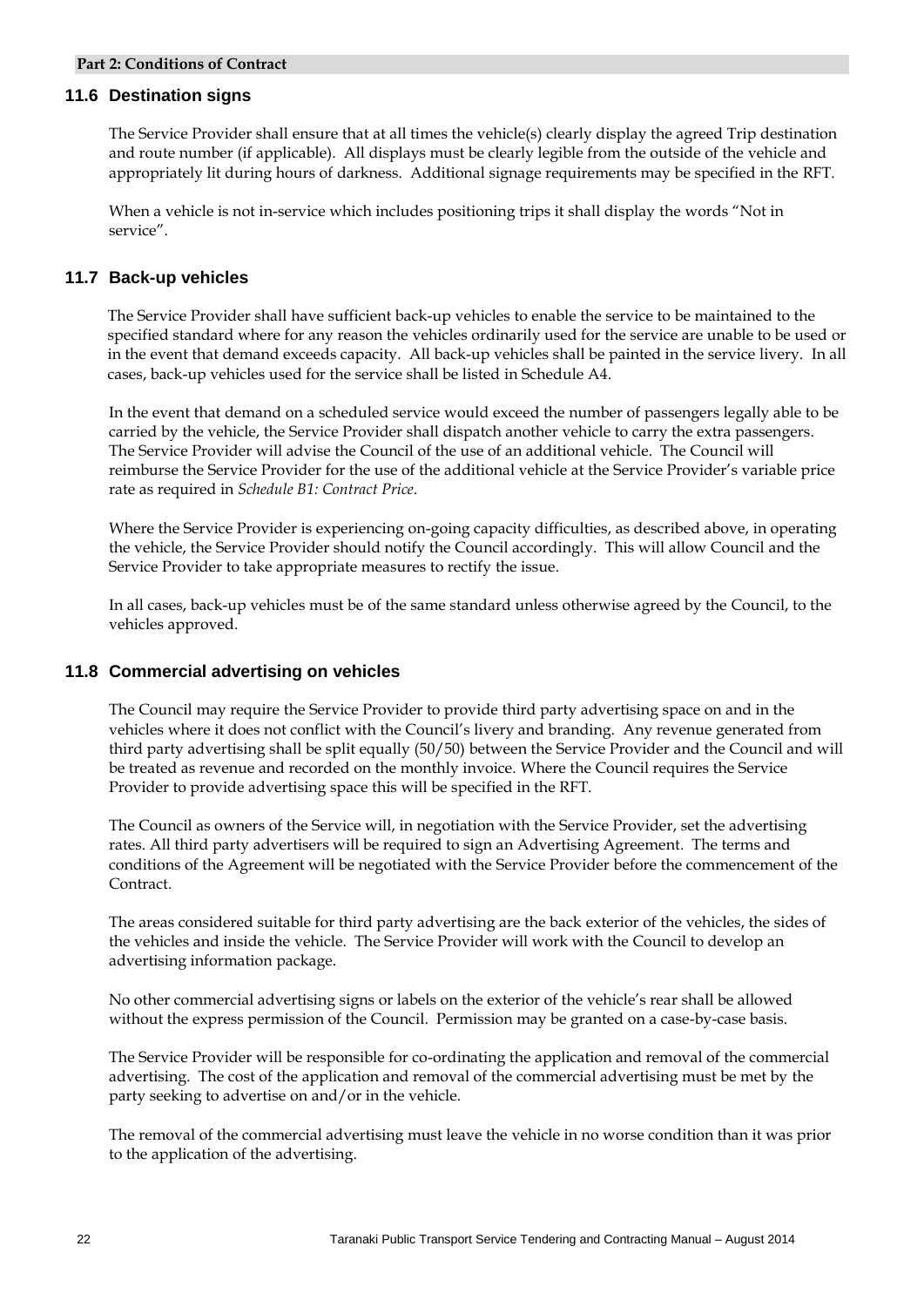## 11.6 Destination signs

The Service Provider shall ensure that at all times the vehicle(s) clearly display the agreed Trip destination and route number (if applicable). All displays must be clearly legible from the outside of the vehicle and appropriately lit during hours of darkness. Additional signage requirements may be specified in the RFT.

When a vehicle is not in-service which includes positioning trips it shall display the words "Not in service".

## 11.7 Back-up vehicles

The Service Provider shall have sufficient back-up vehicles to enable the service to be maintained to the specified standard where for any reason the vehicles ordinarily used for the service are unable to be used or in the event that demand exceeds capacity. All back-up vehicles shall be painted in the service livery. In all cases, back-up vehicles used for the service shall be listed in Schedule A4.

In the event that demand on a scheduled service would exceed the number of passengers legally able to be carried by the vehicle, the Service Provider shall dispatch another vehicle to carry the extra passengers. The Service Provider will advise the Council of the use of an additional vehicle. The Council will reimburse the Service Provider for the use of the additional vehicle at the Service Provider's variable price rate as required in *Schedule B1: Contract Price*.

Where the Service Provider is experiencing on-going capacity difficulties, as described above, in operating the vehicle, the Service Provider should notify the Council accordingly. This will allow Council and the Service Provider to take appropriate measures to rectify the issue.

In all cases, back-up vehicles must be of the same standard unless otherwise agreed by the Council, to the vehicles approved.

## 11.8 Commercial advertising on vehicles

The Council may require the Service Provider to provide third party advertising space on and in the vehicles where it does not conflict with the Council's livery and branding. Any revenue generated from third party advertising shall be split equally (50/50) between the Service Provider and the Council and will be treated as revenue and recorded on the monthly invoice. Where the Council requires the Service Provider to provide advertising space this will be specified in the RFT.

The Council as owners of the Service will, in negotiation with the Service Provider, set the advertising rates. All third party advertisers will be required to sign an Advertising Agreement. The terms and conditions of the Agreement will be negotiated with the Service Provider before the commencement of the Contract.

The areas considered suitable for third party advertising are the back exterior of the vehicles, the sides of the vehicles and inside the vehicle. The Service Provider will work with the Council to develop an advertising information package.

No other commercial advertising signs or labels on the exterior of the vehicle's rear shall be allowed without the express permission of the Council. Permission may be granted on a case-by-case basis.

The Service Provider will be responsible for co-ordinating the application and removal of the commercial advertising. The cost of the application and removal of the commercial advertising must be met by the party seeking to advertise on and/or in the vehicle.

The removal of the commercial advertising must leave the vehicle in no worse condition than it was prior to the application of the advertising.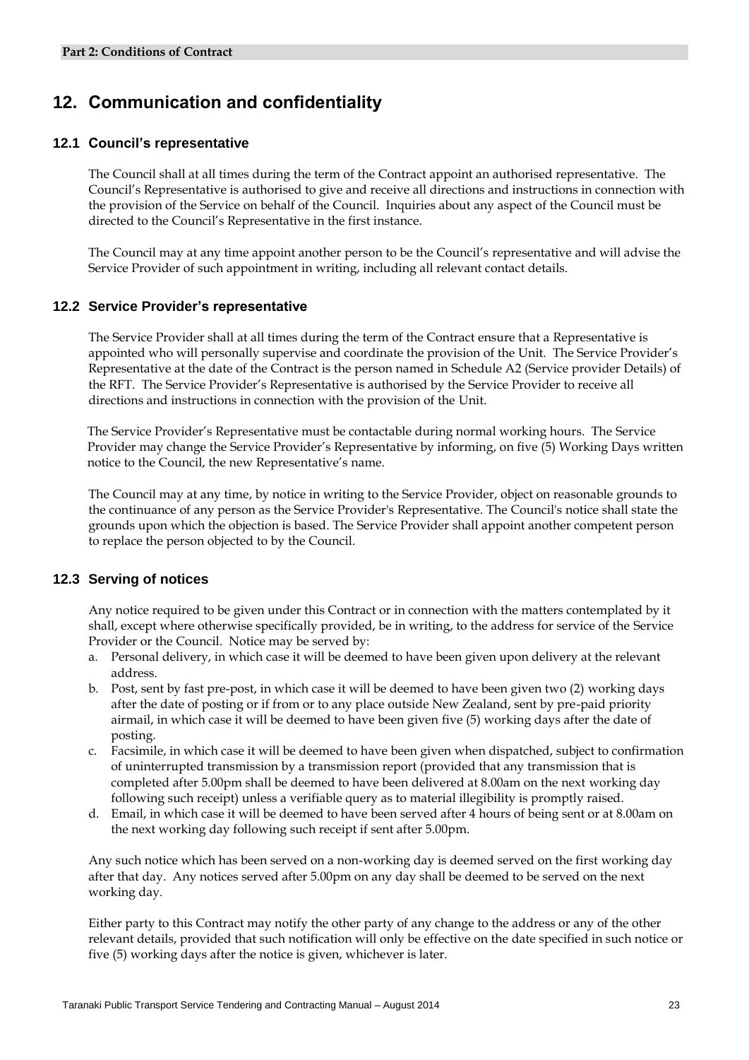# 12. Communication and confidentiality

## 12.1 Council's representative

The Council shall at all times during the term of the Contract appoint an authorised representative. The Council's Representative is authorised to give and receive all directions and instructions in connection with the provision of the Service on behalf of the Council. Inquiries about any aspect of the Council must be directed to the Council's Representative in the first instance.

The Council may at any time appoint another person to be the Council's representative and will advise the Service Provider of such appointment in writing, including all relevant contact details.

## 12.2 Service Provider's representative

The Service Provider shall at all times during the term of the Contract ensure that a Representative is appointed who will personally supervise and coordinate the provision of the Unit. The Service Provider's Representative at the date of the Contract is the person named in Schedule A2 (Service provider Details) of the RFT. The Service Provider's Representative is authorised by the Service Provider to receive all directions and instructions in connection with the provision of the Unit.

The Service Provider's Representative must be contactable during normal working hours. The Service Provider may change the Service Provider's Representative by informing, on five (5) Working Days written notice to the Council, the new Representative's name.

The Council may at any time, by notice in writing to the Service Provider, object on reasonable grounds to the continuance of any person as the Service Provider's Representative. The Council's notice shall state the grounds upon which the objection is based. The Service Provider shall appoint another competent person to replace the person objected to by the Council.

## 12.3 Serving of notices

Any notice required to be given under this Contract or in connection with the matters contemplated by it shall, except where otherwise specifically provided, be in writing, to the address for service of the Service Provider or the Council. Notice may be served by:

a. Personal delivery, in which case it will be deemed to have been given upon delivery at the relevant address.
b. Post, sent by fast pre-post, in which case it will be deemed to have been given two (2) working days after the date of posting or if from or to any place outside New Zealand, sent by pre-paid priority airmail, in which case it will be deemed to have been given five (5) working days after the date of posting.
c. Facsimile, in which case it will be deemed to have been given when dispatched, subject to confirmation of uninterrupted transmission by a transmission report (provided that any transmission that is completed after 5.00pm shall be deemed to have been delivered at 8.00am on the next working day following such receipt) unless a verifiable query as to material illegibility is promptly raised.
d. Email, in which case it will be deemed to have been served after 4 hours of being sent or at 8.00am on the next working day following such receipt if sent after 5.00pm.

Any such notice which has been served on a non-working day is deemed served on the first working day after that day. Any notices served after 5.00pm on any day shall be deemed to be served on the next working day.

Either party to this Contract may notify the other party of any change to the address or any of the other relevant details, provided that such notification will only be effective on the date specified in such notice or five (5) working days after the notice is given, whichever is later.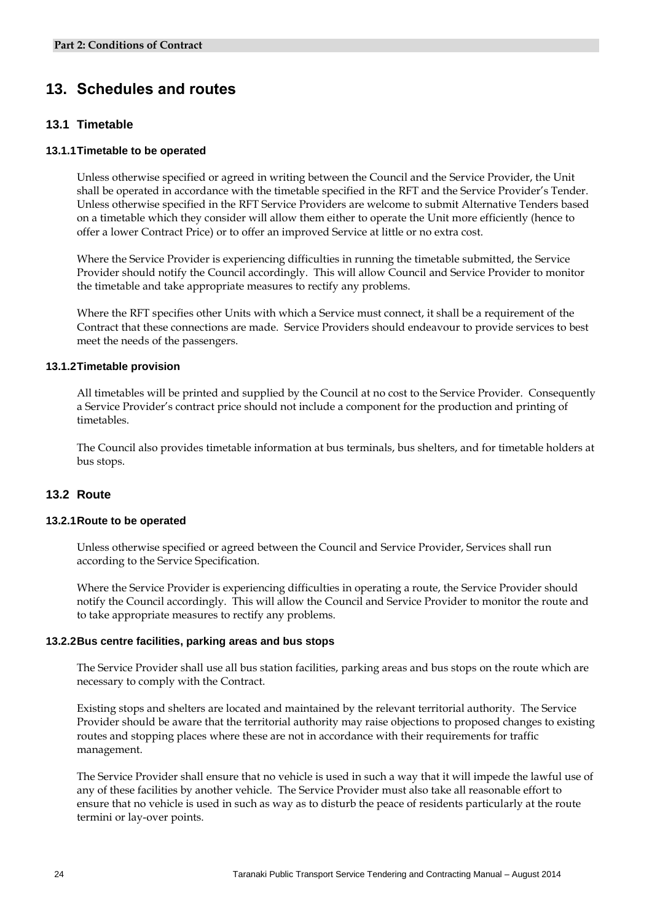# 13. Schedules and routes

## 13.1 Timetable

### 13.1.1 Timetable to be operated

Unless otherwise specified or agreed in writing between the Council and the Service Provider, the Unit shall be operated in accordance with the timetable specified in the RFT and the Service Provider's Tender. Unless otherwise specified in the RFT Service Providers are welcome to submit Alternative Tenders based on a timetable which they consider will allow them either to operate the Unit more efficiently (hence to offer a lower Contract Price) or to offer an improved Service at little or no extra cost.

Where the Service Provider is experiencing difficulties in running the timetable submitted, the Service Provider should notify the Council accordingly. This will allow Council and Service Provider to monitor the timetable and take appropriate measures to rectify any problems.

Where the RFT specifies other Units with which a Service must connect, it shall be a requirement of the Contract that these connections are made. Service Providers should endeavour to provide services to best meet the needs of the passengers.

### 13.1.2 Timetable provision

All timetables will be printed and supplied by the Council at no cost to the Service Provider. Consequently a Service Provider's contract price should not include a component for the production and printing of timetables.

The Council also provides timetable information at bus terminals, bus shelters, and for timetable holders at bus stops.

## 13.2 Route

### 13.2.1 Route to be operated

Unless otherwise specified or agreed between the Council and Service Provider, Services shall run according to the Service Specification.

Where the Service Provider is experiencing difficulties in operating a route, the Service Provider should notify the Council accordingly. This will allow the Council and Service Provider to monitor the route and to take appropriate measures to rectify any problems.

### 13.2.2 Bus centre facilities, parking areas and bus stops

The Service Provider shall use all bus station facilities, parking areas and bus stops on the route which are necessary to comply with the Contract.

Existing stops and shelters are located and maintained by the relevant territorial authority. The Service Provider should be aware that the territorial authority may raise objections to proposed changes to existing routes and stopping places where these are not in accordance with their requirements for traffic management.

The Service Provider shall ensure that no vehicle is used in such a way that it will impede the lawful use of any of these facilities by another vehicle. The Service Provider must also take all reasonable effort to ensure that no vehicle is used in such as way as to disturb the peace of residents particularly at the route termini or lay-over points.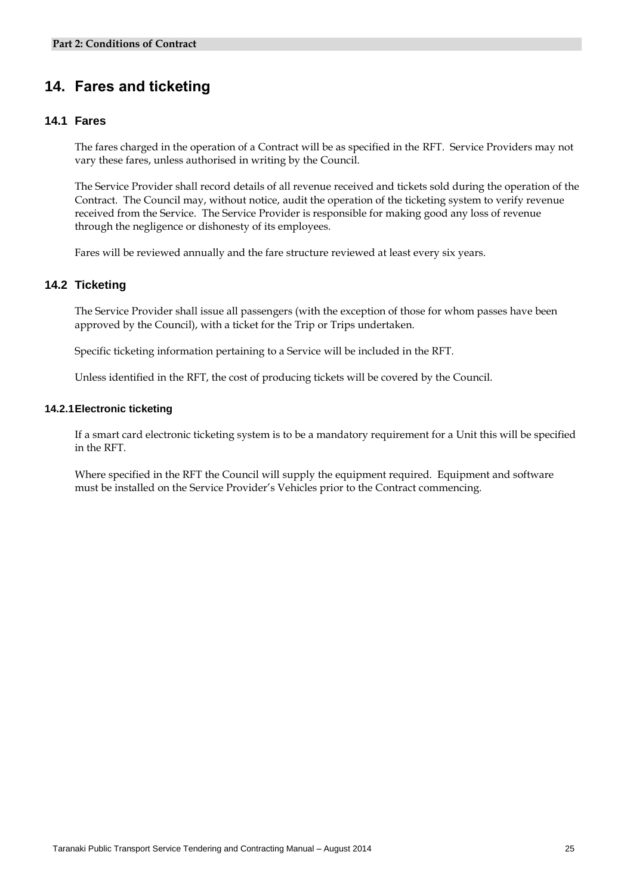# 14. Fares and ticketing

## 14.1 Fares

The fares charged in the operation of a Contract will be as specified in the RFT. Service Providers may not vary these fares, unless authorised in writing by the Council.

The Service Provider shall record details of all revenue received and tickets sold during the operation of the Contract. The Council may, without notice, audit the operation of the ticketing system to verify revenue received from the Service. The Service Provider is responsible for making good any loss of revenue through the negligence or dishonesty of its employees.

Fares will be reviewed annually and the fare structure reviewed at least every six years.

## 14.2 Ticketing

The Service Provider shall issue all passengers (with the exception of those for whom passes have been approved by the Council), with a ticket for the Trip or Trips undertaken.

Specific ticketing information pertaining to a Service will be included in the RFT.

Unless identified in the RFT, the cost of producing tickets will be covered by the Council.

### 14.2.1 Electronic ticketing

If a smart card electronic ticketing system is to be a mandatory requirement for a Unit this will be specified in the RFT.

Where specified in the RFT the Council will supply the equipment required. Equipment and software must be installed on the Service Provider's Vehicles prior to the Contract commencing.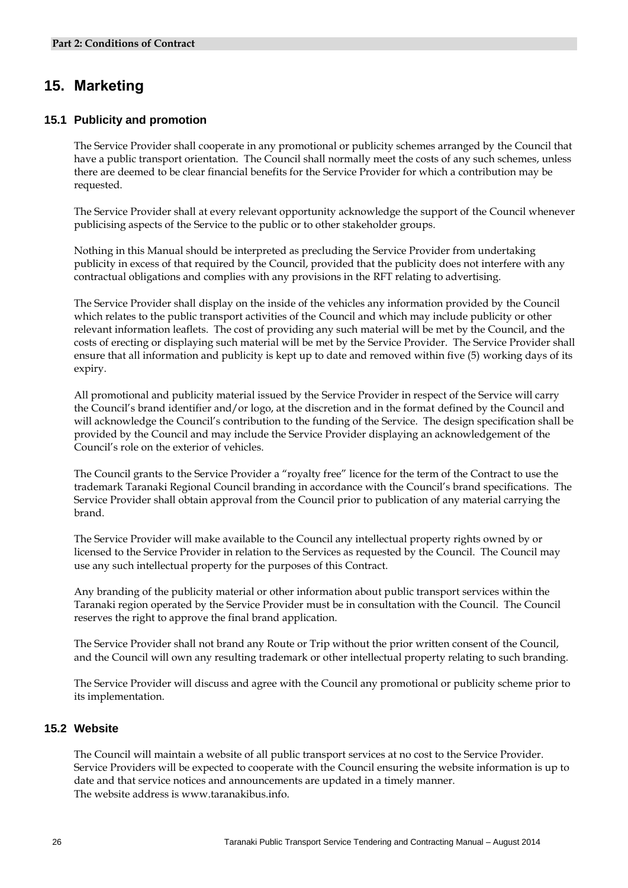## 15. Marketing

### 15.1 Publicity and promotion

The Service Provider shall cooperate in any promotional or publicity schemes arranged by the Council that have a public transport orientation. The Council shall normally meet the costs of any such schemes, unless there are deemed to be clear financial benefits for the Service Provider for which a contribution may be requested.

The Service Provider shall at every relevant opportunity acknowledge the support of the Council whenever publicising aspects of the Service to the public or to other stakeholder groups.

Nothing in this Manual should be interpreted as precluding the Service Provider from undertaking publicity in excess of that required by the Council, provided that the publicity does not interfere with any contractual obligations and complies with any provisions in the RFT relating to advertising.

The Service Provider shall display on the inside of the vehicles any information provided by the Council which relates to the public transport activities of the Council and which may include publicity or other relevant information leaflets. The cost of providing any such material will be met by the Council, and the costs of erecting or displaying such material will be met by the Service Provider. The Service Provider shall ensure that all information and publicity is kept up to date and removed within five (5) working days of its expiry.

All promotional and publicity material issued by the Service Provider in respect of the Service will carry the Council's brand identifier and/or logo, at the discretion and in the format defined by the Council and will acknowledge the Council's contribution to the funding of the Service. The design specification shall be provided by the Council and may include the Service Provider displaying an acknowledgement of the Council's role on the exterior of vehicles.

The Council grants to the Service Provider a "royalty free" licence for the term of the Contract to use the trademark Taranaki Regional Council branding in accordance with the Council's brand specifications. The Service Provider shall obtain approval from the Council prior to publication of any material carrying the brand.

The Service Provider will make available to the Council any intellectual property rights owned by or licensed to the Service Provider in relation to the Services as requested by the Council. The Council may use any such intellectual property for the purposes of this Contract.

Any branding of the publicity material or other information about public transport services within the Taranaki region operated by the Service Provider must be in consultation with the Council. The Council reserves the right to approve the final brand application.

The Service Provider shall not brand any Route or Trip without the prior written consent of the Council, and the Council will own any resulting trademark or other intellectual property relating to such branding.

The Service Provider will discuss and agree with the Council any promotional or publicity scheme prior to its implementation.

### 15.2 Website

The Council will maintain a website of all public transport services at no cost to the Service Provider. Service Providers will be expected to cooperate with the Council ensuring the website information is up to date and that service notices and announcements are updated in a timely manner.
The website address is www.taranakibus.info.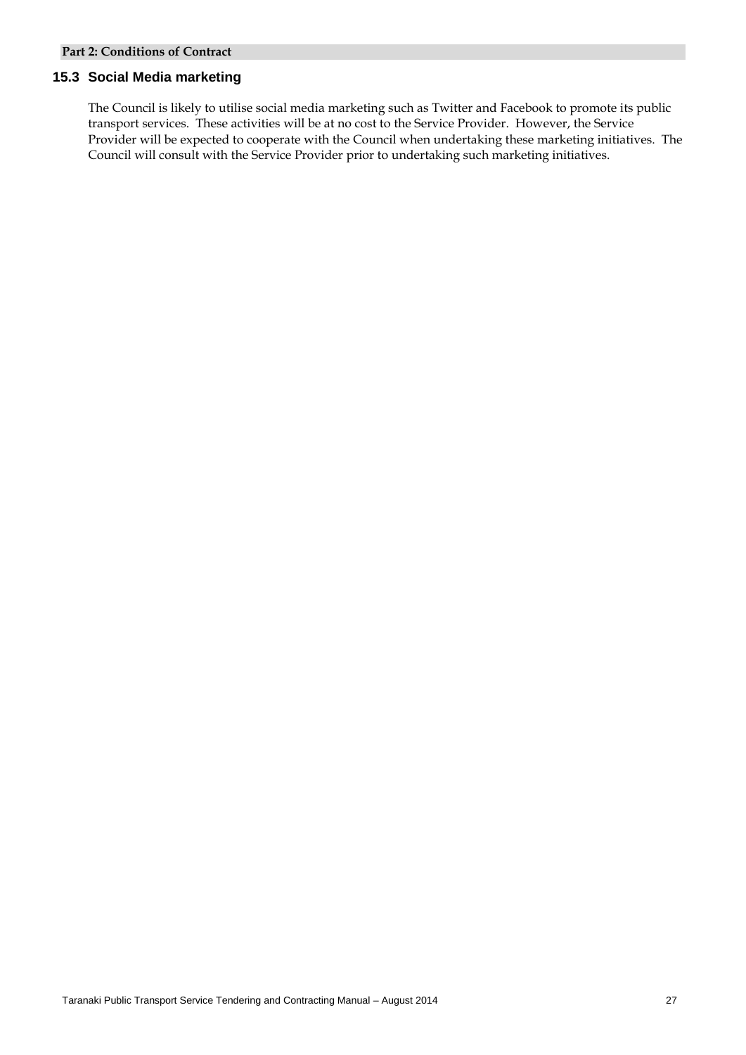### 15.3 Social Media marketing

The Council is likely to utilise social media marketing such as Twitter and Facebook to promote its public transport services. These activities will be at no cost to the Service Provider. However, the Service Provider will be expected to cooperate with the Council when undertaking these marketing initiatives. The Council will consult with the Service Provider prior to undertaking such marketing initiatives.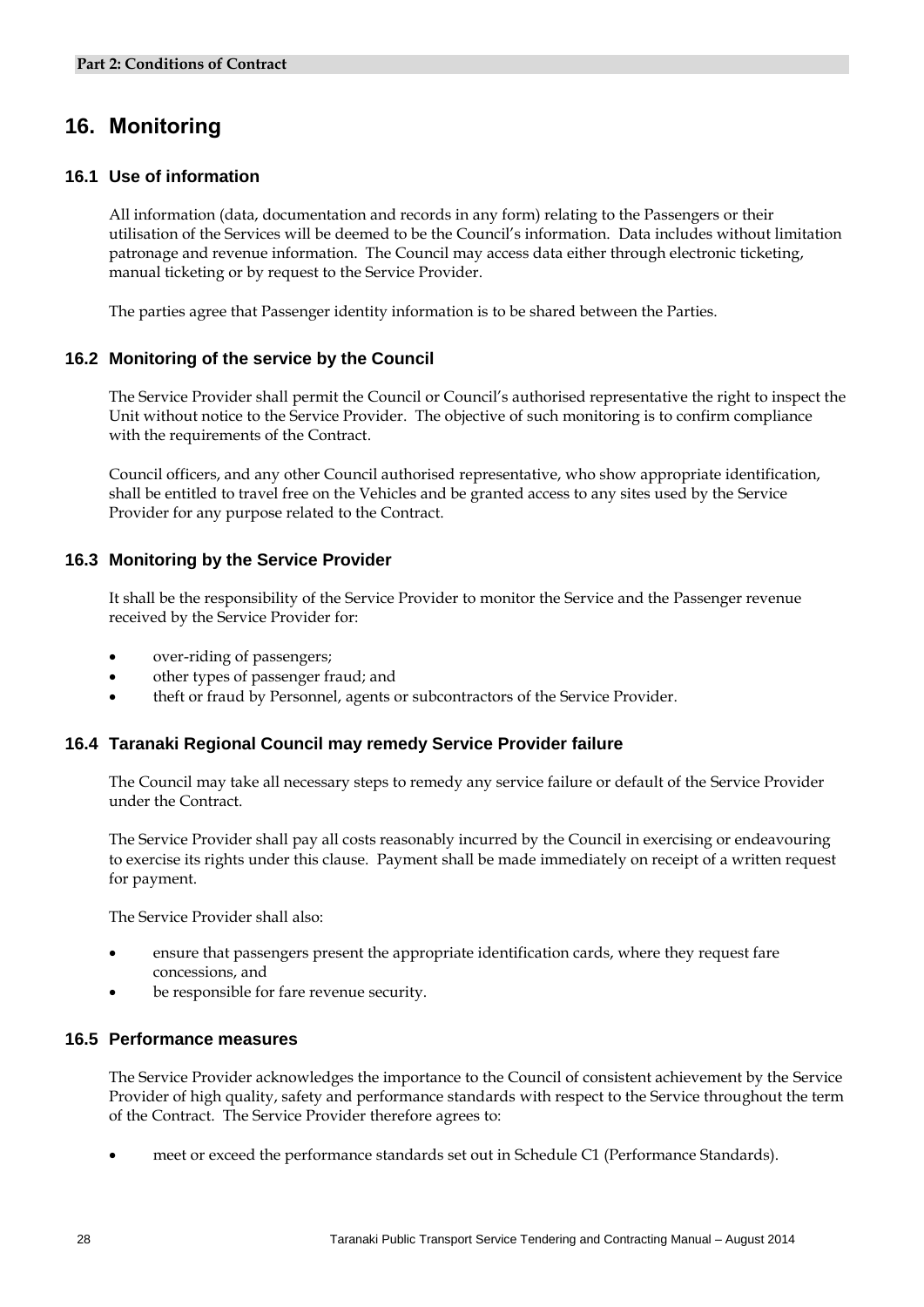## 16. Monitoring

### 16.1 Use of information

All information (data, documentation and records in any form) relating to the Passengers or their utilisation of the Services will be deemed to be the Council's information. Data includes without limitation patronage and revenue information. The Council may access data either through electronic ticketing, manual ticketing or by request to the Service Provider.

The parties agree that Passenger identity information is to be shared between the Parties.

### 16.2 Monitoring of the service by the Council

The Service Provider shall permit the Council or Council's authorised representative the right to inspect the Unit without notice to the Service Provider. The objective of such monitoring is to confirm compliance with the requirements of the Contract.

Council officers, and any other Council authorised representative, who show appropriate identification, shall be entitled to travel free on the Vehicles and be granted access to any sites used by the Service Provider for any purpose related to the Contract.

### 16.3 Monitoring by the Service Provider

It shall be the responsibility of the Service Provider to monitor the Service and the Passenger revenue received by the Service Provider for:

- over-riding of passengers;
- other types of passenger fraud; and
- theft or fraud by Personnel, agents or subcontractors of the Service Provider.

### 16.4 Taranaki Regional Council may remedy Service Provider failure

The Council may take all necessary steps to remedy any service failure or default of the Service Provider under the Contract.

The Service Provider shall pay all costs reasonably incurred by the Council in exercising or endeavouring to exercise its rights under this clause. Payment shall be made immediately on receipt of a written request for payment.

The Service Provider shall also:

- ensure that passengers present the appropriate identification cards, where they request fare concessions, and
- be responsible for fare revenue security.

### 16.5 Performance measures

The Service Provider acknowledges the importance to the Council of consistent achievement by the Service Provider of high quality, safety and performance standards with respect to the Service throughout the term of the Contract. The Service Provider therefore agrees to:

- meet or exceed the performance standards set out in Schedule C1 (Performance Standards).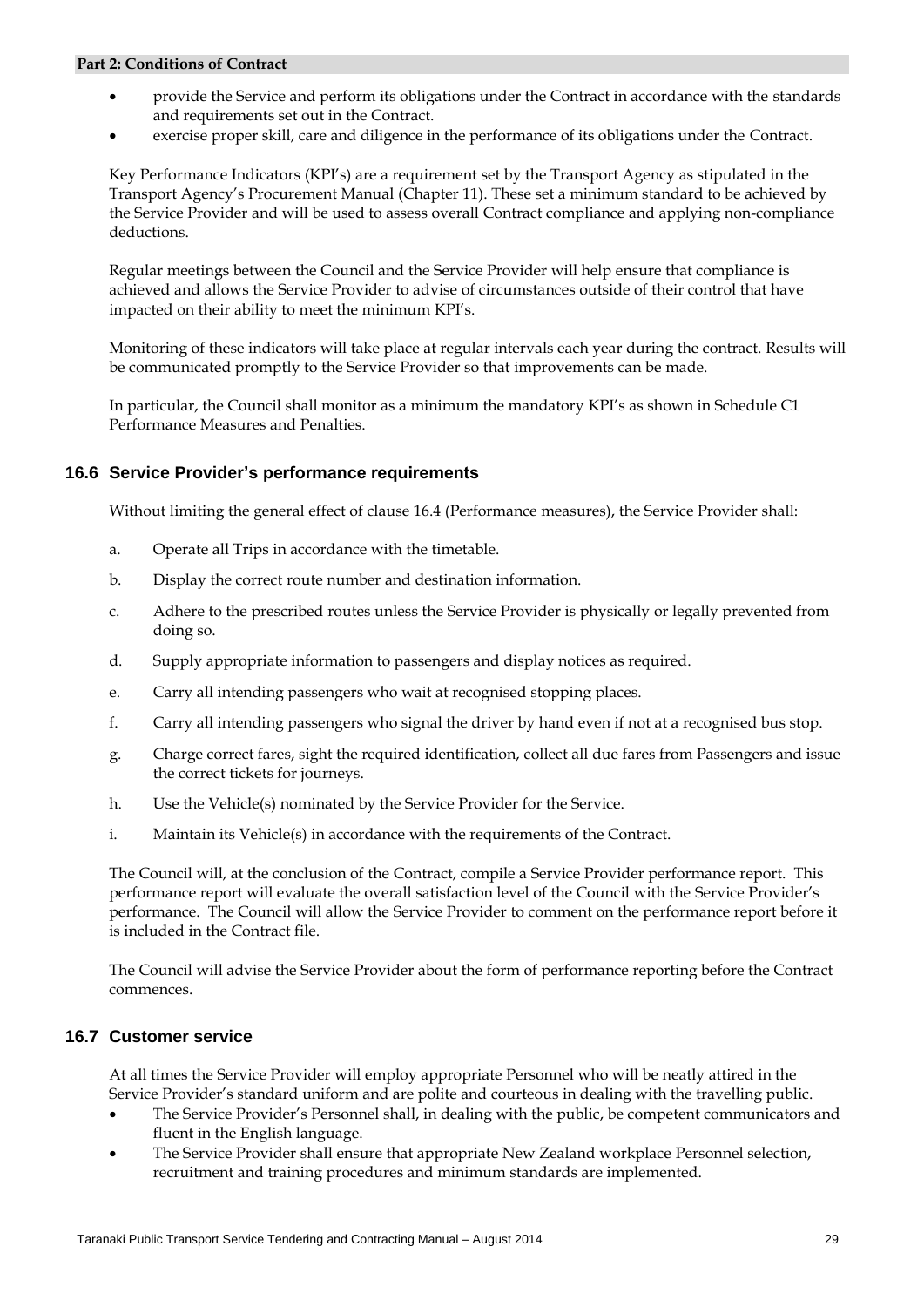- provide the Service and perform its obligations under the Contract in accordance with the standards and requirements set out in the Contract.
- exercise proper skill, care and diligence in the performance of its obligations under the Contract.

Key Performance Indicators (KPI's) are a requirement set by the Transport Agency as stipulated in the Transport Agency's Procurement Manual (Chapter 11). These set a minimum standard to be achieved by the Service Provider and will be used to assess overall Contract compliance and applying non-compliance deductions.

Regular meetings between the Council and the Service Provider will help ensure that compliance is achieved and allows the Service Provider to advise of circumstances outside of their control that have impacted on their ability to meet the minimum KPI's.

Monitoring of these indicators will take place at regular intervals each year during the contract. Results will be communicated promptly to the Service Provider so that improvements can be made.

In particular, the Council shall monitor as a minimum the mandatory KPI's as shown in Schedule C1 Performance Measures and Penalties.

## 16.6 Service Provider's performance requirements

Without limiting the general effect of clause 16.4 (Performance measures), the Service Provider shall:

a. Operate all Trips in accordance with the timetable.

b. Display the correct route number and destination information.

c. Adhere to the prescribed routes unless the Service Provider is physically or legally prevented from doing so.

d. Supply appropriate information to passengers and display notices as required.

e. Carry all intending passengers who wait at recognised stopping places.

f. Carry all intending passengers who signal the driver by hand even if not at a recognised bus stop.

g. Charge correct fares, sight the required identification, collect all due fares from Passengers and issue the correct tickets for journeys.

h. Use the Vehicle(s) nominated by the Service Provider for the Service.

i. Maintain its Vehicle(s) in accordance with the requirements of the Contract.

The Council will, at the conclusion of the Contract, compile a Service Provider performance report. This performance report will evaluate the overall satisfaction level of the Council with the Service Provider's performance. The Council will allow the Service Provider to comment on the performance report before it is included in the Contract file.

The Council will advise the Service Provider about the form of performance reporting before the Contract commences.

## 16.7 Customer service

At all times the Service Provider will employ appropriate Personnel who will be neatly attired in the Service Provider's standard uniform and are polite and courteous in dealing with the travelling public.

- The Service Provider's Personnel shall, in dealing with the public, be competent communicators and fluent in the English language.
- The Service Provider shall ensure that appropriate New Zealand workplace Personnel selection, recruitment and training procedures and minimum standards are implemented.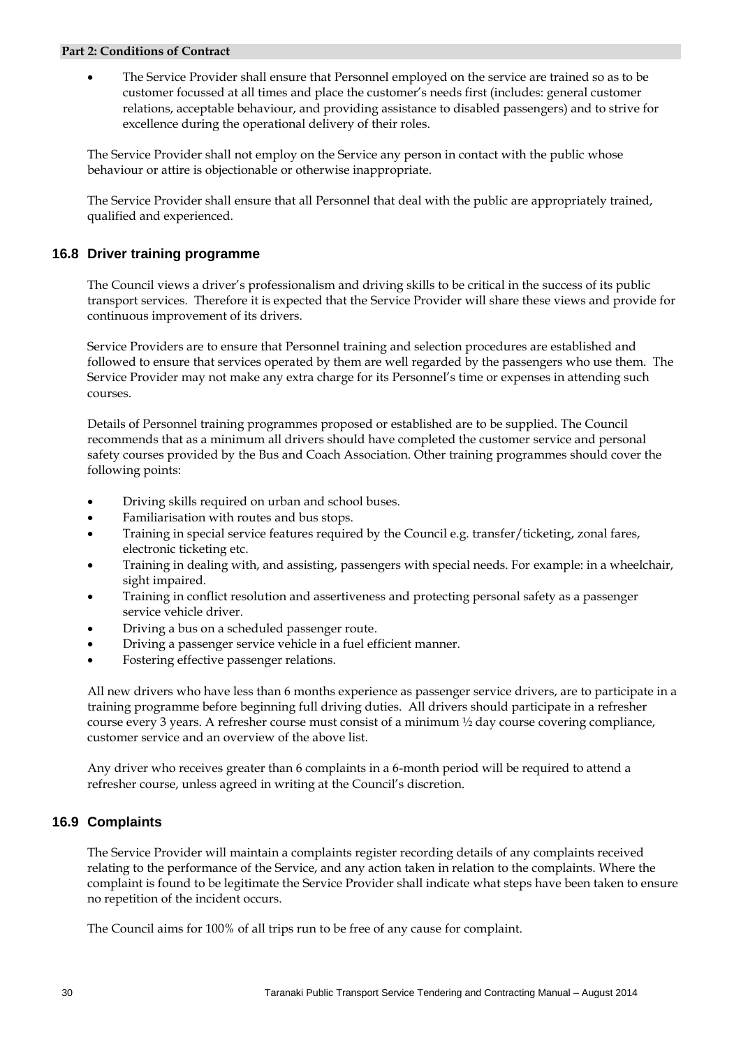- The Service Provider shall ensure that Personnel employed on the service are trained so as to be customer focussed at all times and place the customer's needs first (includes: general customer relations, acceptable behaviour, and providing assistance to disabled passengers) and to strive for excellence during the operational delivery of their roles.

The Service Provider shall not employ on the Service any person in contact with the public whose behaviour or attire is objectionable or otherwise inappropriate.

The Service Provider shall ensure that all Personnel that deal with the public are appropriately trained, qualified and experienced.

### 16.8 Driver training programme

The Council views a driver's professionalism and driving skills to be critical in the success of its public transport services. Therefore it is expected that the Service Provider will share these views and provide for continuous improvement of its drivers.

Service Providers are to ensure that Personnel training and selection procedures are established and followed to ensure that services operated by them are well regarded by the passengers who use them. The Service Provider may not make any extra charge for its Personnel's time or expenses in attending such courses.

Details of Personnel training programmes proposed or established are to be supplied. The Council recommends that as a minimum all drivers should have completed the customer service and personal safety courses provided by the Bus and Coach Association. Other training programmes should cover the following points:

- Driving skills required on urban and school buses.
- Familiarisation with routes and bus stops.
- Training in special service features required by the Council e.g. transfer/ticketing, zonal fares, electronic ticketing etc.
- Training in dealing with, and assisting, passengers with special needs. For example: in a wheelchair, sight impaired.
- Training in conflict resolution and assertiveness and protecting personal safety as a passenger service vehicle driver.
- Driving a bus on a scheduled passenger route.
- Driving a passenger service vehicle in a fuel efficient manner.
- Fostering effective passenger relations.

All new drivers who have less than 6 months experience as passenger service drivers, are to participate in a training programme before beginning full driving duties. All drivers should participate in a refresher course every 3 years. A refresher course must consist of a minimum ½ day course covering compliance, customer service and an overview of the above list.

Any driver who receives greater than 6 complaints in a 6-month period will be required to attend a refresher course, unless agreed in writing at the Council's discretion.

### 16.9 Complaints

The Service Provider will maintain a complaints register recording details of any complaints received relating to the performance of the Service, and any action taken in relation to the complaints. Where the complaint is found to be legitimate the Service Provider shall indicate what steps have been taken to ensure no repetition of the incident occurs.

The Council aims for 100% of all trips run to be free of any cause for complaint.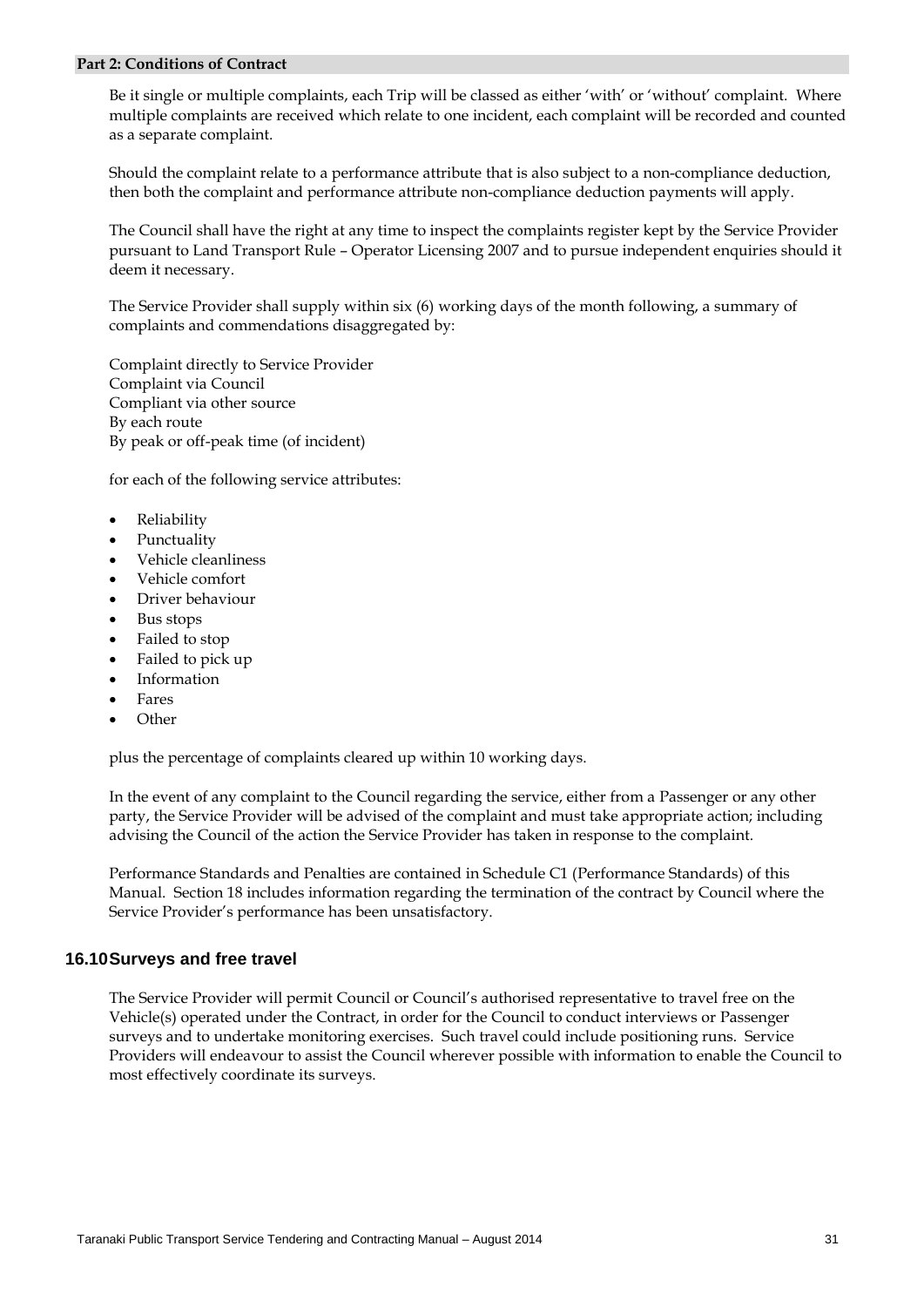Be it single or multiple complaints, each Trip will be classed as either 'with' or 'without' complaint. Where multiple complaints are received which relate to one incident, each complaint will be recorded and counted as a separate complaint.

Should the complaint relate to a performance attribute that is also subject to a non-compliance deduction, then both the complaint and performance attribute non-compliance deduction payments will apply.

The Council shall have the right at any time to inspect the complaints register kept by the Service Provider pursuant to Land Transport Rule – Operator Licensing 2007 and to pursue independent enquiries should it deem it necessary.

The Service Provider shall supply within six (6) working days of the month following, a summary of complaints and commendations disaggregated by:

Complaint directly to Service Provider
Complaint via Council
Compliant via other source
By each route
By peak or off-peak time (of incident)

for each of the following service attributes:

- Reliability
- Punctuality
- Vehicle cleanliness
- Vehicle comfort
- Driver behaviour
- Bus stops
- Failed to stop
- Failed to pick up
- Information
- Fares
- Other

plus the percentage of complaints cleared up within 10 working days.

In the event of any complaint to the Council regarding the service, either from a Passenger or any other party, the Service Provider will be advised of the complaint and must take appropriate action; including advising the Council of the action the Service Provider has taken in response to the complaint.

Performance Standards and Penalties are contained in Schedule C1 (Performance Standards) of this Manual. Section 18 includes information regarding the termination of the contract by Council where the Service Provider's performance has been unsatisfactory.

## 16.10 Surveys and free travel

The Service Provider will permit Council or Council's authorised representative to travel free on the Vehicle(s) operated under the Contract, in order for the Council to conduct interviews or Passenger surveys and to undertake monitoring exercises. Such travel could include positioning runs. Service Providers will endeavour to assist the Council wherever possible with information to enable the Council to most effectively coordinate its surveys.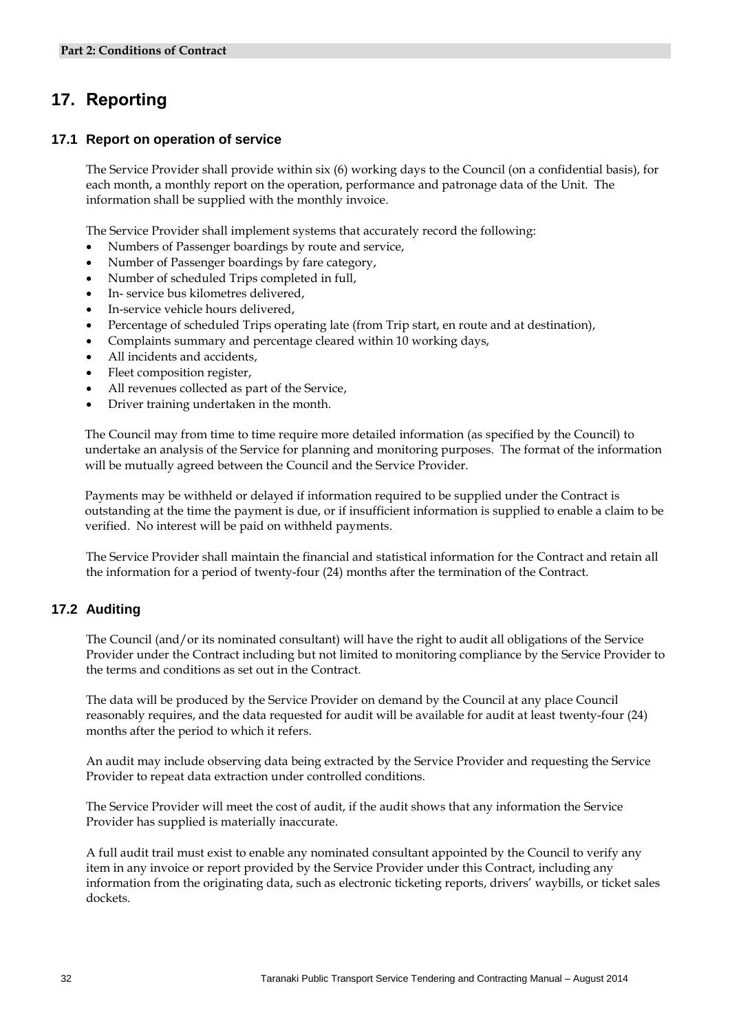# 17. Reporting

## 17.1 Report on operation of service

The Service Provider shall provide within six (6) working days to the Council (on a confidential basis), for each month, a monthly report on the operation, performance and patronage data of the Unit. The information shall be supplied with the monthly invoice.

The Service Provider shall implement systems that accurately record the following:

- Numbers of Passenger boardings by route and service,
- Number of Passenger boardings by fare category,
- Number of scheduled Trips completed in full,
- In- service bus kilometres delivered,
- In-service vehicle hours delivered,
- Percentage of scheduled Trips operating late (from Trip start, en route and at destination),
- Complaints summary and percentage cleared within 10 working days,
- All incidents and accidents,
- Fleet composition register,
- All revenues collected as part of the Service,
- Driver training undertaken in the month.

The Council may from time to time require more detailed information (as specified by the Council) to undertake an analysis of the Service for planning and monitoring purposes. The format of the information will be mutually agreed between the Council and the Service Provider.

Payments may be withheld or delayed if information required to be supplied under the Contract is outstanding at the time the payment is due, or if insufficient information is supplied to enable a claim to be verified. No interest will be paid on withheld payments.

The Service Provider shall maintain the financial and statistical information for the Contract and retain all the information for a period of twenty-four (24) months after the termination of the Contract.

## 17.2 Auditing

The Council (and/or its nominated consultant) will have the right to audit all obligations of the Service Provider under the Contract including but not limited to monitoring compliance by the Service Provider to the terms and conditions as set out in the Contract.

The data will be produced by the Service Provider on demand by the Council at any place Council reasonably requires, and the data requested for audit will be available for audit at least twenty-four (24) months after the period to which it refers.

An audit may include observing data being extracted by the Service Provider and requesting the Service Provider to repeat data extraction under controlled conditions.

The Service Provider will meet the cost of audit, if the audit shows that any information the Service Provider has supplied is materially inaccurate.

A full audit trail must exist to enable any nominated consultant appointed by the Council to verify any item in any invoice or report provided by the Service Provider under this Contract, including any information from the originating data, such as electronic ticketing reports, drivers' waybills, or ticket sales dockets.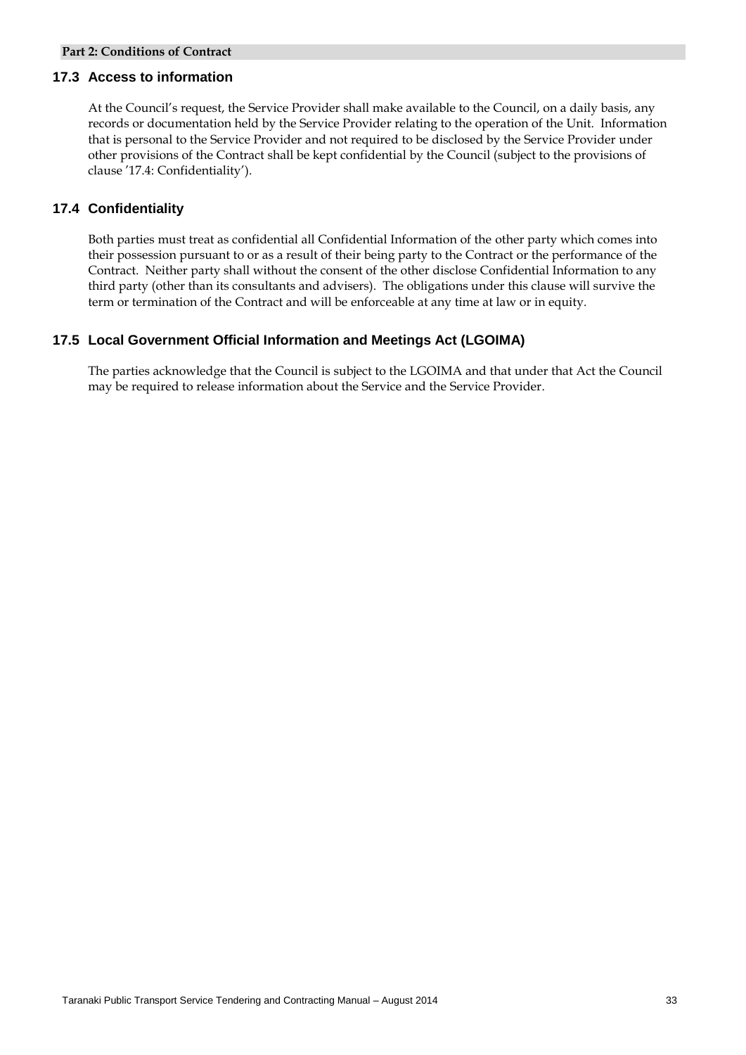### 17.3 Access to information

At the Council's request, the Service Provider shall make available to the Council, on a daily basis, any records or documentation held by the Service Provider relating to the operation of the Unit. Information that is personal to the Service Provider and not required to be disclosed by the Service Provider under other provisions of the Contract shall be kept confidential by the Council (subject to the provisions of clause '17.4: Confidentiality').

### 17.4 Confidentiality

Both parties must treat as confidential all Confidential Information of the other party which comes into their possession pursuant to or as a result of their being party to the Contract or the performance of the Contract. Neither party shall without the consent of the other disclose Confidential Information to any third party (other than its consultants and advisers). The obligations under this clause will survive the term or termination of the Contract and will be enforceable at any time at law or in equity.

### 17.5 Local Government Official Information and Meetings Act (LGOIMA)

The parties acknowledge that the Council is subject to the LGOIMA and that under that Act the Council may be required to release information about the Service and the Service Provider.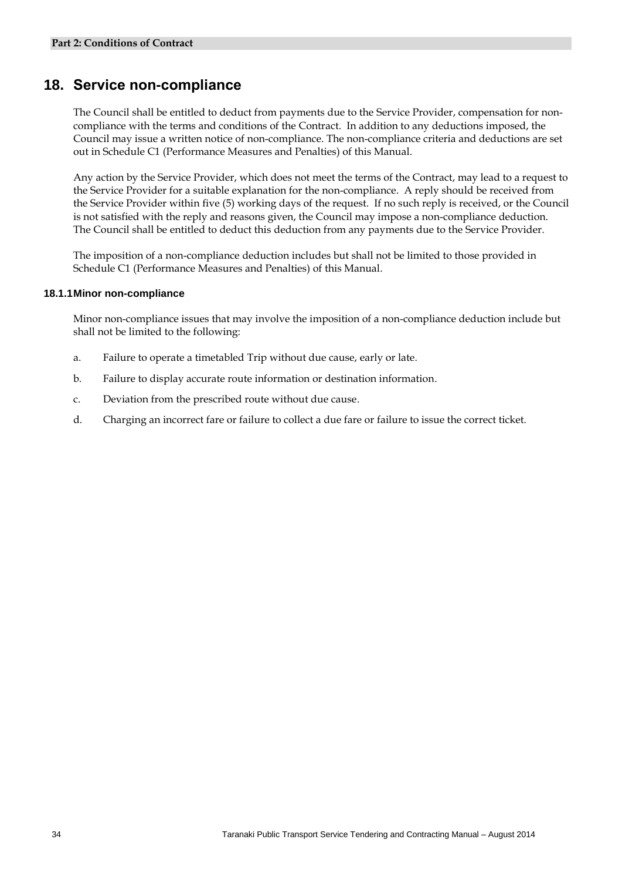# 18. Service non-compliance

The Council shall be entitled to deduct from payments due to the Service Provider, compensation for non-compliance with the terms and conditions of the Contract. In addition to any deductions imposed, the Council may issue a written notice of non-compliance. The non-compliance criteria and deductions are set out in Schedule C1 (Performance Measures and Penalties) of this Manual.

Any action by the Service Provider, which does not meet the terms of the Contract, may lead to a request to the Service Provider for a suitable explanation for the non-compliance. A reply should be received from the Service Provider within five (5) working days of the request. If no such reply is received, or the Council is not satisfied with the reply and reasons given, the Council may impose a non-compliance deduction. The Council shall be entitled to deduct this deduction from any payments due to the Service Provider.

The imposition of a non-compliance deduction includes but shall not be limited to those provided in Schedule C1 (Performance Measures and Penalties) of this Manual.

### 18.1.1 Minor non-compliance

Minor non-compliance issues that may involve the imposition of a non-compliance deduction include but shall not be limited to the following:

a. Failure to operate a timetabled Trip without due cause, early or late.

b. Failure to display accurate route information or destination information.

c. Deviation from the prescribed route without due cause.

d. Charging an incorrect fare or failure to collect a due fare or failure to issue the correct ticket.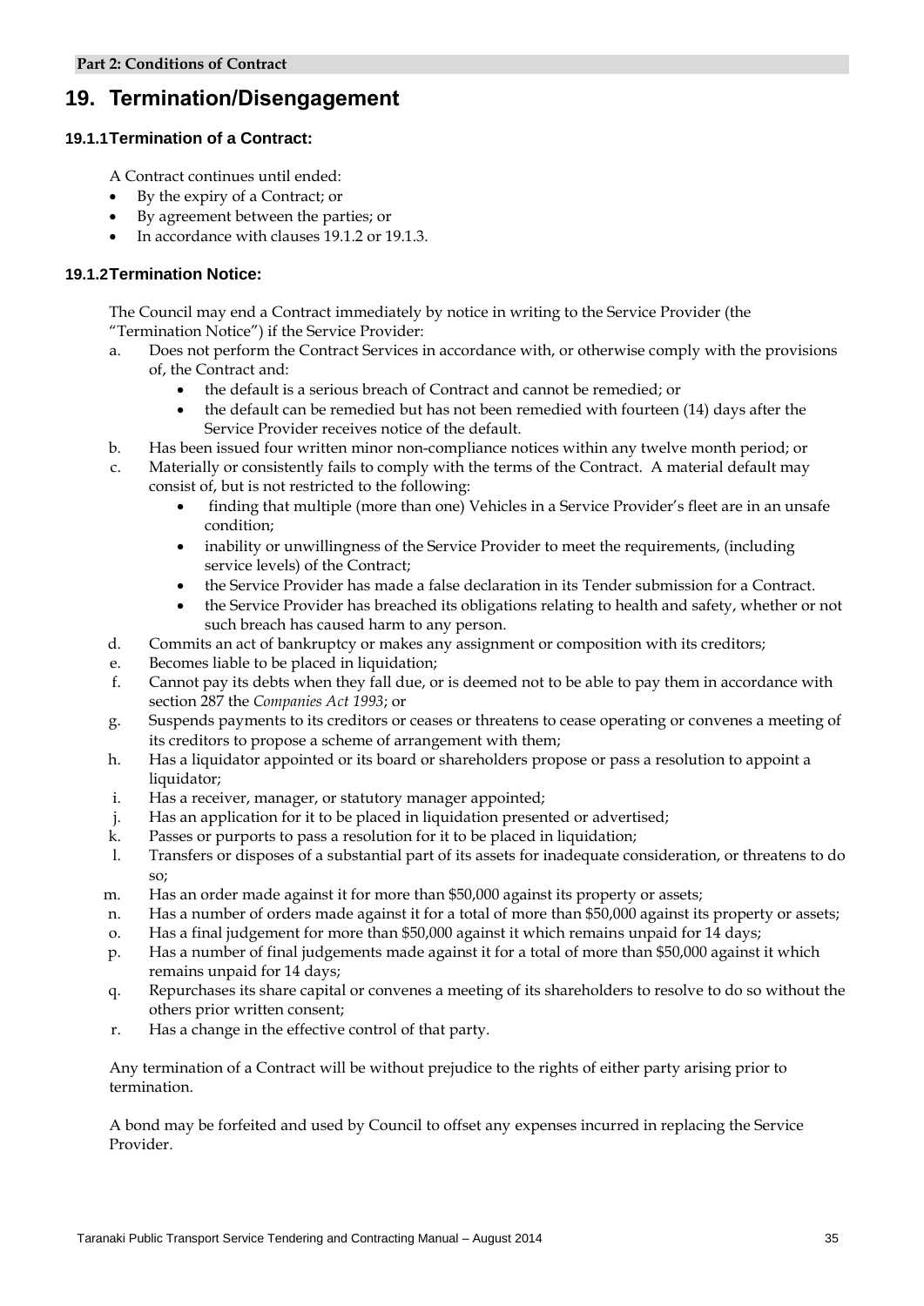## 19. Termination/Disengagement

### 19.1.1 Termination of a Contract:

A Contract continues until ended:

- By the expiry of a Contract; or
- By agreement between the parties; or
- In accordance with clauses 19.1.2 or 19.1.3.

### 19.1.2 Termination Notice:

The Council may end a Contract immediately by notice in writing to the Service Provider (the "Termination Notice") if the Service Provider:

a. Does not perform the Contract Services in accordance with, or otherwise comply with the provisions of, the Contract and:
   - the default is a serious breach of Contract and cannot be remedied; or
   - the default can be remedied but has not been remedied with fourteen (14) days after the Service Provider receives notice of the default.

b. Has been issued four written minor non-compliance notices within any twelve month period; or

c. Materially or consistently fails to comply with the terms of the Contract. A material default may consist of, but is not restricted to the following:
   - finding that multiple (more than one) Vehicles in a Service Provider's fleet are in an unsafe condition;
   - inability or unwillingness of the Service Provider to meet the requirements, (including service levels) of the Contract;
   - the Service Provider has made a false declaration in its Tender submission for a Contract.
   - the Service Provider has breached its obligations relating to health and safety, whether or not such breach has caused harm to any person.

d. Commits an act of bankruptcy or makes any assignment or composition with its creditors;

e. Becomes liable to be placed in liquidation;

f. Cannot pay its debts when they fall due, or is deemed not to be able to pay them in accordance with section 287 the *Companies Act 1993*; or

g. Suspends payments to its creditors or ceases or threatens to cease operating or convenes a meeting of its creditors to propose a scheme of arrangement with them;

h. Has a liquidator appointed or its board or shareholders propose or pass a resolution to appoint a liquidator;

i. Has a receiver, manager, or statutory manager appointed;

j. Has an application for it to be placed in liquidation presented or advertised;

k. Passes or purports to pass a resolution for it to be placed in liquidation;

l. Transfers or disposes of a substantial part of its assets for inadequate consideration, or threatens to do so;

m. Has an order made against it for more than $50,000 against its property or assets;

n. Has a number of orders made against it for a total of more than $50,000 against its property or assets;

o. Has a final judgement for more than $50,000 against it which remains unpaid for 14 days;

p. Has a number of final judgements made against it for a total of more than $50,000 against it which remains unpaid for 14 days;

q. Repurchases its share capital or convenes a meeting of its shareholders to resolve to do so without the others prior written consent;

r. Has a change in the effective control of that party.

Any termination of a Contract will be without prejudice to the rights of either party arising prior to termination.

A bond may be forfeited and used by Council to offset any expenses incurred in replacing the Service Provider.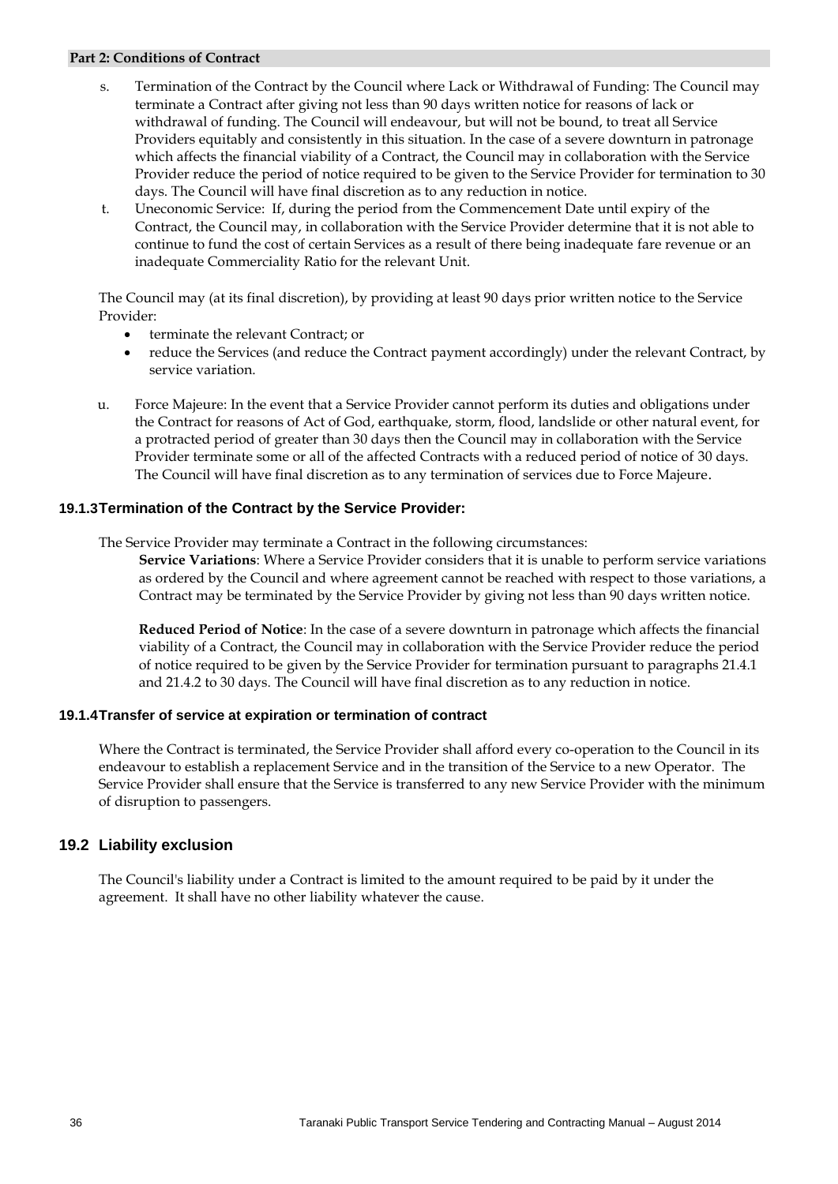s. Termination of the Contract by the Council where Lack or Withdrawal of Funding: The Council may terminate a Contract after giving not less than 90 days written notice for reasons of lack or withdrawal of funding. The Council will endeavour, but will not be bound, to treat all Service Providers equitably and consistently in this situation. In the case of a severe downturn in patronage which affects the financial viability of a Contract, the Council may in collaboration with the Service Provider reduce the period of notice required to be given to the Service Provider for termination to 30 days. The Council will have final discretion as to any reduction in notice.

t. Uneconomic Service: If, during the period from the Commencement Date until expiry of the Contract, the Council may, in collaboration with the Service Provider determine that it is not able to continue to fund the cost of certain Services as a result of there being inadequate fare revenue or an inadequate Commerciality Ratio for the relevant Unit.

The Council may (at its final discretion), by providing at least 90 days prior written notice to the Service Provider:

- terminate the relevant Contract; or
- reduce the Services (and reduce the Contract payment accordingly) under the relevant Contract, by service variation.

u. Force Majeure: In the event that a Service Provider cannot perform its duties and obligations under the Contract for reasons of Act of God, earthquake, storm, flood, landslide or other natural event, for a protracted period of greater than 30 days then the Council may in collaboration with the Service Provider terminate some or all of the affected Contracts with a reduced period of notice of 30 days. The Council will have final discretion as to any termination of services due to Force Majeure.

#### 19.1.3 Termination of the Contract by the Service Provider:

The Service Provider may terminate a Contract in the following circumstances:

**Service Variations**: Where a Service Provider considers that it is unable to perform service variations as ordered by the Council and where agreement cannot be reached with respect to those variations, a Contract may be terminated by the Service Provider by giving not less than 90 days written notice.

**Reduced Period of Notice**: In the case of a severe downturn in patronage which affects the financial viability of a Contract, the Council may in collaboration with the Service Provider reduce the period of notice required to be given by the Service Provider for termination pursuant to paragraphs 21.4.1 and 21.4.2 to 30 days. The Council will have final discretion as to any reduction in notice.

#### 19.1.4 Transfer of service at expiration or termination of contract

Where the Contract is terminated, the Service Provider shall afford every co-operation to the Council in its endeavour to establish a replacement Service and in the transition of the Service to a new Operator. The Service Provider shall ensure that the Service is transferred to any new Service Provider with the minimum of disruption to passengers.

### 19.2 Liability exclusion

The Council's liability under a Contract is limited to the amount required to be paid by it under the agreement. It shall have no other liability whatever the cause.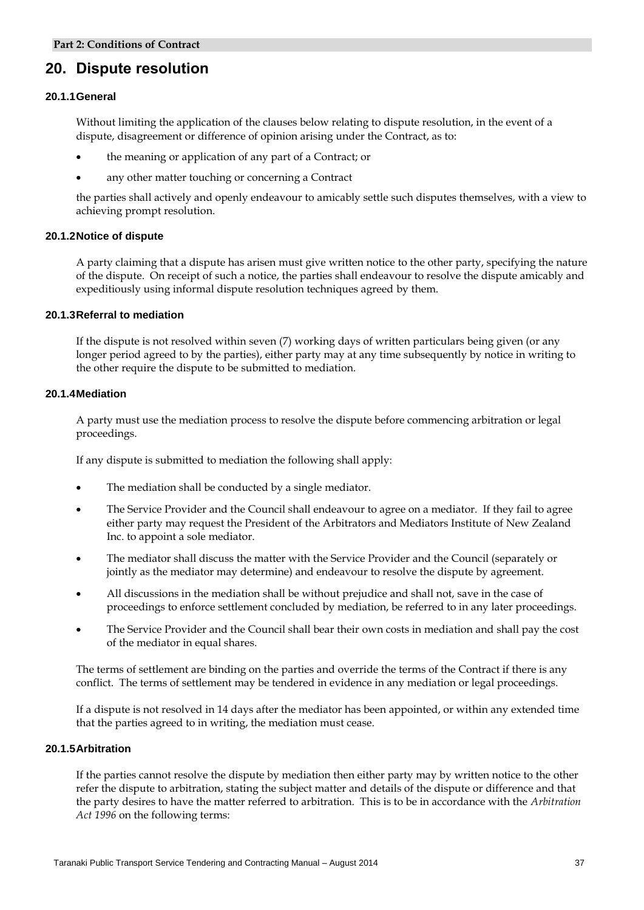## 20. Dispute resolution

### 20.1.1 General

Without limiting the application of the clauses below relating to dispute resolution, in the event of a dispute, disagreement or difference of opinion arising under the Contract, as to:

- the meaning or application of any part of a Contract; or
- any other matter touching or concerning a Contract

the parties shall actively and openly endeavour to amicably settle such disputes themselves, with a view to achieving prompt resolution.

### 20.1.2 Notice of dispute

A party claiming that a dispute has arisen must give written notice to the other party, specifying the nature of the dispute. On receipt of such a notice, the parties shall endeavour to resolve the dispute amicably and expeditiously using informal dispute resolution techniques agreed by them.

### 20.1.3 Referral to mediation

If the dispute is not resolved within seven (7) working days of written particulars being given (or any longer period agreed to by the parties), either party may at any time subsequently by notice in writing to the other require the dispute to be submitted to mediation.

### 20.1.4 Mediation

A party must use the mediation process to resolve the dispute before commencing arbitration or legal proceedings.

If any dispute is submitted to mediation the following shall apply:

- The mediation shall be conducted by a single mediator.
- The Service Provider and the Council shall endeavour to agree on a mediator. If they fail to agree either party may request the President of the Arbitrators and Mediators Institute of New Zealand Inc. to appoint a sole mediator.
- The mediator shall discuss the matter with the Service Provider and the Council (separately or jointly as the mediator may determine) and endeavour to resolve the dispute by agreement.
- All discussions in the mediation shall be without prejudice and shall not, save in the case of proceedings to enforce settlement concluded by mediation, be referred to in any later proceedings.
- The Service Provider and the Council shall bear their own costs in mediation and shall pay the cost of the mediator in equal shares.

The terms of settlement are binding on the parties and override the terms of the Contract if there is any conflict. The terms of settlement may be tendered in evidence in any mediation or legal proceedings.

If a dispute is not resolved in 14 days after the mediator has been appointed, or within any extended time that the parties agreed to in writing, the mediation must cease.

### 20.1.5 Arbitration

If the parties cannot resolve the dispute by mediation then either party may by written notice to the other refer the dispute to arbitration, stating the subject matter and details of the dispute or difference and that the party desires to have the matter referred to arbitration. This is to be in accordance with the *Arbitration Act 1996* on the following terms: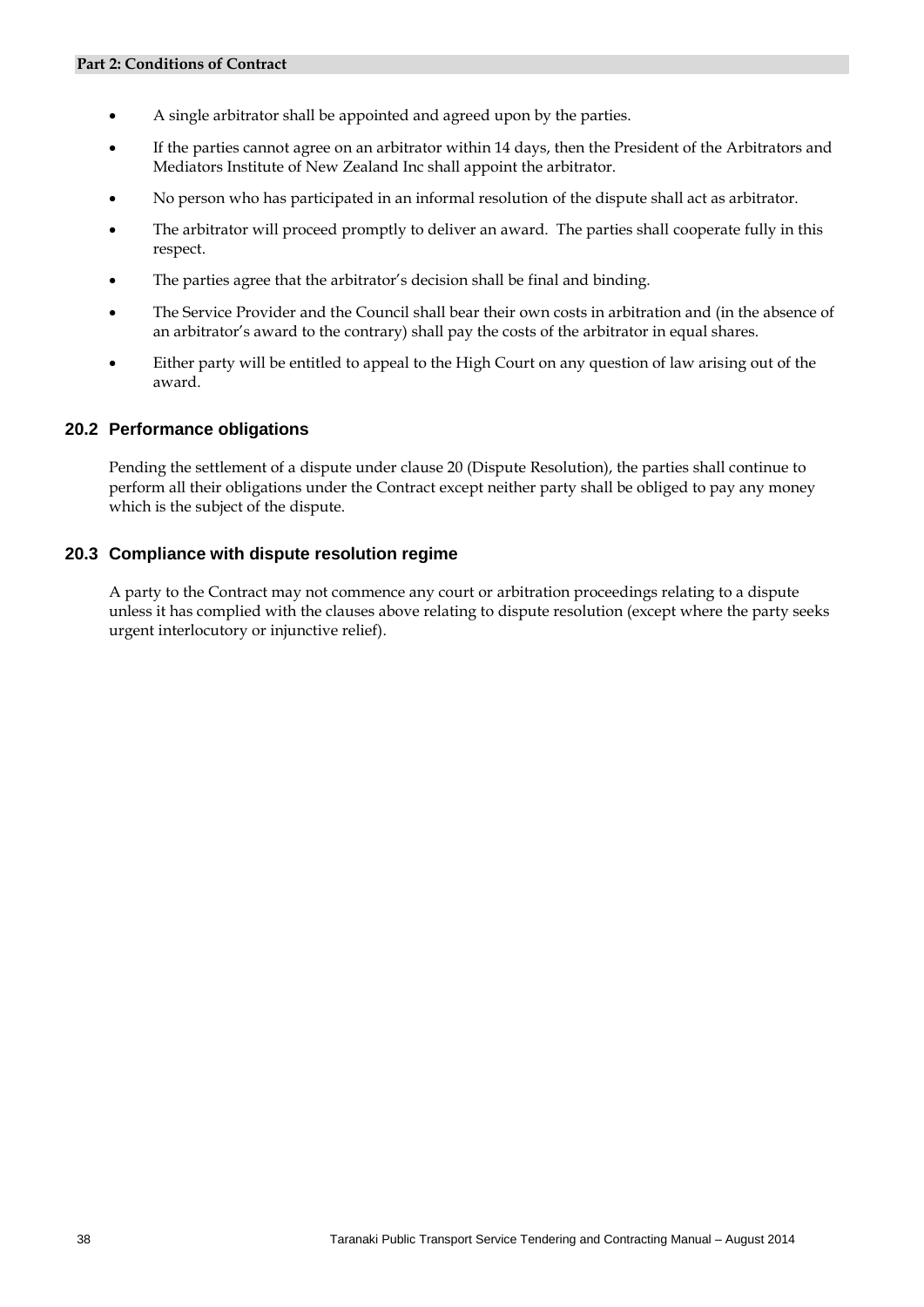- A single arbitrator shall be appointed and agreed upon by the parties.
- If the parties cannot agree on an arbitrator within 14 days, then the President of the Arbitrators and Mediators Institute of New Zealand Inc shall appoint the arbitrator.
- No person who has participated in an informal resolution of the dispute shall act as arbitrator.
- The arbitrator will proceed promptly to deliver an award. The parties shall cooperate fully in this respect.
- The parties agree that the arbitrator's decision shall be final and binding.
- The Service Provider and the Council shall bear their own costs in arbitration and (in the absence of an arbitrator's award to the contrary) shall pay the costs of the arbitrator in equal shares.
- Either party will be entitled to appeal to the High Court on any question of law arising out of the award.

### 20.2 Performance obligations

Pending the settlement of a dispute under clause 20 (Dispute Resolution), the parties shall continue to perform all their obligations under the Contract except neither party shall be obliged to pay any money which is the subject of the dispute.

### 20.3 Compliance with dispute resolution regime

A party to the Contract may not commence any court or arbitration proceedings relating to a dispute unless it has complied with the clauses above relating to dispute resolution (except where the party seeks urgent interlocutory or injunctive relief).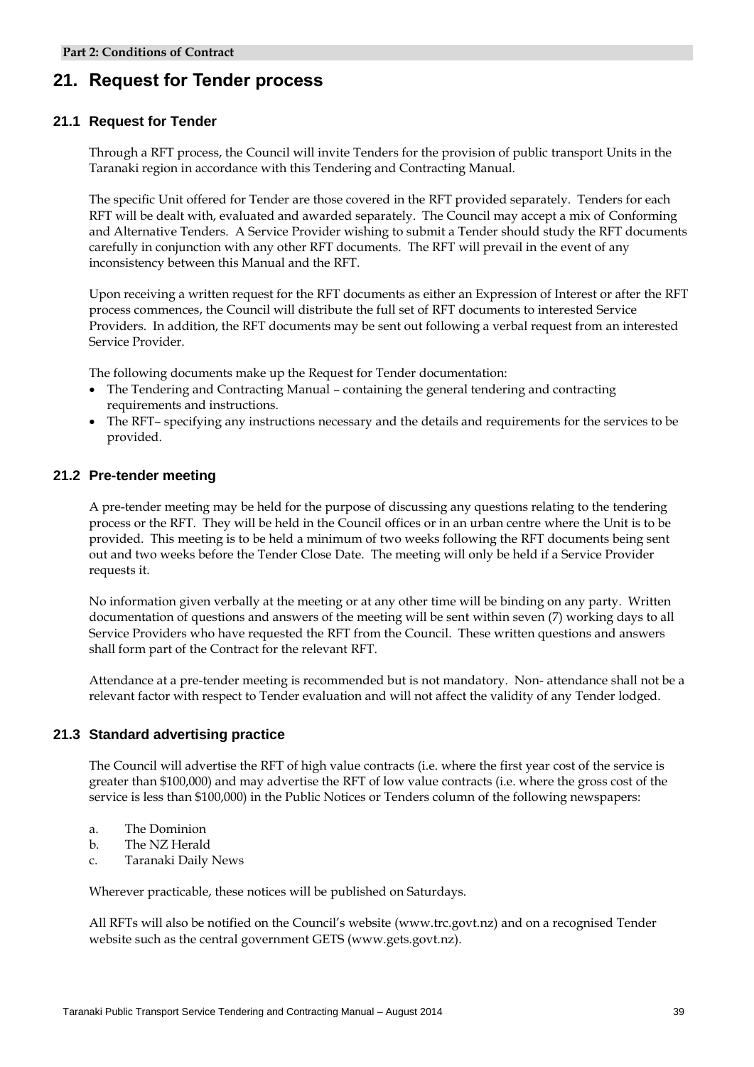## 21. Request for Tender process

### 21.1 Request for Tender

Through a RFT process, the Council will invite Tenders for the provision of public transport Units in the Taranaki region in accordance with this Tendering and Contracting Manual.

The specific Unit offered for Tender are those covered in the RFT provided separately. Tenders for each RFT will be dealt with, evaluated and awarded separately. The Council may accept a mix of Conforming and Alternative Tenders. A Service Provider wishing to submit a Tender should study the RFT documents carefully in conjunction with any other RFT documents. The RFT will prevail in the event of any inconsistency between this Manual and the RFT.

Upon receiving a written request for the RFT documents as either an Expression of Interest or after the RFT process commences, the Council will distribute the full set of RFT documents to interested Service Providers. In addition, the RFT documents may be sent out following a verbal request from an interested Service Provider.

The following documents make up the Request for Tender documentation:

- The Tendering and Contracting Manual – containing the general tendering and contracting requirements and instructions.
- The RFT– specifying any instructions necessary and the details and requirements for the services to be provided.

### 21.2 Pre-tender meeting

A pre-tender meeting may be held for the purpose of discussing any questions relating to the tendering process or the RFT. They will be held in the Council offices or in an urban centre where the Unit is to be provided. This meeting is to be held a minimum of two weeks following the RFT documents being sent out and two weeks before the Tender Close Date. The meeting will only be held if a Service Provider requests it.

No information given verbally at the meeting or at any other time will be binding on any party. Written documentation of questions and answers of the meeting will be sent within seven (7) working days to all Service Providers who have requested the RFT from the Council. These written questions and answers shall form part of the Contract for the relevant RFT.

Attendance at a pre-tender meeting is recommended but is not mandatory. Non- attendance shall not be a relevant factor with respect to Tender evaluation and will not affect the validity of any Tender lodged.

### 21.3 Standard advertising practice

The Council will advertise the RFT of high value contracts (i.e. where the first year cost of the service is greater than $100,000) and may advertise the RFT of low value contracts (i.e. where the gross cost of the service is less than $100,000) in the Public Notices or Tenders column of the following newspapers:

a. The Dominion
b. The NZ Herald
c. Taranaki Daily News

Wherever practicable, these notices will be published on Saturdays.

All RFTs will also be notified on the Council's website (www.trc.govt.nz) and on a recognised Tender website such as the central government GETS (www.gets.govt.nz).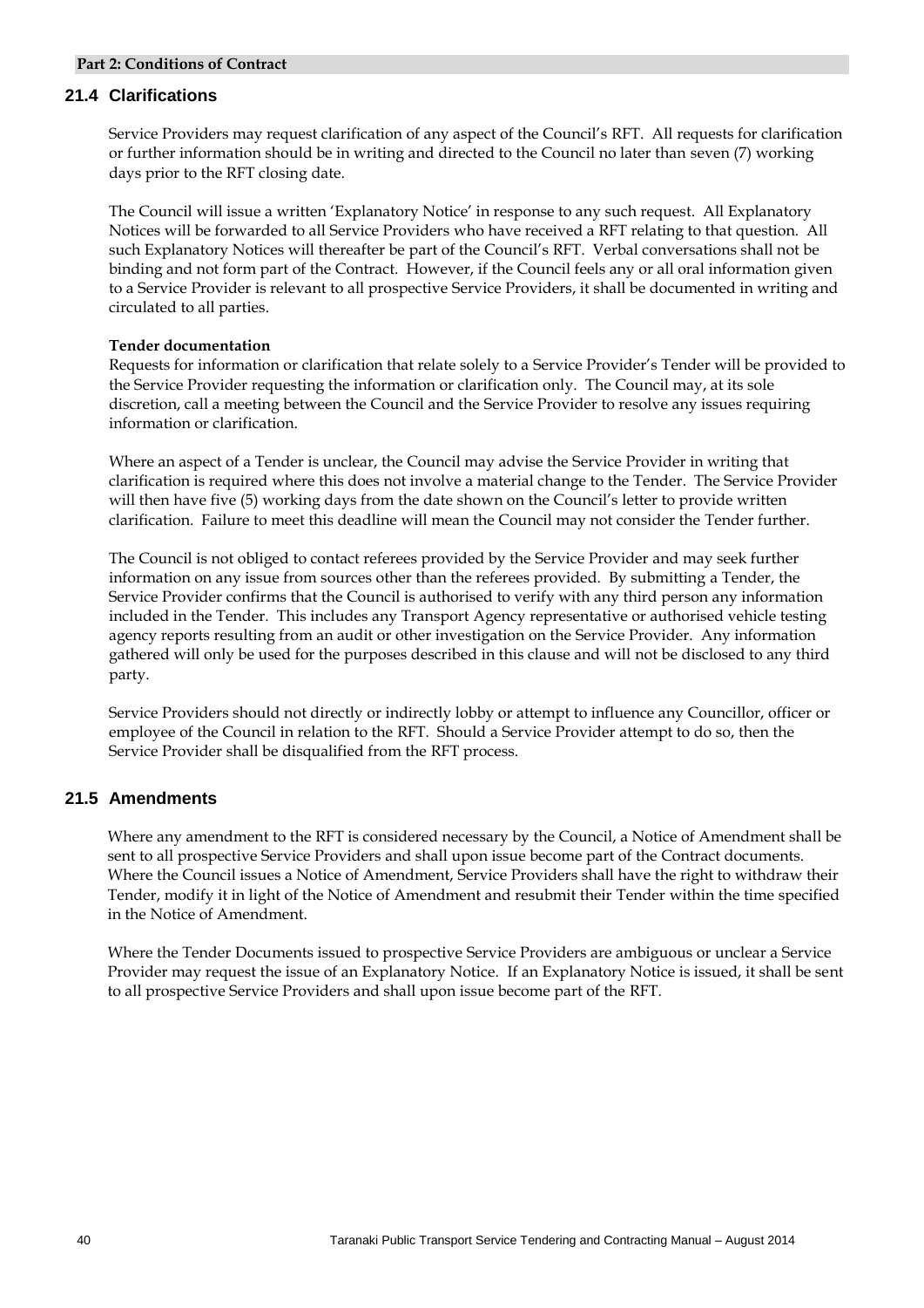## 21.4 Clarifications

Service Providers may request clarification of any aspect of the Council's RFT. All requests for clarification or further information should be in writing and directed to the Council no later than seven (7) working days prior to the RFT closing date.

The Council will issue a written 'Explanatory Notice' in response to any such request. All Explanatory Notices will be forwarded to all Service Providers who have received a RFT relating to that question. All such Explanatory Notices will thereafter be part of the Council's RFT. Verbal conversations shall not be binding and not form part of the Contract. However, if the Council feels any or all oral information given to a Service Provider is relevant to all prospective Service Providers, it shall be documented in writing and circulated to all parties.

**Tender documentation**

Requests for information or clarification that relate solely to a Service Provider's Tender will be provided to the Service Provider requesting the information or clarification only. The Council may, at its sole discretion, call a meeting between the Council and the Service Provider to resolve any issues requiring information or clarification.

Where an aspect of a Tender is unclear, the Council may advise the Service Provider in writing that clarification is required where this does not involve a material change to the Tender. The Service Provider will then have five (5) working days from the date shown on the Council's letter to provide written clarification. Failure to meet this deadline will mean the Council may not consider the Tender further.

The Council is not obliged to contact referees provided by the Service Provider and may seek further information on any issue from sources other than the referees provided. By submitting a Tender, the Service Provider confirms that the Council is authorised to verify with any third person any information included in the Tender. This includes any Transport Agency representative or authorised vehicle testing agency reports resulting from an audit or other investigation on the Service Provider. Any information gathered will only be used for the purposes described in this clause and will not be disclosed to any third party.

Service Providers should not directly or indirectly lobby or attempt to influence any Councillor, officer or employee of the Council in relation to the RFT. Should a Service Provider attempt to do so, then the Service Provider shall be disqualified from the RFT process.

## 21.5 Amendments

Where any amendment to the RFT is considered necessary by the Council, a Notice of Amendment shall be sent to all prospective Service Providers and shall upon issue become part of the Contract documents. Where the Council issues a Notice of Amendment, Service Providers shall have the right to withdraw their Tender, modify it in light of the Notice of Amendment and resubmit their Tender within the time specified in the Notice of Amendment.

Where the Tender Documents issued to prospective Service Providers are ambiguous or unclear a Service Provider may request the issue of an Explanatory Notice. If an Explanatory Notice is issued, it shall be sent to all prospective Service Providers and shall upon issue become part of the RFT.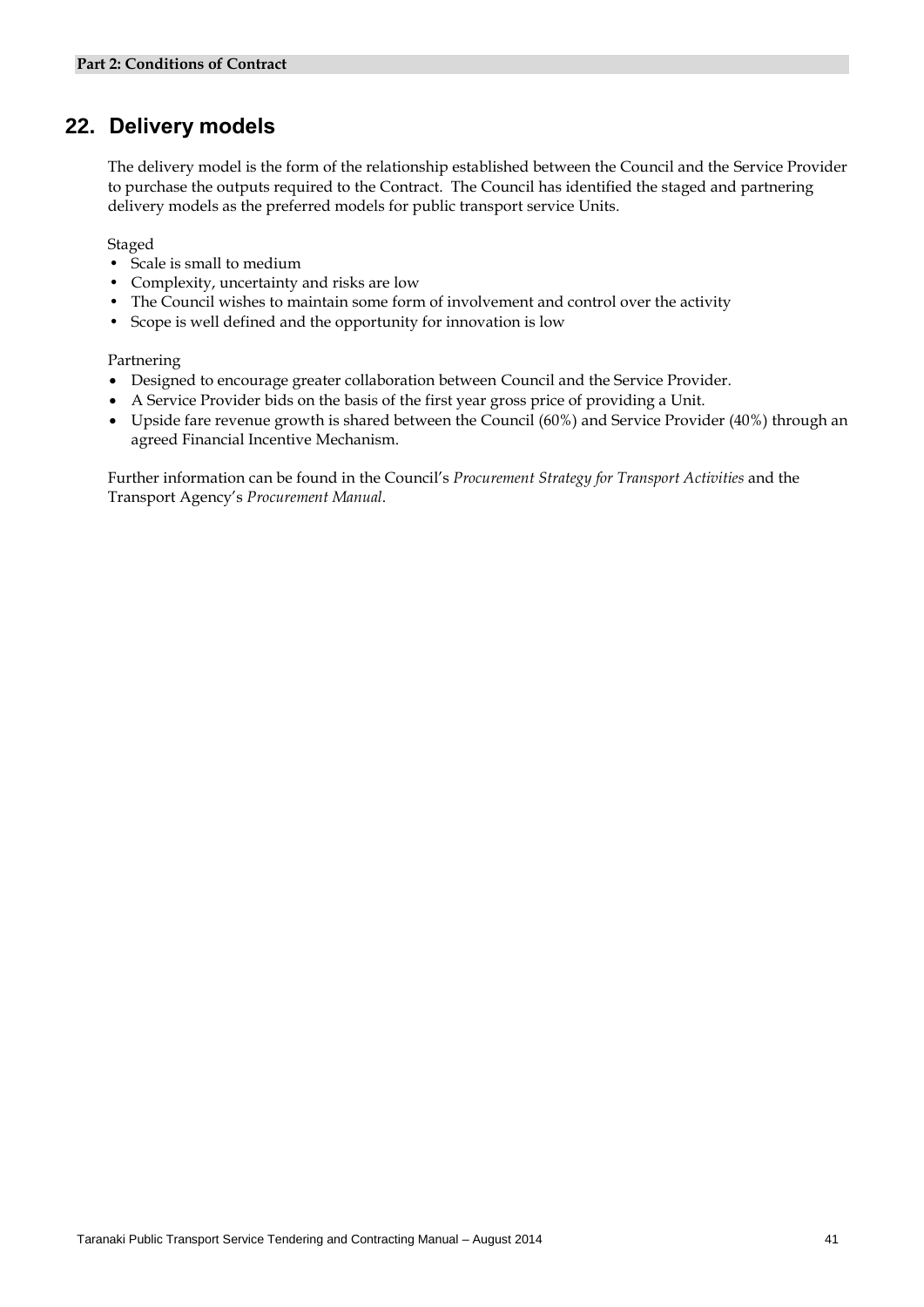## 22. Delivery models

The delivery model is the form of the relationship established between the Council and the Service Provider to purchase the outputs required to the Contract. The Council has identified the staged and partnering delivery models as the preferred models for public transport service Units.

Staged

- Scale is small to medium
- Complexity, uncertainty and risks are low
- The Council wishes to maintain some form of involvement and control over the activity
- Scope is well defined and the opportunity for innovation is low

Partnering

- Designed to encourage greater collaboration between Council and the Service Provider.
- A Service Provider bids on the basis of the first year gross price of providing a Unit.
- Upside fare revenue growth is shared between the Council (60%) and Service Provider (40%) through an agreed Financial Incentive Mechanism.

Further information can be found in the Council's *Procurement Strategy for Transport Activities* and the Transport Agency's *Procurement Manual*.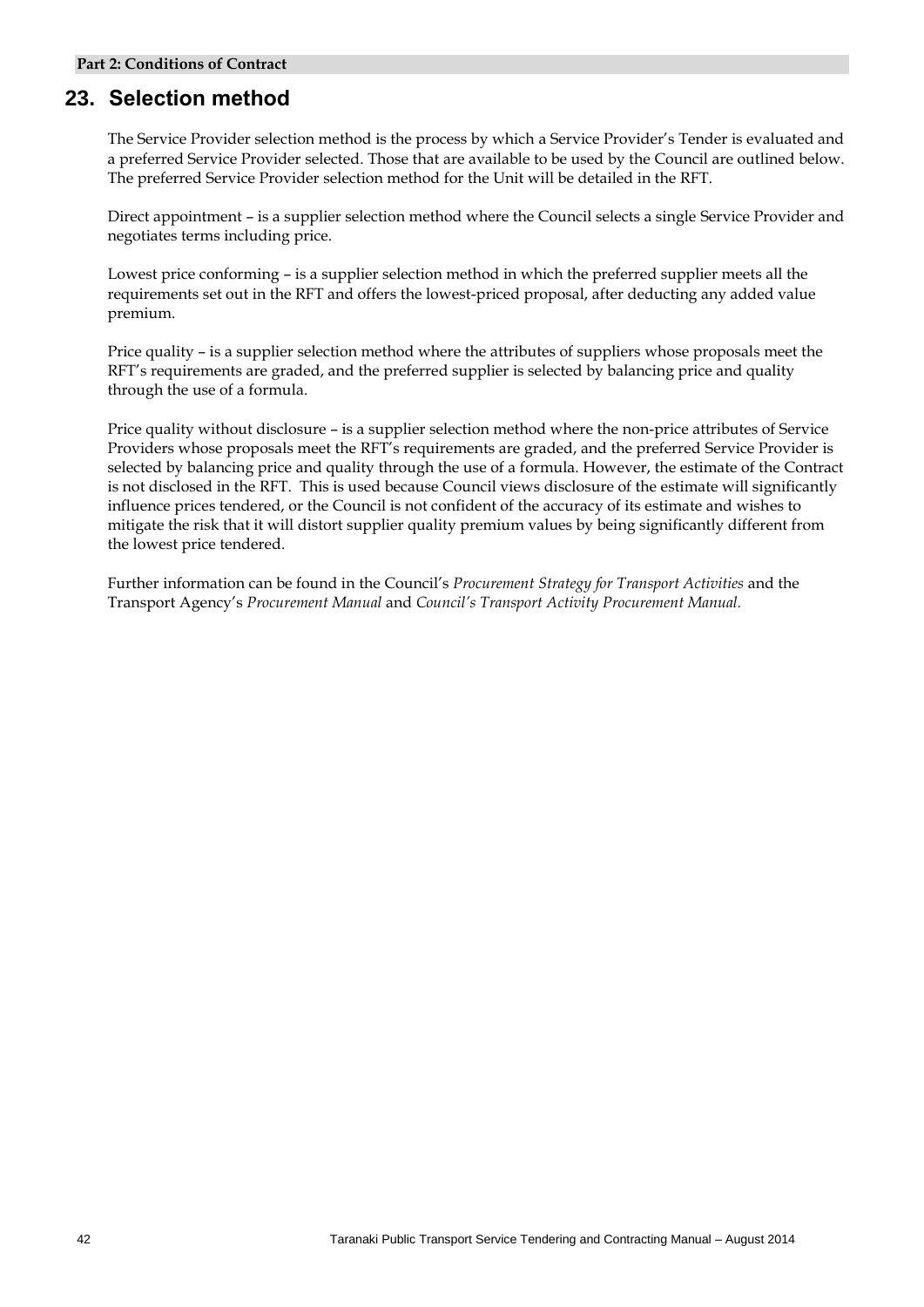## 23. Selection method

The Service Provider selection method is the process by which a Service Provider's Tender is evaluated and a preferred Service Provider selected. Those that are available to be used by the Council are outlined below. The preferred Service Provider selection method for the Unit will be detailed in the RFT.

Direct appointment – is a supplier selection method where the Council selects a single Service Provider and negotiates terms including price.

Lowest price conforming – is a supplier selection method in which the preferred supplier meets all the requirements set out in the RFT and offers the lowest-priced proposal, after deducting any added value premium.

Price quality – is a supplier selection method where the attributes of suppliers whose proposals meet the RFT's requirements are graded, and the preferred supplier is selected by balancing price and quality through the use of a formula.

Price quality without disclosure – is a supplier selection method where the non-price attributes of Service Providers whose proposals meet the RFT's requirements are graded, and the preferred Service Provider is selected by balancing price and quality through the use of a formula. However, the estimate of the Contract is not disclosed in the RFT. This is used because Council views disclosure of the estimate will significantly influence prices tendered, or the Council is not confident of the accuracy of its estimate and wishes to mitigate the risk that it will distort supplier quality premium values by being significantly different from the lowest price tendered.

Further information can be found in the Council's *Procurement Strategy for Transport Activities* and the Transport Agency's *Procurement Manual* and *Council's Transport Activity Procurement Manual.*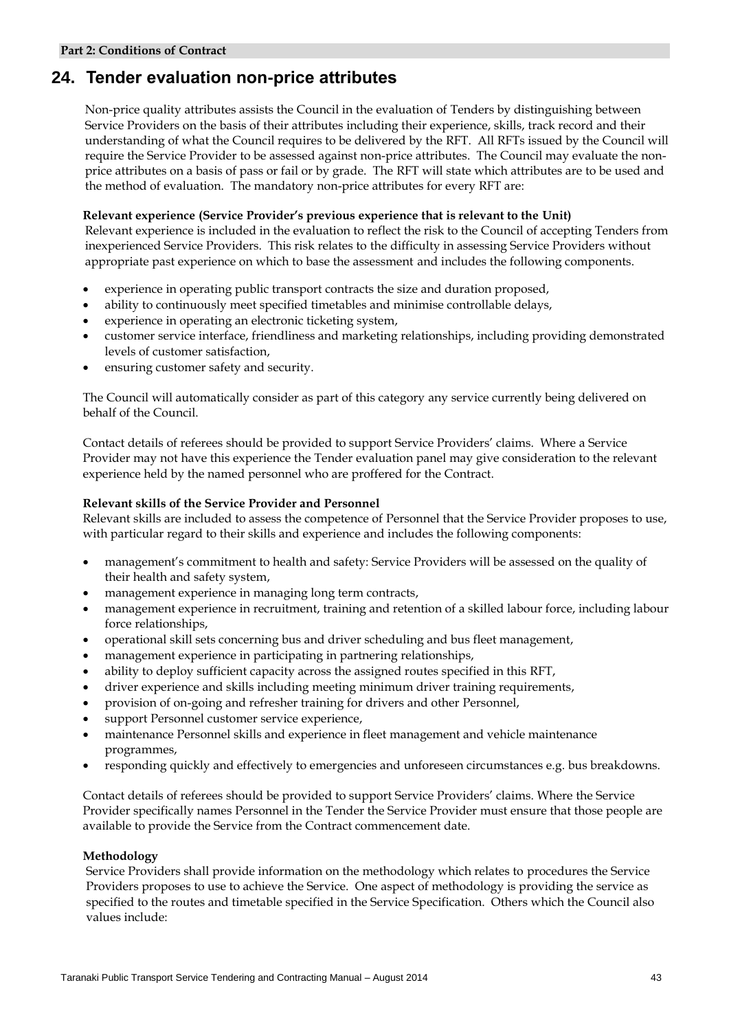## 24. Tender evaluation non-price attributes

Non-price quality attributes assists the Council in the evaluation of Tenders by distinguishing between Service Providers on the basis of their attributes including their experience, skills, track record and their understanding of what the Council requires to be delivered by the RFT. All RFTs issued by the Council will require the Service Provider to be assessed against non-price attributes. The Council may evaluate the non-price attributes on a basis of pass or fail or by grade. The RFT will state which attributes are to be used and the method of evaluation. The mandatory non-price attributes for every RFT are:

**Relevant experience (Service Provider's previous experience that is relevant to the Unit)**

Relevant experience is included in the evaluation to reflect the risk to the Council of accepting Tenders from inexperienced Service Providers. This risk relates to the difficulty in assessing Service Providers without appropriate past experience on which to base the assessment and includes the following components.

- experience in operating public transport contracts the size and duration proposed,
- ability to continuously meet specified timetables and minimise controllable delays,
- experience in operating an electronic ticketing system,
- customer service interface, friendliness and marketing relationships, including providing demonstrated levels of customer satisfaction,
- ensuring customer safety and security.

The Council will automatically consider as part of this category any service currently being delivered on behalf of the Council.

Contact details of referees should be provided to support Service Providers' claims. Where a Service Provider may not have this experience the Tender evaluation panel may give consideration to the relevant experience held by the named personnel who are proffered for the Contract.

**Relevant skills of the Service Provider and Personnel**

Relevant skills are included to assess the competence of Personnel that the Service Provider proposes to use, with particular regard to their skills and experience and includes the following components:

- management's commitment to health and safety: Service Providers will be assessed on the quality of their health and safety system,
- management experience in managing long term contracts,
- management experience in recruitment, training and retention of a skilled labour force, including labour force relationships,
- operational skill sets concerning bus and driver scheduling and bus fleet management,
- management experience in participating in partnering relationships,
- ability to deploy sufficient capacity across the assigned routes specified in this RFT,
- driver experience and skills including meeting minimum driver training requirements,
- provision of on-going and refresher training for drivers and other Personnel,
- support Personnel customer service experience,
- maintenance Personnel skills and experience in fleet management and vehicle maintenance programmes,
- responding quickly and effectively to emergencies and unforeseen circumstances e.g. bus breakdowns.

Contact details of referees should be provided to support Service Providers' claims. Where the Service Provider specifically names Personnel in the Tender the Service Provider must ensure that those people are available to provide the Service from the Contract commencement date.

**Methodology**

Service Providers shall provide information on the methodology which relates to procedures the Service Providers proposes to use to achieve the Service. One aspect of methodology is providing the service as specified to the routes and timetable specified in the Service Specification. Others which the Council also values include: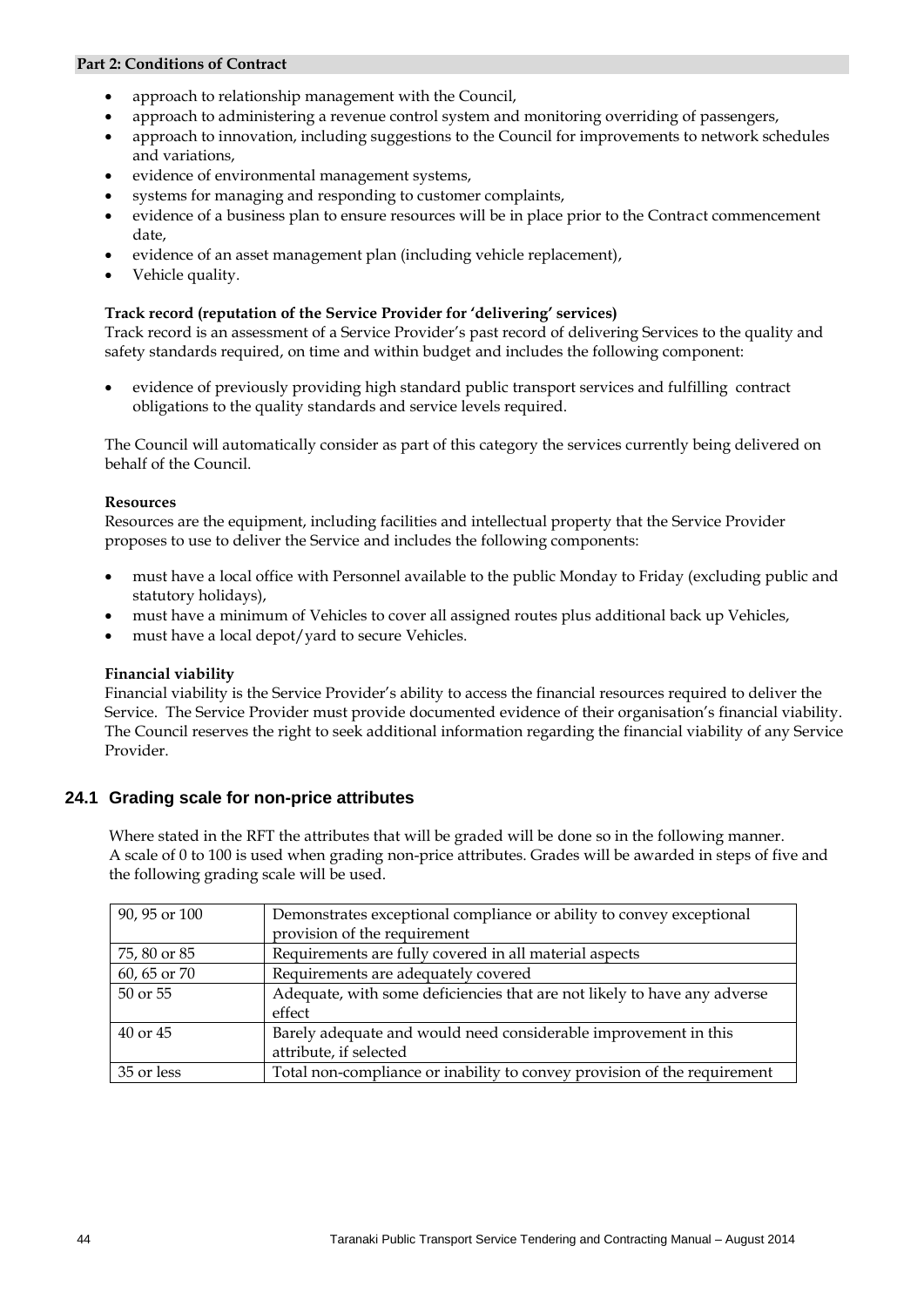- approach to relationship management with the Council,
- approach to administering a revenue control system and monitoring overriding of passengers,
- approach to innovation, including suggestions to the Council for improvements to network schedules and variations,
- evidence of environmental management systems,
- systems for managing and responding to customer complaints,
- evidence of a business plan to ensure resources will be in place prior to the Contract commencement date,
- evidence of an asset management plan (including vehicle replacement),
- Vehicle quality.

**Track record (reputation of the Service Provider for 'delivering' services)**

Track record is an assessment of a Service Provider's past record of delivering Services to the quality and safety standards required, on time and within budget and includes the following component:

- evidence of previously providing high standard public transport services and fulfilling contract obligations to the quality standards and service levels required.

The Council will automatically consider as part of this category the services currently being delivered on behalf of the Council.

**Resources**

Resources are the equipment, including facilities and intellectual property that the Service Provider proposes to use to deliver the Service and includes the following components:

- must have a local office with Personnel available to the public Monday to Friday (excluding public and statutory holidays),
- must have a minimum of Vehicles to cover all assigned routes plus additional back up Vehicles,
- must have a local depot/yard to secure Vehicles.

**Financial viability**

Financial viability is the Service Provider's ability to access the financial resources required to deliver the Service. The Service Provider must provide documented evidence of their organisation's financial viability. The Council reserves the right to seek additional information regarding the financial viability of any Service Provider.

## 24.1 Grading scale for non-price attributes

Where stated in the RFT the attributes that will be graded will be done so in the following manner. A scale of 0 to 100 is used when grading non-price attributes. Grades will be awarded in steps of five and the following grading scale will be used.

| | |
|---|---|
| 90, 95 or 100 | Demonstrates exceptional compliance or ability to convey exceptional provision of the requirement |
| 75, 80 or 85 | Requirements are fully covered in all material aspects |
| 60, 65 or 70 | Requirements are adequately covered |
| 50 or 55 | Adequate, with some deficiencies that are not likely to have any adverse effect |
| 40 or 45 | Barely adequate and would need considerable improvement in this attribute, if selected |
| 35 or less | Total non-compliance or inability to convey provision of the requirement |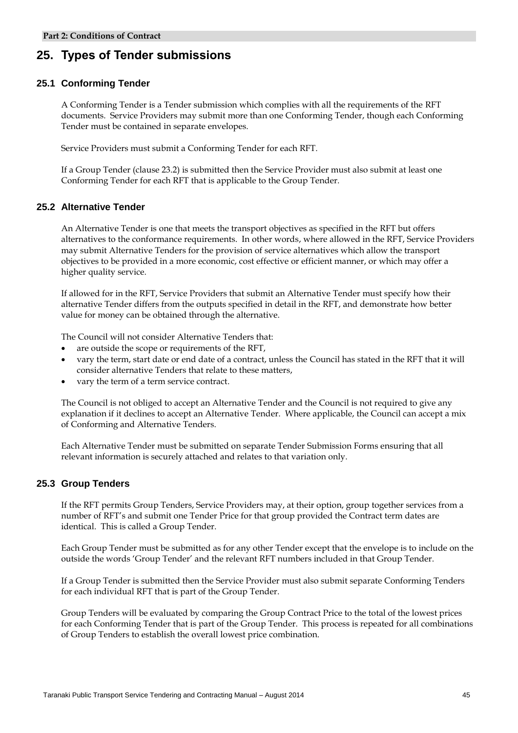# 25. Types of Tender submissions

## 25.1 Conforming Tender

A Conforming Tender is a Tender submission which complies with all the requirements of the RFT documents. Service Providers may submit more than one Conforming Tender, though each Conforming Tender must be contained in separate envelopes.

Service Providers must submit a Conforming Tender for each RFT.

If a Group Tender (clause 23.2) is submitted then the Service Provider must also submit at least one Conforming Tender for each RFT that is applicable to the Group Tender.

## 25.2 Alternative Tender

An Alternative Tender is one that meets the transport objectives as specified in the RFT but offers alternatives to the conformance requirements. In other words, where allowed in the RFT, Service Providers may submit Alternative Tenders for the provision of service alternatives which allow the transport objectives to be provided in a more economic, cost effective or efficient manner, or which may offer a higher quality service.

If allowed for in the RFT, Service Providers that submit an Alternative Tender must specify how their alternative Tender differs from the outputs specified in detail in the RFT, and demonstrate how better value for money can be obtained through the alternative.

The Council will not consider Alternative Tenders that:

- are outside the scope or requirements of the RFT,
- vary the term, start date or end date of a contract, unless the Council has stated in the RFT that it will consider alternative Tenders that relate to these matters,
- vary the term of a term service contract.

The Council is not obliged to accept an Alternative Tender and the Council is not required to give any explanation if it declines to accept an Alternative Tender. Where applicable, the Council can accept a mix of Conforming and Alternative Tenders.

Each Alternative Tender must be submitted on separate Tender Submission Forms ensuring that all relevant information is securely attached and relates to that variation only.

## 25.3 Group Tenders

If the RFT permits Group Tenders, Service Providers may, at their option, group together services from a number of RFT's and submit one Tender Price for that group provided the Contract term dates are identical. This is called a Group Tender.

Each Group Tender must be submitted as for any other Tender except that the envelope is to include on the outside the words 'Group Tender' and the relevant RFT numbers included in that Group Tender.

If a Group Tender is submitted then the Service Provider must also submit separate Conforming Tenders for each individual RFT that is part of the Group Tender.

Group Tenders will be evaluated by comparing the Group Contract Price to the total of the lowest prices for each Conforming Tender that is part of the Group Tender. This process is repeated for all combinations of Group Tenders to establish the overall lowest price combination.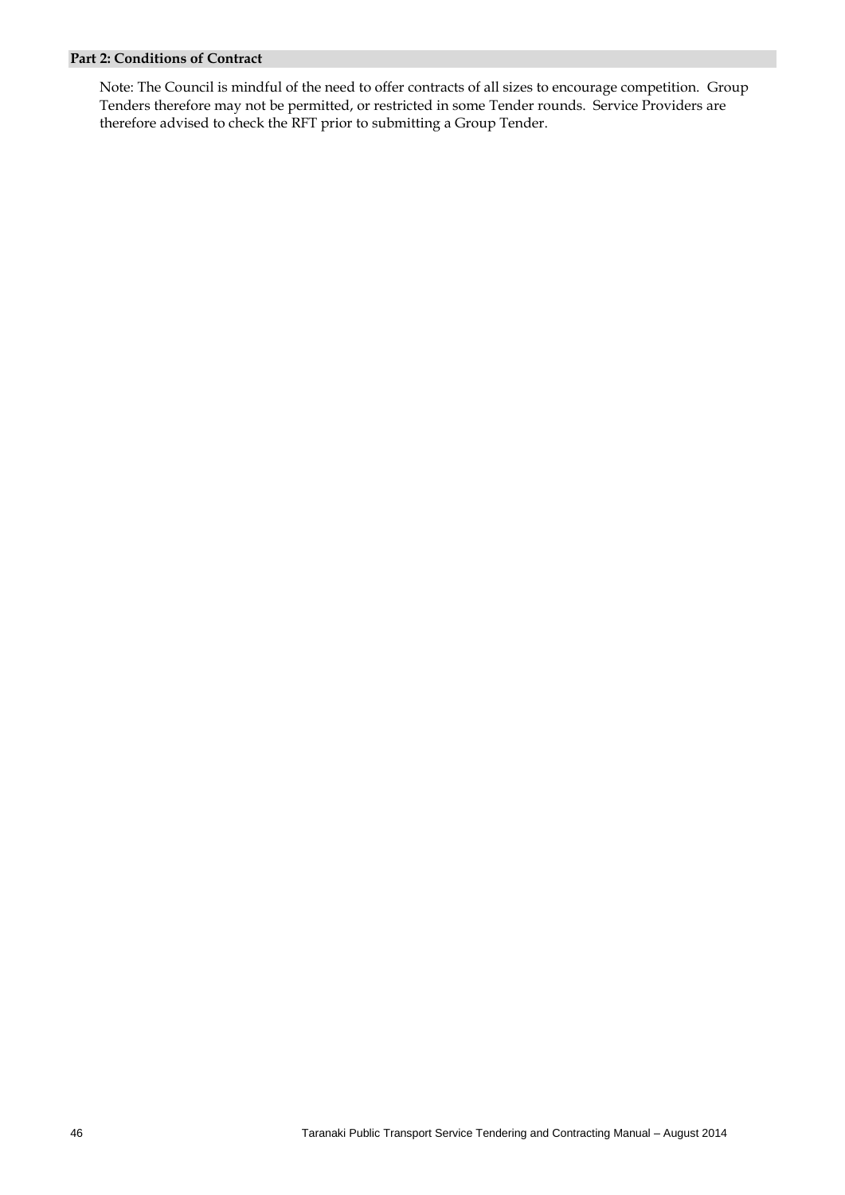Note: The Council is mindful of the need to offer contracts of all sizes to encourage competition. Group Tenders therefore may not be permitted, or restricted in some Tender rounds. Service Providers are therefore advised to check the RFT prior to submitting a Group Tender.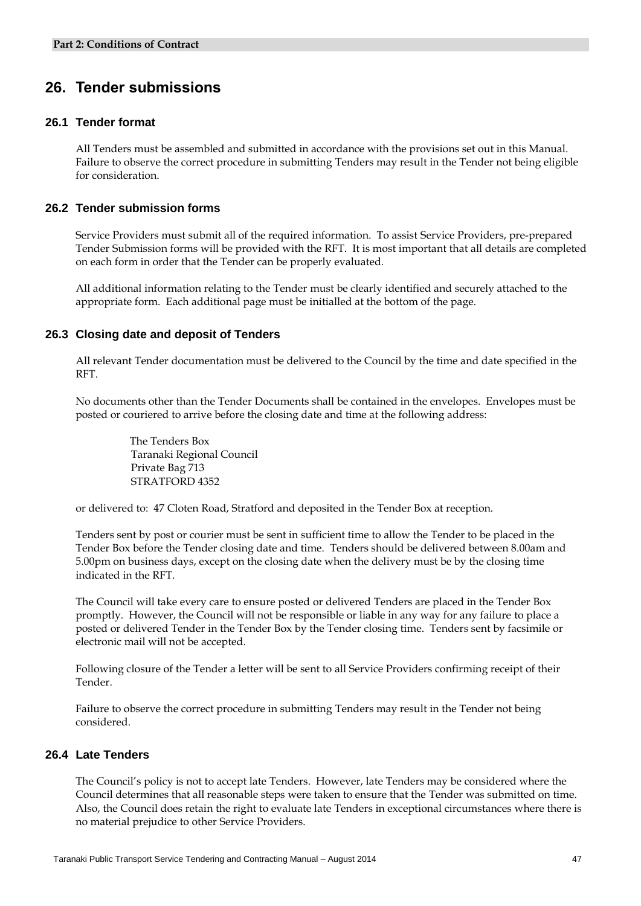## 26. Tender submissions

### 26.1 Tender format

All Tenders must be assembled and submitted in accordance with the provisions set out in this Manual. Failure to observe the correct procedure in submitting Tenders may result in the Tender not being eligible for consideration.

### 26.2 Tender submission forms

Service Providers must submit all of the required information. To assist Service Providers, pre-prepared Tender Submission forms will be provided with the RFT. It is most important that all details are completed on each form in order that the Tender can be properly evaluated.

All additional information relating to the Tender must be clearly identified and securely attached to the appropriate form. Each additional page must be initialled at the bottom of the page.

### 26.3 Closing date and deposit of Tenders

All relevant Tender documentation must be delivered to the Council by the time and date specified in the RFT.

No documents other than the Tender Documents shall be contained in the envelopes. Envelopes must be posted or couriered to arrive before the closing date and time at the following address:

The Tenders Box
Taranaki Regional Council
Private Bag 713
STRATFORD 4352

or delivered to: 47 Cloten Road, Stratford and deposited in the Tender Box at reception.

Tenders sent by post or courier must be sent in sufficient time to allow the Tender to be placed in the Tender Box before the Tender closing date and time. Tenders should be delivered between 8.00am and 5.00pm on business days, except on the closing date when the delivery must be by the closing time indicated in the RFT.

The Council will take every care to ensure posted or delivered Tenders are placed in the Tender Box promptly. However, the Council will not be responsible or liable in any way for any failure to place a posted or delivered Tender in the Tender Box by the Tender closing time. Tenders sent by facsimile or electronic mail will not be accepted.

Following closure of the Tender a letter will be sent to all Service Providers confirming receipt of their Tender.

Failure to observe the correct procedure in submitting Tenders may result in the Tender not being considered.

### 26.4 Late Tenders

The Council's policy is not to accept late Tenders. However, late Tenders may be considered where the Council determines that all reasonable steps were taken to ensure that the Tender was submitted on time. Also, the Council does retain the right to evaluate late Tenders in exceptional circumstances where there is no material prejudice to other Service Providers.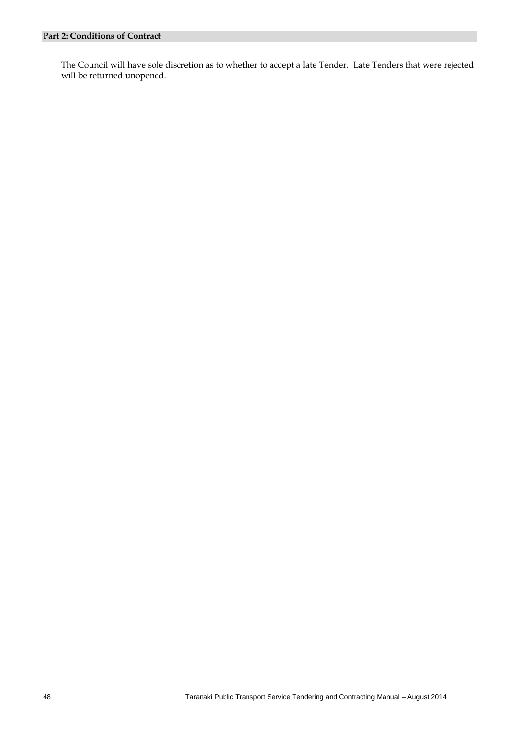The Council will have sole discretion as to whether to accept a late Tender. Late Tenders that were rejected will be returned unopened.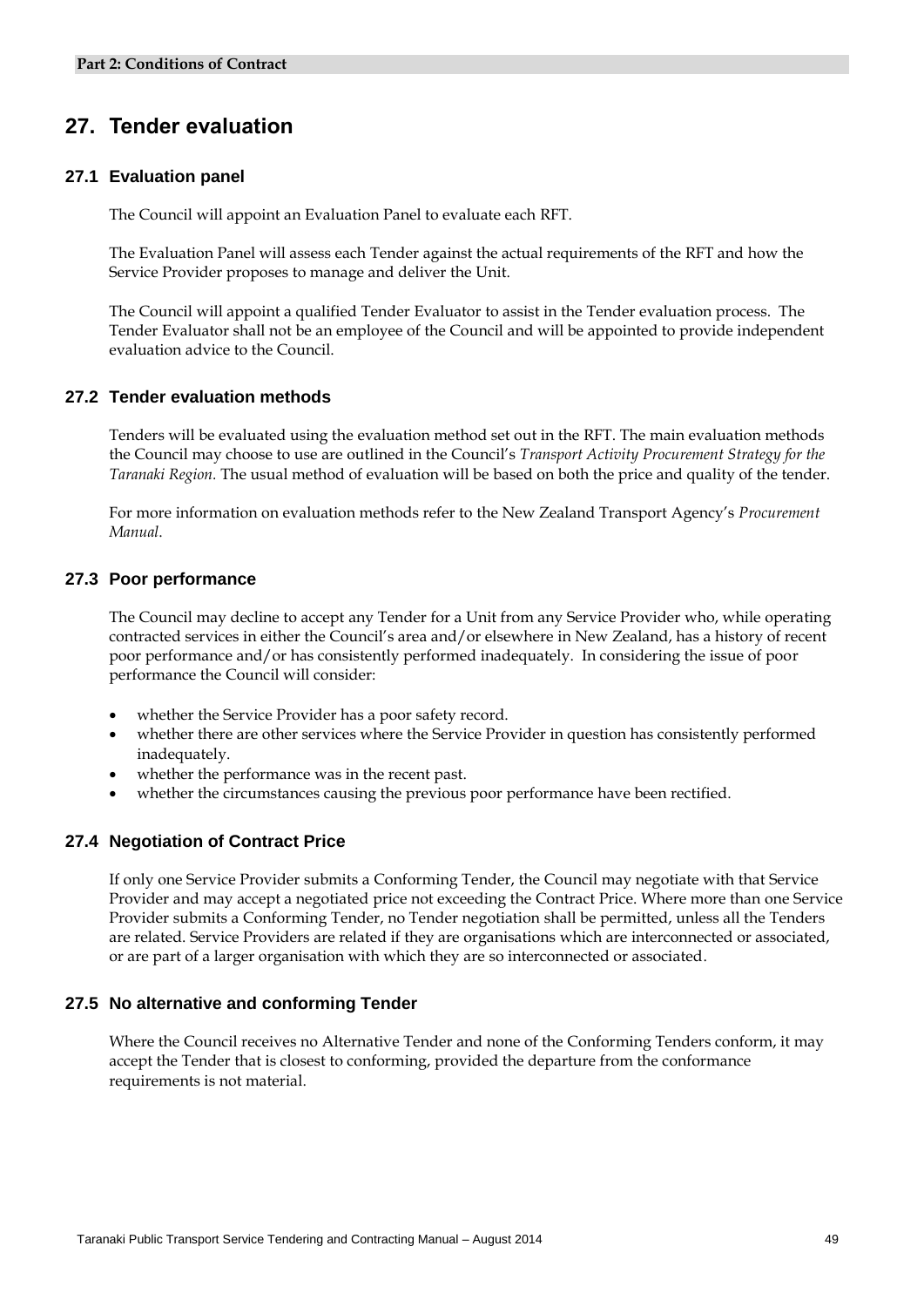## 27. Tender evaluation

### 27.1 Evaluation panel

The Council will appoint an Evaluation Panel to evaluate each RFT.

The Evaluation Panel will assess each Tender against the actual requirements of the RFT and how the Service Provider proposes to manage and deliver the Unit.

The Council will appoint a qualified Tender Evaluator to assist in the Tender evaluation process. The Tender Evaluator shall not be an employee of the Council and will be appointed to provide independent evaluation advice to the Council.

### 27.2 Tender evaluation methods

Tenders will be evaluated using the evaluation method set out in the RFT. The main evaluation methods the Council may choose to use are outlined in the Council's *Transport Activity Procurement Strategy for the Taranaki Region*. The usual method of evaluation will be based on both the price and quality of the tender.

For more information on evaluation methods refer to the New Zealand Transport Agency's *Procurement Manual*.

### 27.3 Poor performance

The Council may decline to accept any Tender for a Unit from any Service Provider who, while operating contracted services in either the Council's area and/or elsewhere in New Zealand, has a history of recent poor performance and/or has consistently performed inadequately. In considering the issue of poor performance the Council will consider:

- whether the Service Provider has a poor safety record.
- whether there are other services where the Service Provider in question has consistently performed inadequately.
- whether the performance was in the recent past.
- whether the circumstances causing the previous poor performance have been rectified.

### 27.4 Negotiation of Contract Price

If only one Service Provider submits a Conforming Tender, the Council may negotiate with that Service Provider and may accept a negotiated price not exceeding the Contract Price. Where more than one Service Provider submits a Conforming Tender, no Tender negotiation shall be permitted, unless all the Tenders are related. Service Providers are related if they are organisations which are interconnected or associated, or are part of a larger organisation with which they are so interconnected or associated.

### 27.5 No alternative and conforming Tender

Where the Council receives no Alternative Tender and none of the Conforming Tenders conform, it may accept the Tender that is closest to conforming, provided the departure from the conformance requirements is not material.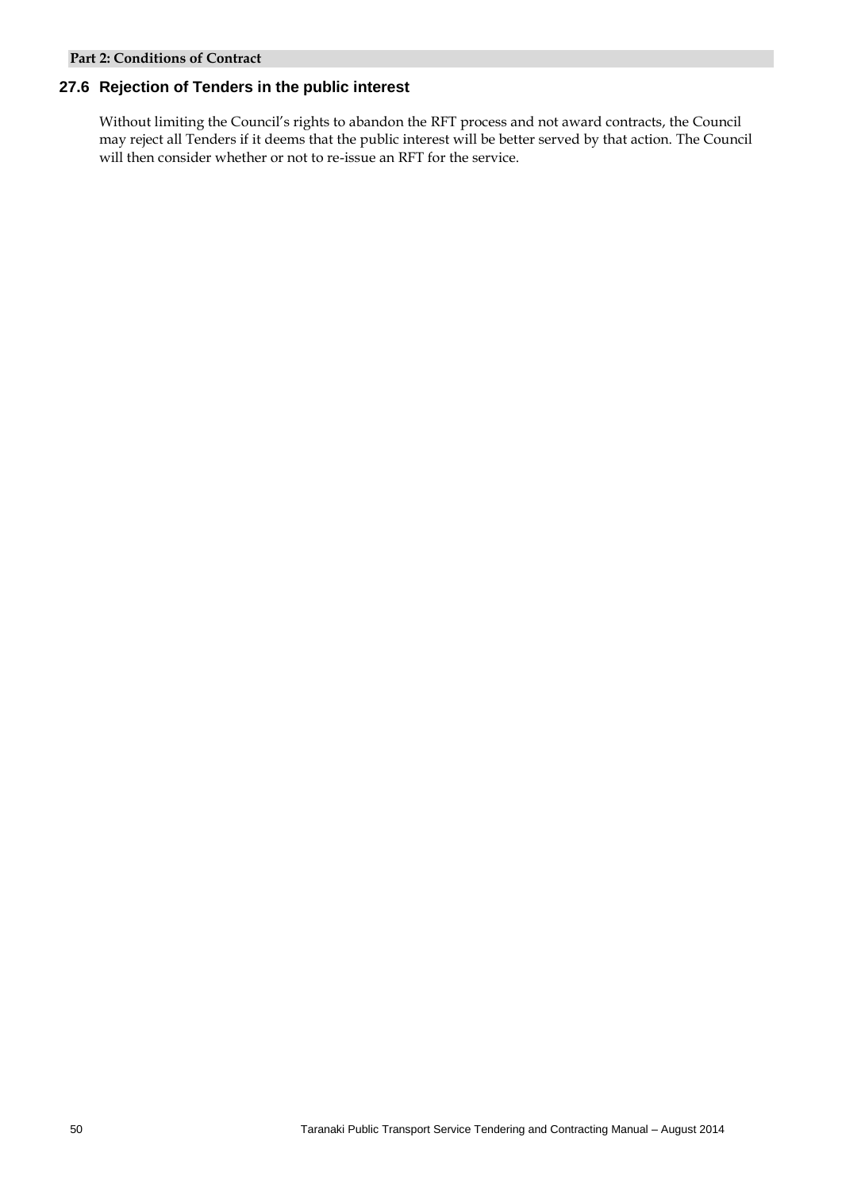## 27.6 Rejection of Tenders in the public interest

Without limiting the Council's rights to abandon the RFT process and not award contracts, the Council may reject all Tenders if it deems that the public interest will be better served by that action. The Council will then consider whether or not to re-issue an RFT for the service.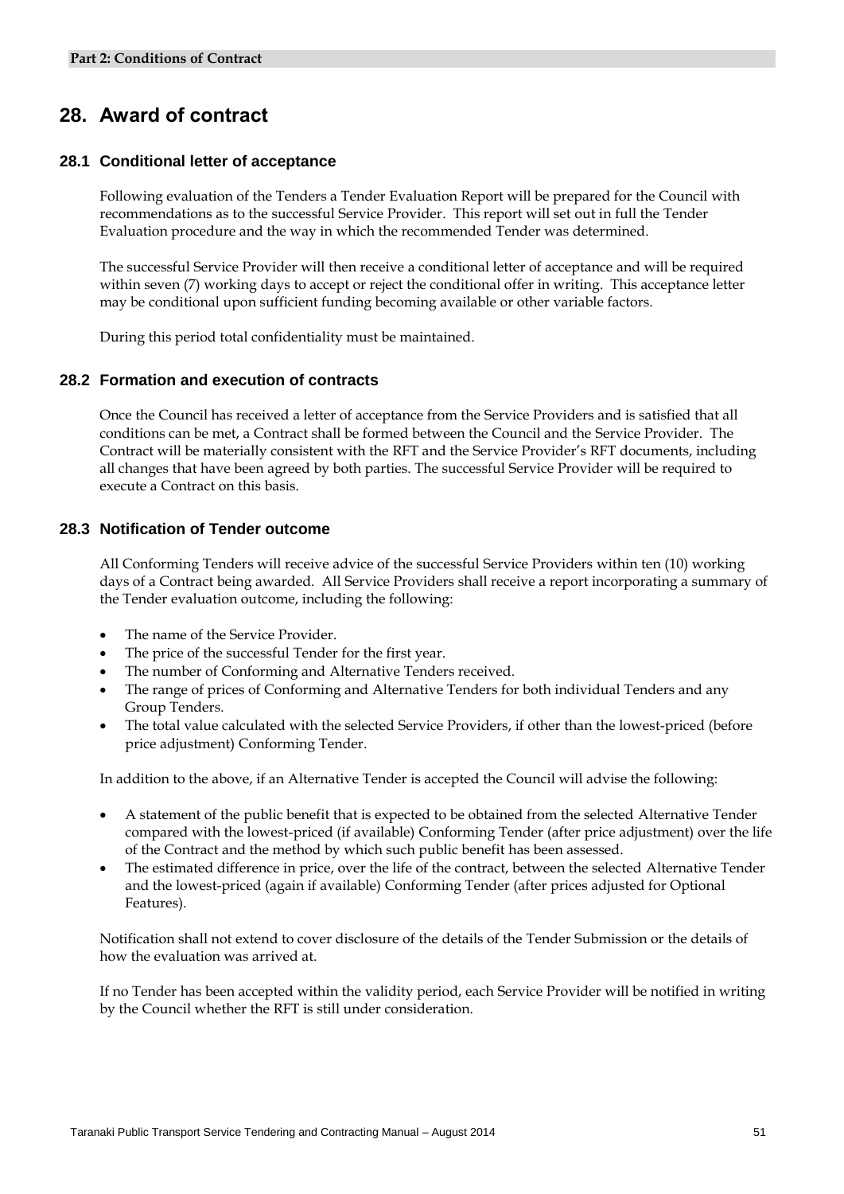# 28. Award of contract

## 28.1 Conditional letter of acceptance

Following evaluation of the Tenders a Tender Evaluation Report will be prepared for the Council with recommendations as to the successful Service Provider. This report will set out in full the Tender Evaluation procedure and the way in which the recommended Tender was determined.

The successful Service Provider will then receive a conditional letter of acceptance and will be required within seven (7) working days to accept or reject the conditional offer in writing. This acceptance letter may be conditional upon sufficient funding becoming available or other variable factors.

During this period total confidentiality must be maintained.

## 28.2 Formation and execution of contracts

Once the Council has received a letter of acceptance from the Service Providers and is satisfied that all conditions can be met, a Contract shall be formed between the Council and the Service Provider. The Contract will be materially consistent with the RFT and the Service Provider's RFT documents, including all changes that have been agreed by both parties. The successful Service Provider will be required to execute a Contract on this basis.

## 28.3 Notification of Tender outcome

All Conforming Tenders will receive advice of the successful Service Providers within ten (10) working days of a Contract being awarded. All Service Providers shall receive a report incorporating a summary of the Tender evaluation outcome, including the following:

- The name of the Service Provider.
- The price of the successful Tender for the first year.
- The number of Conforming and Alternative Tenders received.
- The range of prices of Conforming and Alternative Tenders for both individual Tenders and any Group Tenders.
- The total value calculated with the selected Service Providers, if other than the lowest-priced (before price adjustment) Conforming Tender.

In addition to the above, if an Alternative Tender is accepted the Council will advise the following:

- A statement of the public benefit that is expected to be obtained from the selected Alternative Tender compared with the lowest-priced (if available) Conforming Tender (after price adjustment) over the life of the Contract and the method by which such public benefit has been assessed.
- The estimated difference in price, over the life of the contract, between the selected Alternative Tender and the lowest-priced (again if available) Conforming Tender (after prices adjusted for Optional Features).

Notification shall not extend to cover disclosure of the details of the Tender Submission or the details of how the evaluation was arrived at.

If no Tender has been accepted within the validity period, each Service Provider will be notified in writing by the Council whether the RFT is still under consideration.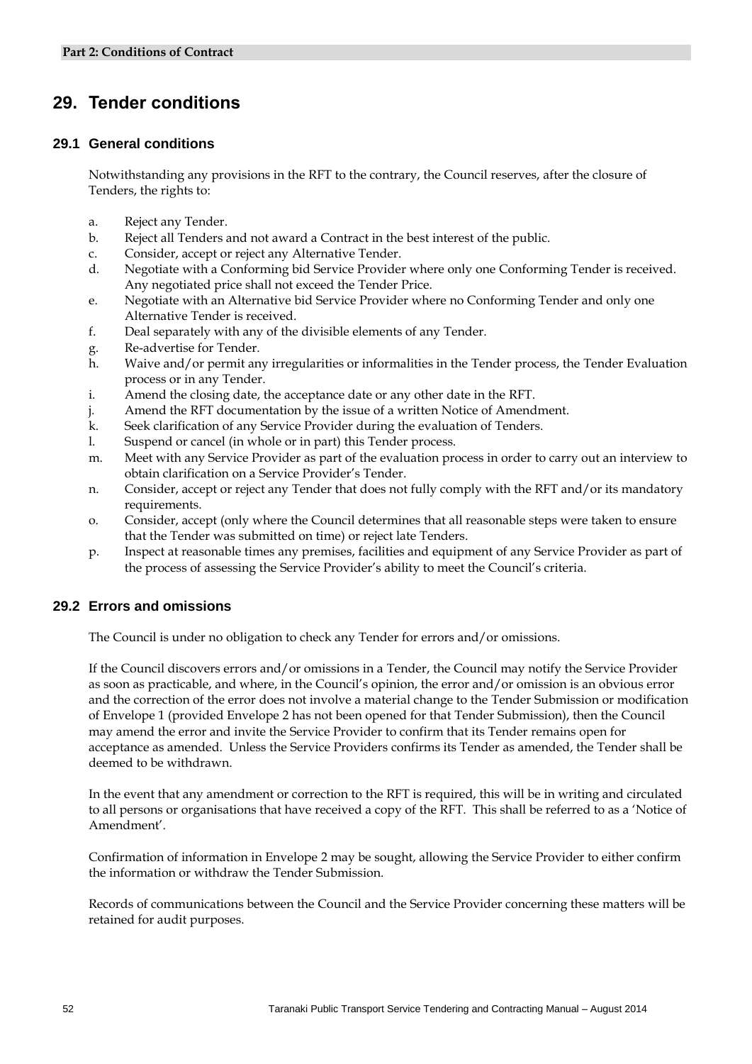# 29. Tender conditions

## 29.1 General conditions

Notwithstanding any provisions in the RFT to the contrary, the Council reserves, after the closure of Tenders, the rights to:

a. Reject any Tender.
b. Reject all Tenders and not award a Contract in the best interest of the public.
c. Consider, accept or reject any Alternative Tender.
d. Negotiate with a Conforming bid Service Provider where only one Conforming Tender is received. Any negotiated price shall not exceed the Tender Price.
e. Negotiate with an Alternative bid Service Provider where no Conforming Tender and only one Alternative Tender is received.
f. Deal separately with any of the divisible elements of any Tender.
g. Re-advertise for Tender.
h. Waive and/or permit any irregularities or informalities in the Tender process, the Tender Evaluation process or in any Tender.
i. Amend the closing date, the acceptance date or any other date in the RFT.
j. Amend the RFT documentation by the issue of a written Notice of Amendment.
k. Seek clarification of any Service Provider during the evaluation of Tenders.
l. Suspend or cancel (in whole or in part) this Tender process.
m. Meet with any Service Provider as part of the evaluation process in order to carry out an interview to obtain clarification on a Service Provider's Tender.
n. Consider, accept or reject any Tender that does not fully comply with the RFT and/or its mandatory requirements.
o. Consider, accept (only where the Council determines that all reasonable steps were taken to ensure that the Tender was submitted on time) or reject late Tenders.
p. Inspect at reasonable times any premises, facilities and equipment of any Service Provider as part of the process of assessing the Service Provider's ability to meet the Council's criteria.

## 29.2 Errors and omissions

The Council is under no obligation to check any Tender for errors and/or omissions.

If the Council discovers errors and/or omissions in a Tender, the Council may notify the Service Provider as soon as practicable, and where, in the Council's opinion, the error and/or omission is an obvious error and the correction of the error does not involve a material change to the Tender Submission or modification of Envelope 1 (provided Envelope 2 has not been opened for that Tender Submission), then the Council may amend the error and invite the Service Provider to confirm that its Tender remains open for acceptance as amended. Unless the Service Providers confirms its Tender as amended, the Tender shall be deemed to be withdrawn.

In the event that any amendment or correction to the RFT is required, this will be in writing and circulated to all persons or organisations that have received a copy of the RFT. This shall be referred to as a 'Notice of Amendment'.

Confirmation of information in Envelope 2 may be sought, allowing the Service Provider to either confirm the information or withdraw the Tender Submission.

Records of communications between the Council and the Service Provider concerning these matters will be retained for audit purposes.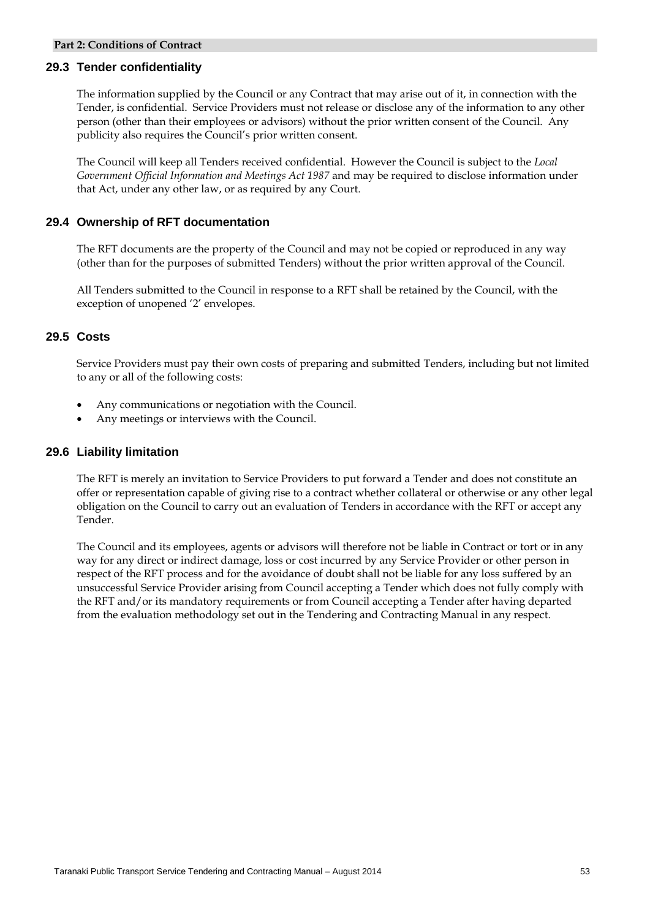## 29.3 Tender confidentiality

The information supplied by the Council or any Contract that may arise out of it, in connection with the Tender, is confidential. Service Providers must not release or disclose any of the information to any other person (other than their employees or advisors) without the prior written consent of the Council. Any publicity also requires the Council's prior written consent.

The Council will keep all Tenders received confidential. However the Council is subject to the *Local Government Official Information and Meetings Act 1987* and may be required to disclose information under that Act, under any other law, or as required by any Court.

## 29.4 Ownership of RFT documentation

The RFT documents are the property of the Council and may not be copied or reproduced in any way (other than for the purposes of submitted Tenders) without the prior written approval of the Council.

All Tenders submitted to the Council in response to a RFT shall be retained by the Council, with the exception of unopened '2' envelopes.

## 29.5 Costs

Service Providers must pay their own costs of preparing and submitted Tenders, including but not limited to any or all of the following costs:

- Any communications or negotiation with the Council.
- Any meetings or interviews with the Council.

## 29.6 Liability limitation

The RFT is merely an invitation to Service Providers to put forward a Tender and does not constitute an offer or representation capable of giving rise to a contract whether collateral or otherwise or any other legal obligation on the Council to carry out an evaluation of Tenders in accordance with the RFT or accept any Tender.

The Council and its employees, agents or advisors will therefore not be liable in Contract or tort or in any way for any direct or indirect damage, loss or cost incurred by any Service Provider or other person in respect of the RFT process and for the avoidance of doubt shall not be liable for any loss suffered by an unsuccessful Service Provider arising from Council accepting a Tender which does not fully comply with the RFT and/or its mandatory requirements or from Council accepting a Tender after having departed from the evaluation methodology set out in the Tendering and Contracting Manual in any respect.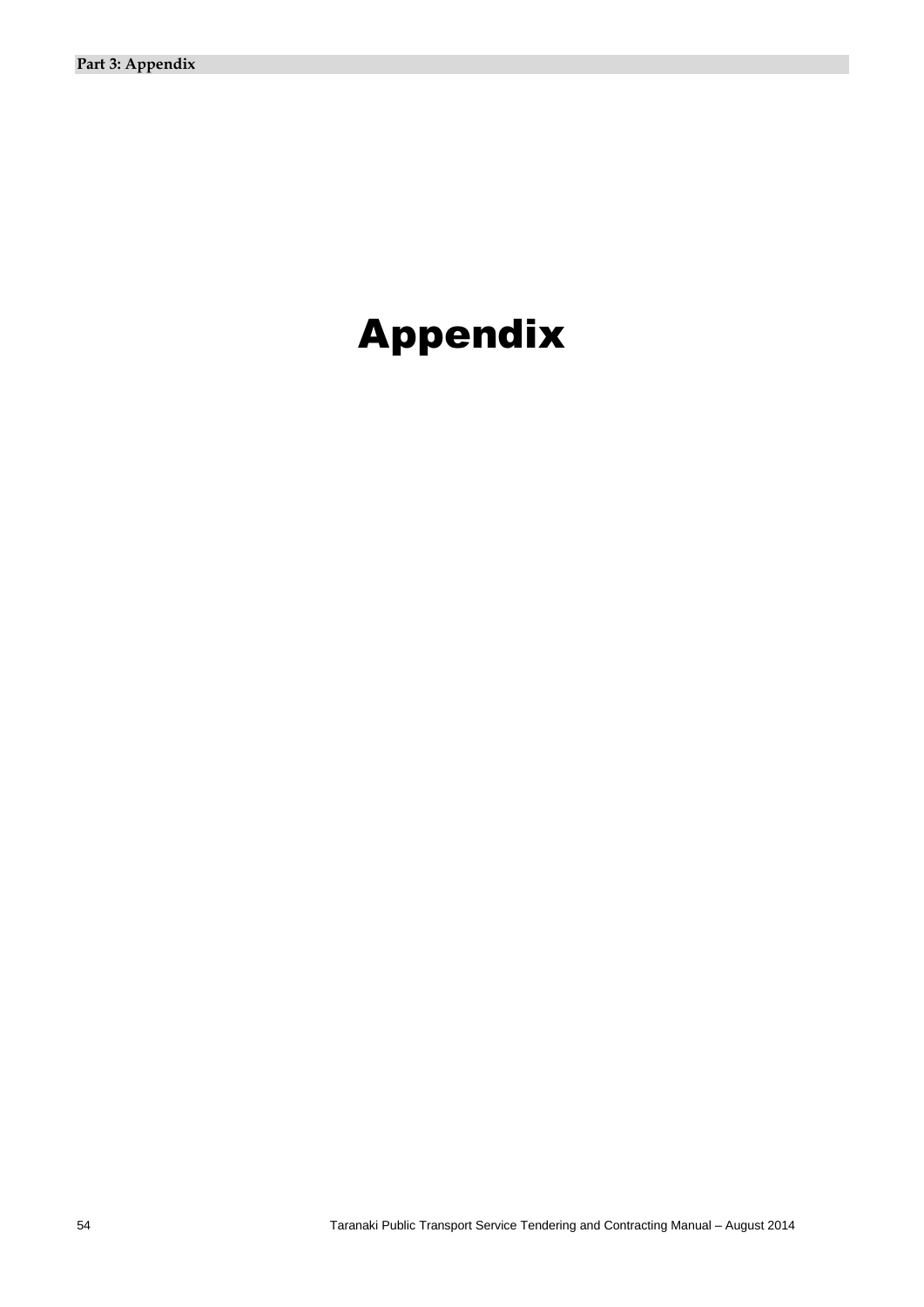# Appendix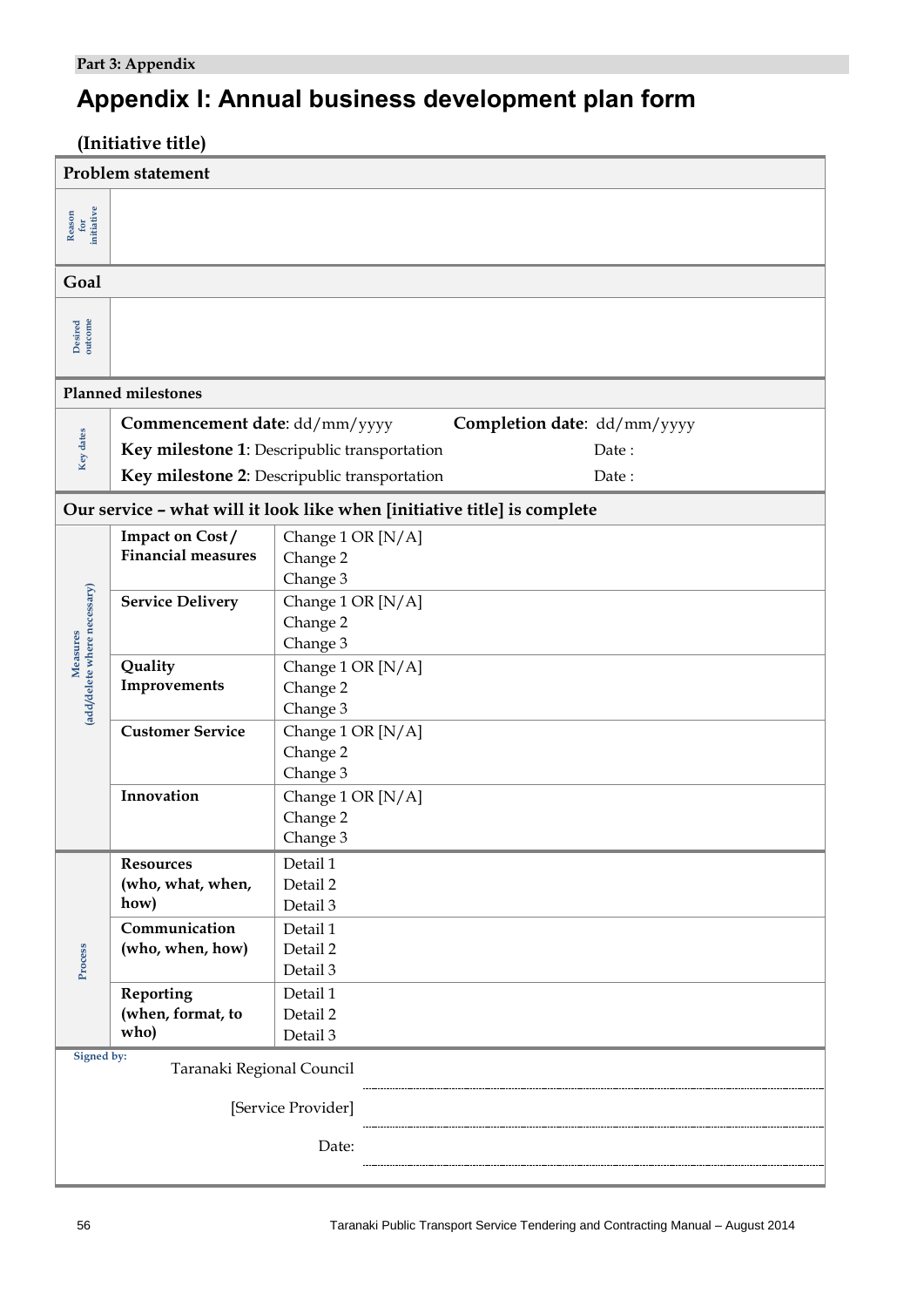Part 3: Appendix

# Appendix I: Annual business development plan form

## (Initiative title)

| Problem statement | | |
|---|---|---|
| Reason for initiative | | |
| **Goal** | | |
| Desired outcome | | |
| **Planned milestones** | | |
| Key dates | **Commencement date**: dd/mm/yyyy **Completion date**: dd/mm/yyyy<br>**Key milestone 1**: Descripublic transportation Date :<br>**Key milestone 2**: Descripublic transportation Date : | |
| **Our service – what will it look like when [initiative title] is complete** | | |
| Measures (add/delete where necessary) | **Impact on Cost / Financial measures** | Change 1 OR [N/A]<br>Change 2<br>Change 3 |
| | **Service Delivery** | Change 1 OR [N/A]<br>Change 2<br>Change 3 |
| | **Quality Improvements** | Change 1 OR [N/A]<br>Change 2<br>Change 3 |
| | **Customer Service** | Change 1 OR [N/A]<br>Change 2<br>Change 3 |
| | **Innovation** | Change 1 OR [N/A]<br>Change 2<br>Change 3 |
| Process | **Resources (who, what, when, how)** | Detail 1<br>Detail 2<br>Detail 3 |
| | **Communication (who, when, how)** | Detail 1<br>Detail 2<br>Detail 3 |
| | **Reporting (when, format, to who)** | Detail 1<br>Detail 2<br>Detail 3 |

Signed by:

Taranaki Regional Council ..............................................................

[Service Provider] ..............................................................

Date: ..............................................................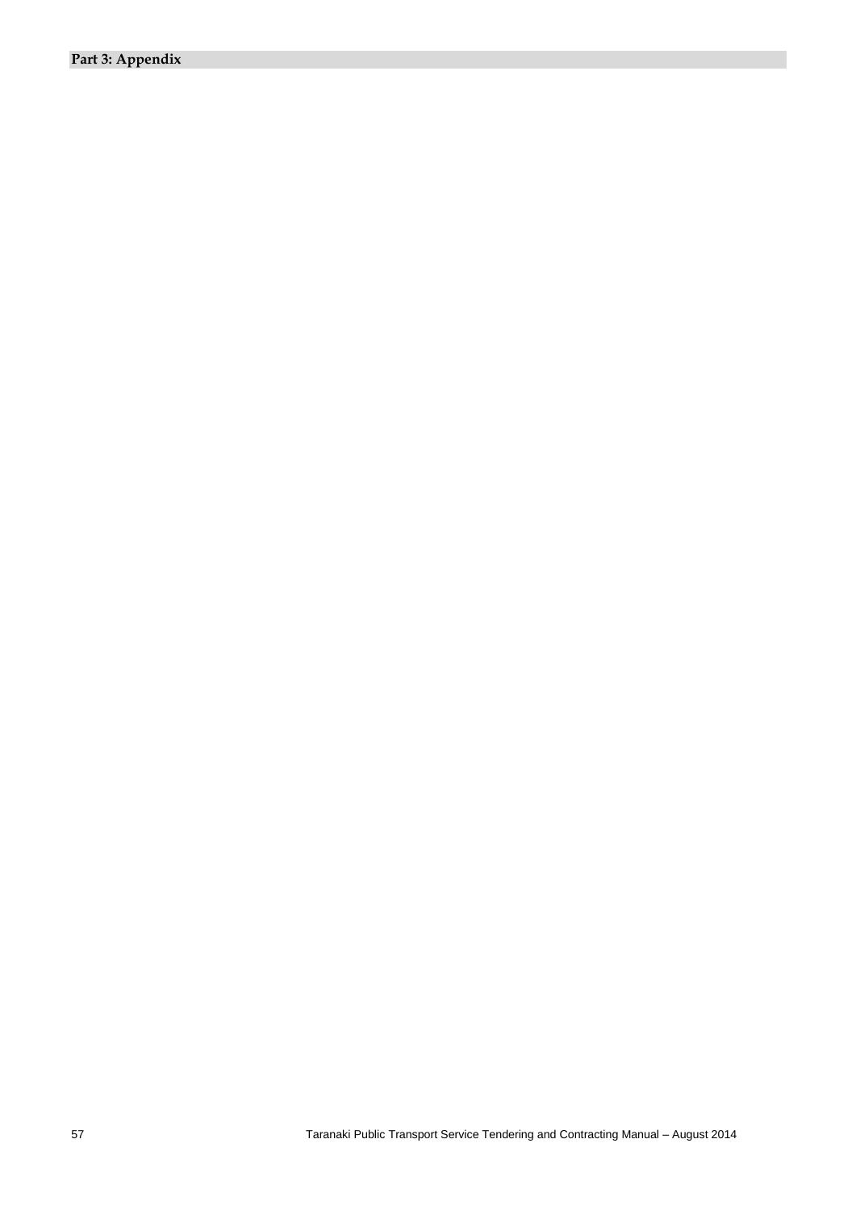# Part 3: Appendix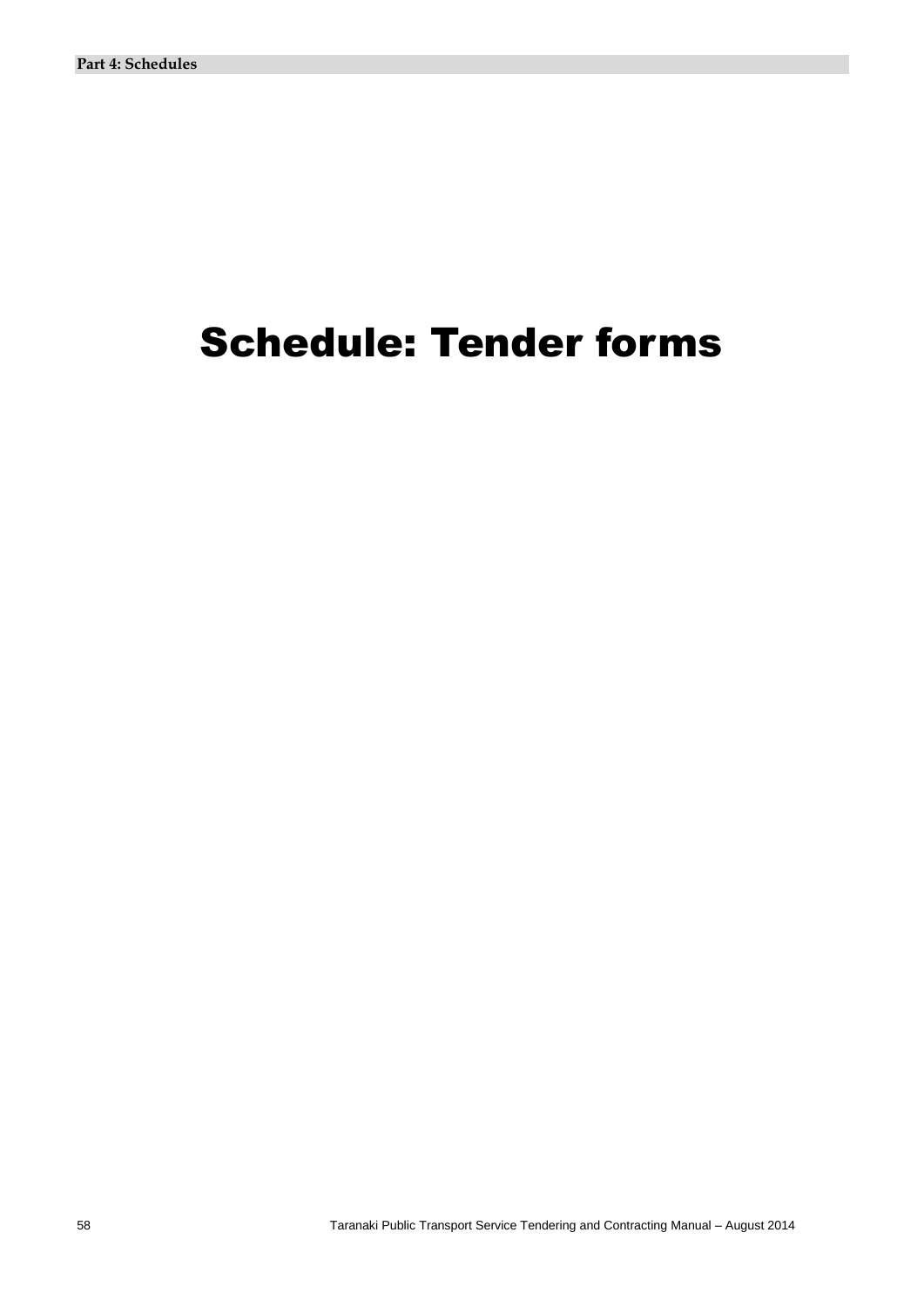# Schedule: Tender forms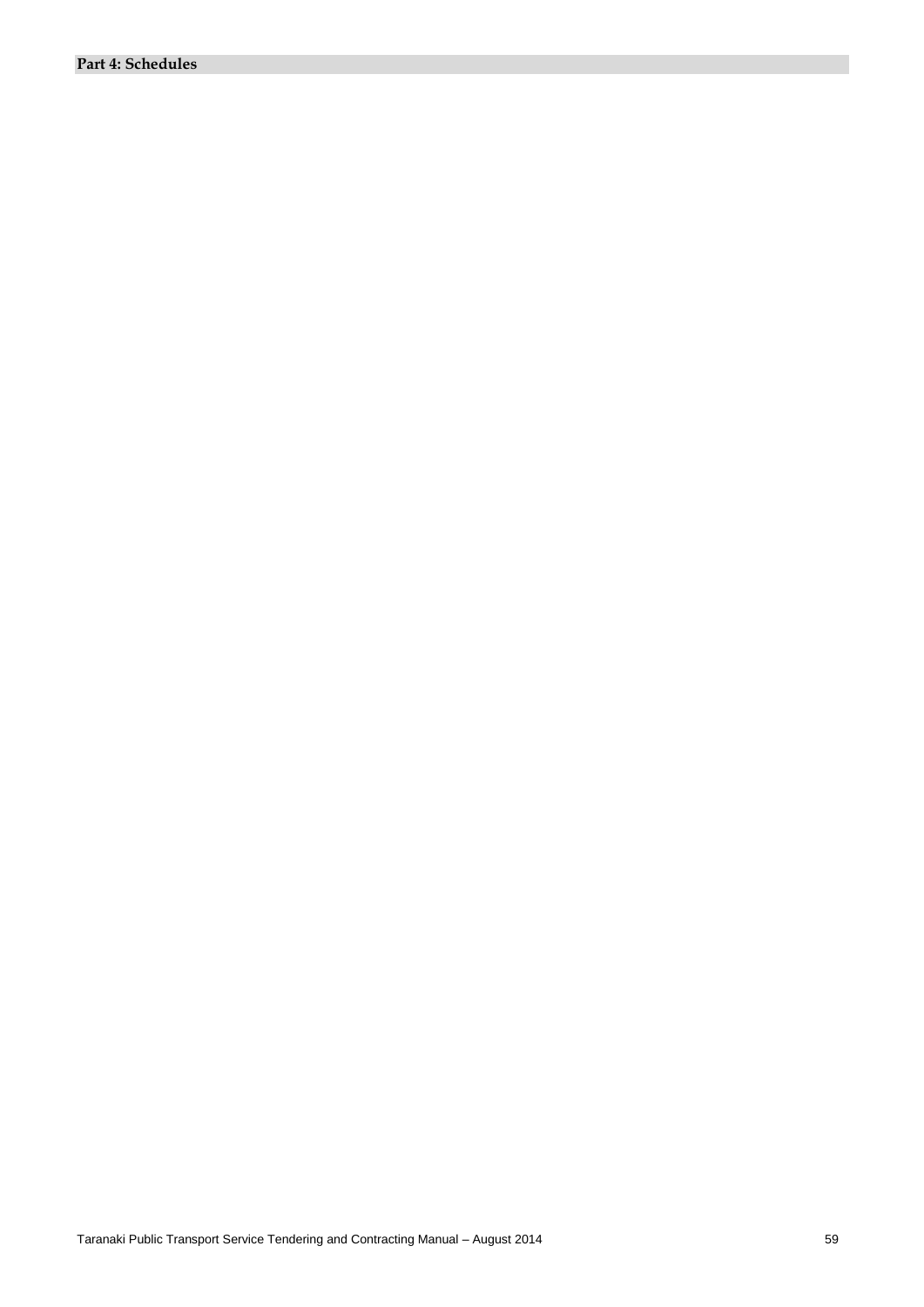# Part 4: Schedules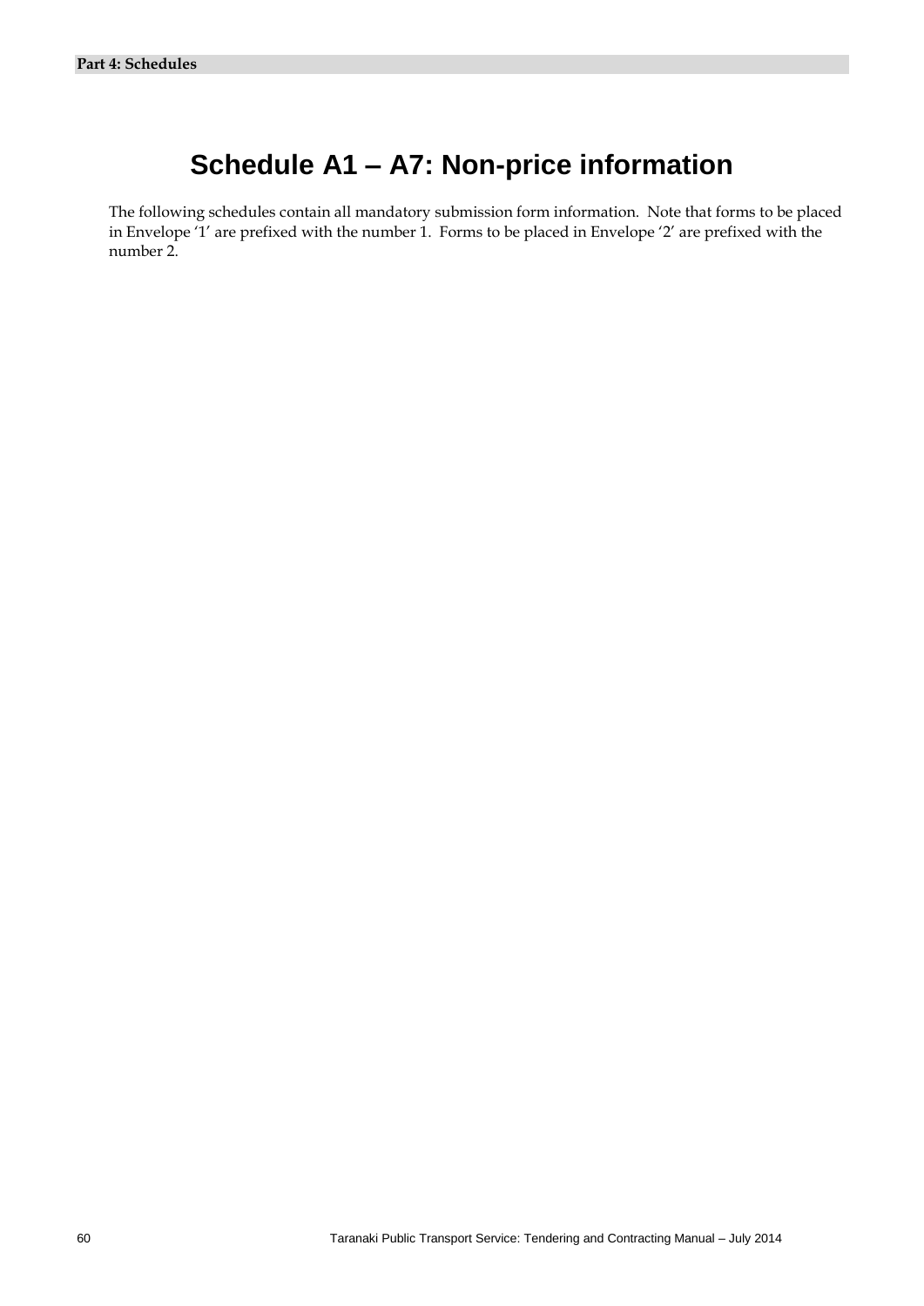# Schedule A1 – A7: Non-price information

The following schedules contain all mandatory submission form information. Note that forms to be placed in Envelope '1' are prefixed with the number 1. Forms to be placed in Envelope '2' are prefixed with the number 2.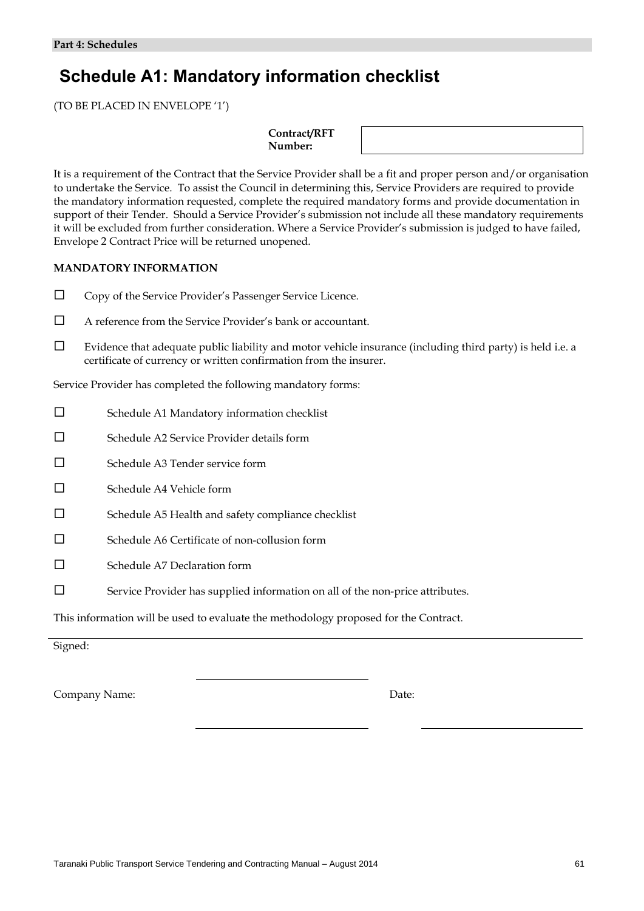**Part 4: Schedules**

# Schedule A1: Mandatory information checklist

(TO BE PLACED IN ENVELOPE '1')

| **Contract/RFT Number:** | |
|---|---|

It is a requirement of the Contract that the Service Provider shall be a fit and proper person and/or organisation to undertake the Service. To assist the Council in determining this, Service Providers are required to provide the mandatory information requested, complete the required mandatory forms and provide documentation in support of their Tender. Should a Service Provider's submission not include all these mandatory requirements it will be excluded from further consideration. Where a Service Provider's submission is judged to have failed, Envelope 2 Contract Price will be returned unopened.

**MANDATORY INFORMATION**

- ☐ Copy of the Service Provider's Passenger Service Licence.
- ☐ A reference from the Service Provider's bank or accountant.
- ☐ Evidence that adequate public liability and motor vehicle insurance (including third party) is held i.e. a certificate of currency or written confirmation from the insurer.

Service Provider has completed the following mandatory forms:

- ☐ Schedule A1 Mandatory information checklist
- ☐ Schedule A2 Service Provider details form
- ☐ Schedule A3 Tender service form
- ☐ Schedule A4 Vehicle form
- ☐ Schedule A5 Health and safety compliance checklist
- ☐ Schedule A6 Certificate of non-collusion form
- ☐ Schedule A7 Declaration form
- ☐ Service Provider has supplied information on all of the non-price attributes.

This information will be used to evaluate the methodology proposed for the Contract.

Signed: ______________________________

Company Name: ______________________________ Date: ______________________________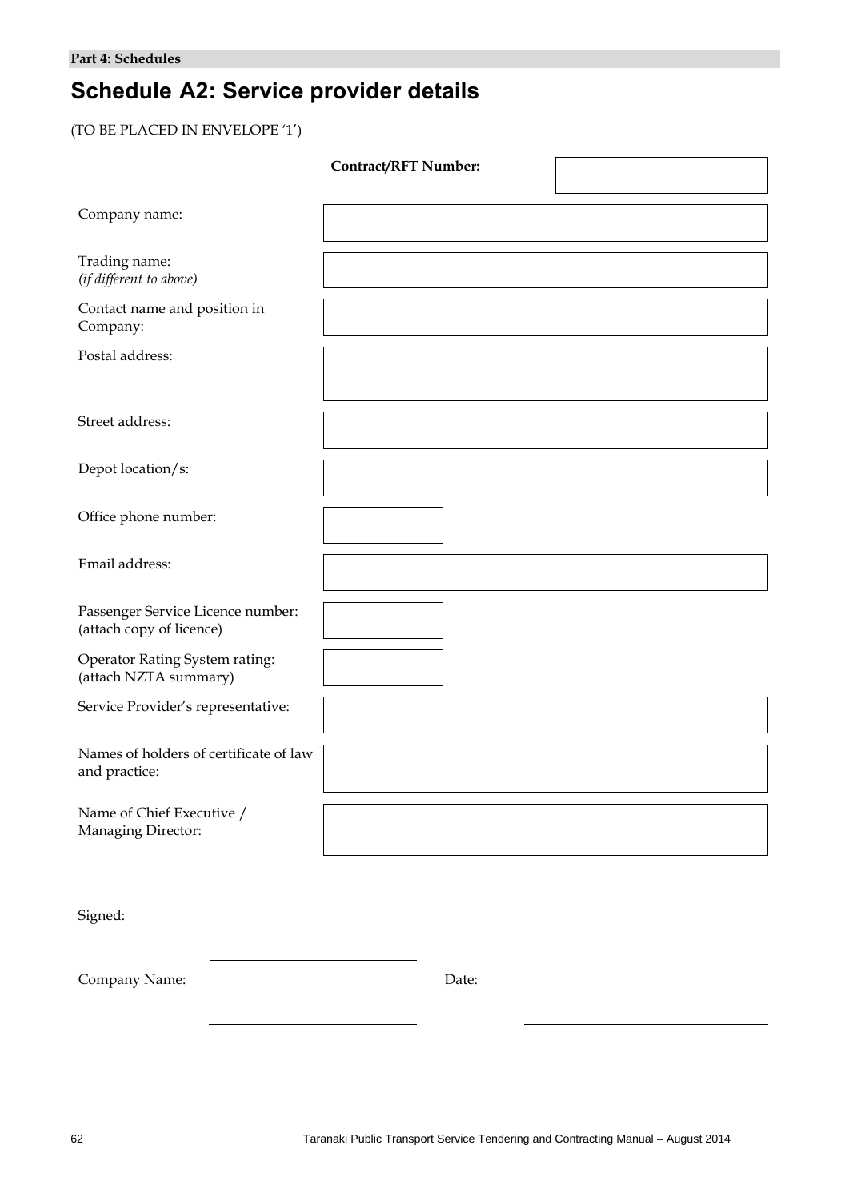**Part 4: Schedules**

# Schedule A2: Service provider details

(TO BE PLACED IN ENVELOPE '1')

| | **Contract/RFT Number:** |
|---|---|
| Company name: | |
| Trading name: *(if different to above)* | |
| Contact name and position in Company: | |
| Postal address: | |
| Street address: | |
| Depot location/s: | |
| Office phone number: | |
| Email address: | |
| Passenger Service Licence number: (attach copy of licence) | |
| Operator Rating System rating: (attach NZTA summary) | |
| Service Provider's representative: | |
| Names of holders of certificate of law and practice: | |
| Name of Chief Executive / Managing Director: | |

Signed: \_\_\_\_\_\_\_\_\_\_\_\_\_\_\_\_\_\_\_\_\_\_\_\_

Company Name: \_\_\_\_\_\_\_\_\_\_\_\_\_\_\_\_\_\_\_\_\_\_\_\_ Date: \_\_\_\_\_\_\_\_\_\_\_\_\_\_\_\_\_\_\_\_\_\_\_\_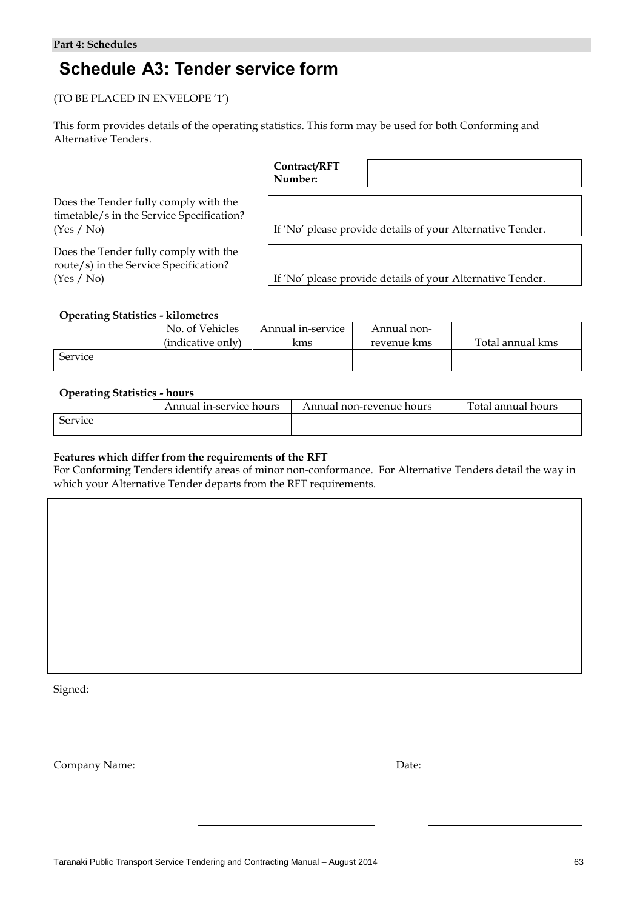**Part 4: Schedules**

# Schedule A3: Tender service form

(TO BE PLACED IN ENVELOPE '1')

This form provides details of the operating statistics. This form may be used for both Conforming and Alternative Tenders.

| | |
|---|---|
| **Contract/RFT Number:** | |

| | |
|---|---|
| Does the Tender fully comply with the timetable/s in the Service Specification? (Yes / No) | If 'No' please provide details of your Alternative Tender. |
| Does the Tender fully comply with the route/s) in the Service Specification? (Yes / No) | If 'No' please provide details of your Alternative Tender. |

**Operating Statistics - kilometres**

| | No. of Vehicles (indicative only) | Annual in-service kms | Annual non-revenue kms | Total annual kms |
|---|---|---|---|---|
| Service | | | | |

**Operating Statistics - hours**

| | Annual in-service hours | Annual non-revenue hours | Total annual hours |
|---|---|---|---|
| Service | | | |

**Features which differ from the requirements of the RFT**

For Conforming Tenders identify areas of minor non-conformance. For Alternative Tenders detail the way in which your Alternative Tender departs from the RFT requirements.

| |
|---|
| |

Signed: ______________________

Company Name: ______________________ Date: ______________________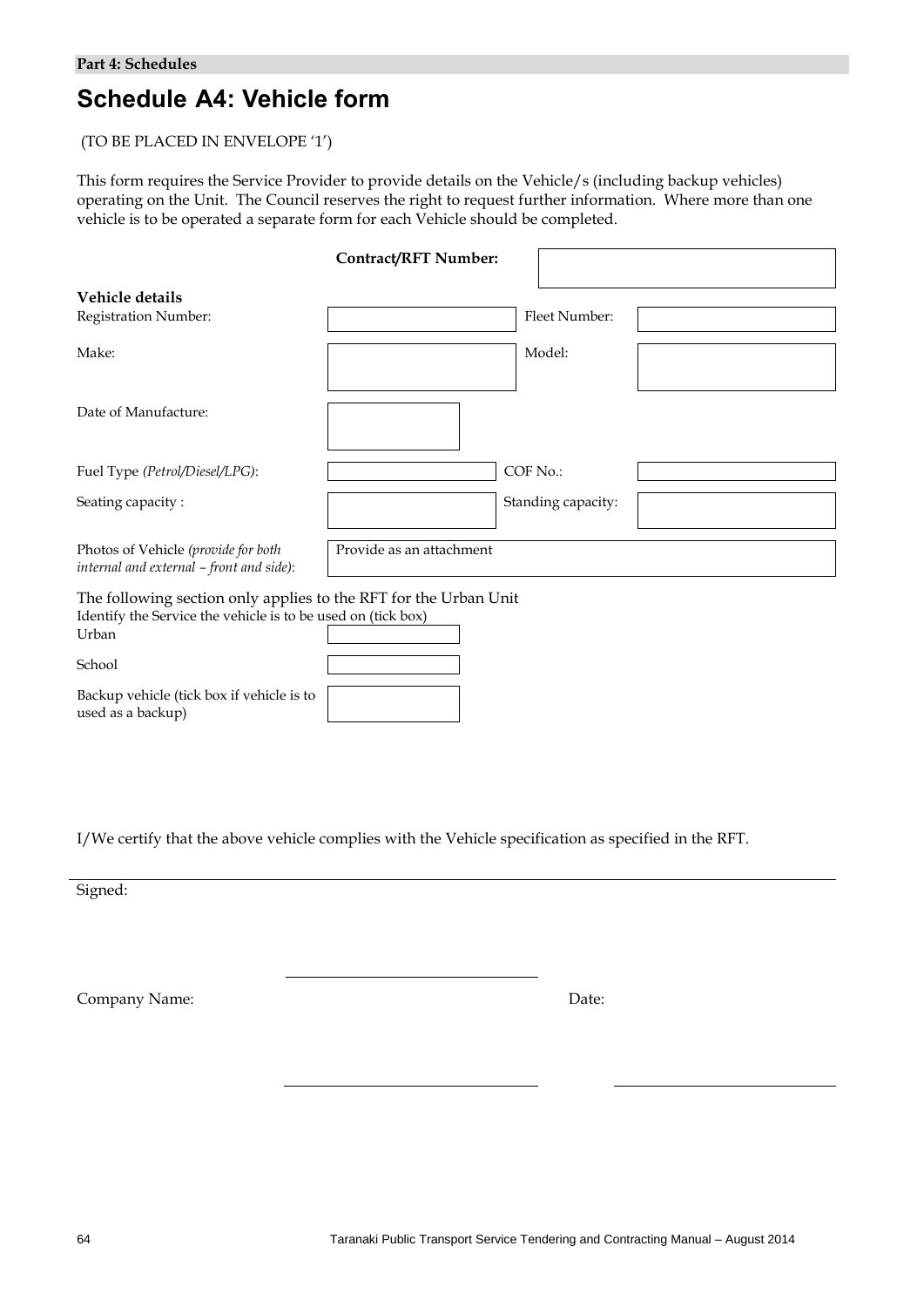**Part 4: Schedules**

# Schedule A4: Vehicle form

(TO BE PLACED IN ENVELOPE '1')

This form requires the Service Provider to provide details on the Vehicle/s (including backup vehicles) operating on the Unit. The Council reserves the right to request further information. Where more than one vehicle is to be operated a separate form for each Vehicle should be completed.

| | **Contract/RFT Number:** | | |
|---|---|---|---|
| **Vehicle details** | | | |
| Registration Number: | | Fleet Number: | |
| Make: | | Model: | |
| Date of Manufacture: | | | |
| Fuel Type *(Petrol/Diesel/LPG)*: | | COF No.: | |
| Seating capacity : | | Standing capacity: | |
| Photos of Vehicle *(provide for both internal and external – front and side)*: | Provide as an attachment | | |

The following section only applies to the RFT for the Urban Unit

Identify the Service the vehicle is to be used on (tick box)

| | |
|---|---|
| Urban | |
| School | |
| Backup vehicle (tick box if vehicle is to used as a backup) | |

I/We certify that the above vehicle complies with the Vehicle specification as specified in the RFT.

Signed:

______________________________

Company Name: ______________________________ Date: ______________________________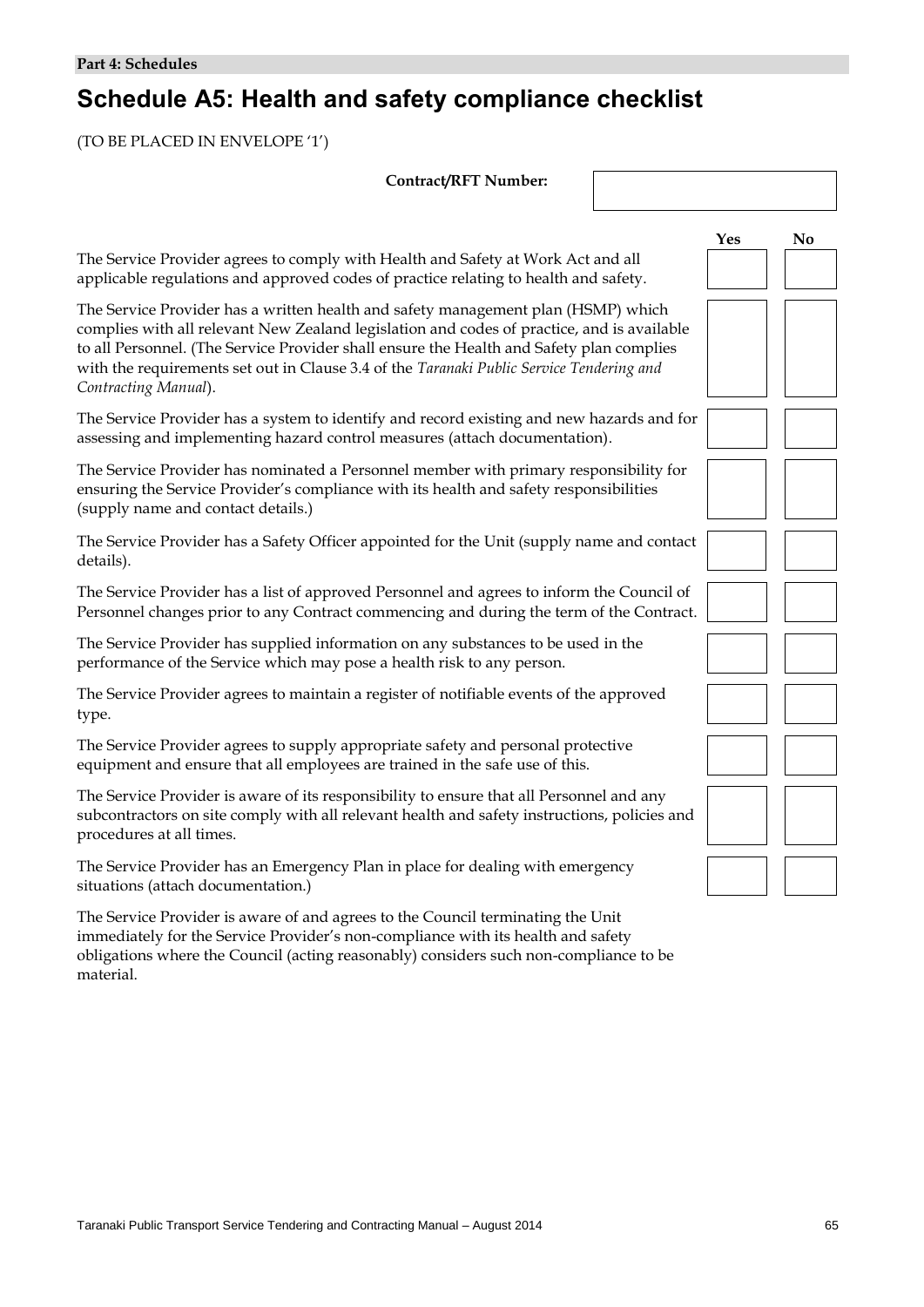**Part 4: Schedules**

# Schedule A5: Health and safety compliance checklist

(TO BE PLACED IN ENVELOPE '1')

**Contract/RFT Number:**

| | Yes | No |
|---|---|---|
| The Service Provider agrees to comply with Health and Safety at Work Act and all applicable regulations and approved codes of practice relating to health and safety. | | |
| The Service Provider has a written health and safety management plan (HSMP) which complies with all relevant New Zealand legislation and codes of practice, and is available to all Personnel. (The Service Provider shall ensure the Health and Safety plan complies with the requirements set out in Clause 3.4 of the *Taranaki Public Service Tendering and Contracting Manual*). | | |
| The Service Provider has a system to identify and record existing and new hazards and for assessing and implementing hazard control measures (attach documentation). | | |
| The Service Provider has nominated a Personnel member with primary responsibility for ensuring the Service Provider's compliance with its health and safety responsibilities (supply name and contact details.) | | |
| The Service Provider has a Safety Officer appointed for the Unit (supply name and contact details). | | |
| The Service Provider has a list of approved Personnel and agrees to inform the Council of Personnel changes prior to any Contract commencing and during the term of the Contract. | | |
| The Service Provider has supplied information on any substances to be used in the performance of the Service which may pose a health risk to any person. | | |
| The Service Provider agrees to maintain a register of notifiable events of the approved type. | | |
| The Service Provider agrees to supply appropriate safety and personal protective equipment and ensure that all employees are trained in the safe use of this. | | |
| The Service Provider is aware of its responsibility to ensure that all Personnel and any subcontractors on site comply with all relevant health and safety instructions, policies and procedures at all times. | | |
| The Service Provider has an Emergency Plan in place for dealing with emergency situations (attach documentation.) | | |

The Service Provider is aware of and agrees to the Council terminating the Unit immediately for the Service Provider's non-compliance with its health and safety obligations where the Council (acting reasonably) considers such non-compliance to be material.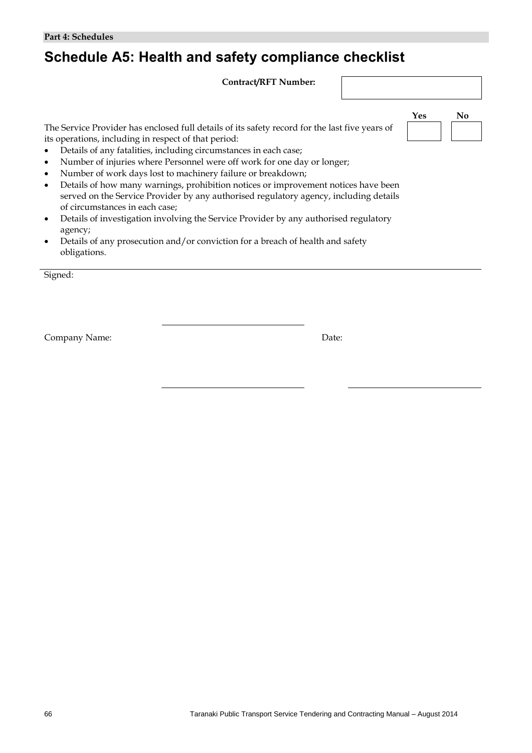**Part 4: Schedules**

# Schedule A5: Health and safety compliance checklist

**Contract/RFT Number:** ____________________

| | Yes | No |
|---|---|---|
| The Service Provider has enclosed full details of its safety record for the last five years of its operations, including in respect of that period:<br>• Details of any fatalities, including circumstances in each case;<br>• Number of injuries where Personnel were off work for one day or longer;<br>• Number of work days lost to machinery failure or breakdown;<br>• Details of how many warnings, prohibition notices or improvement notices have been served on the Service Provider by any authorised regulatory agency, including details of circumstances in each case;<br>• Details of investigation involving the Service Provider by any authorised regulatory agency;<br>• Details of any prosecution and/or conviction for a breach of health and safety obligations. | | |

Signed: ____________________

Company Name: ____________________ Date: ____________________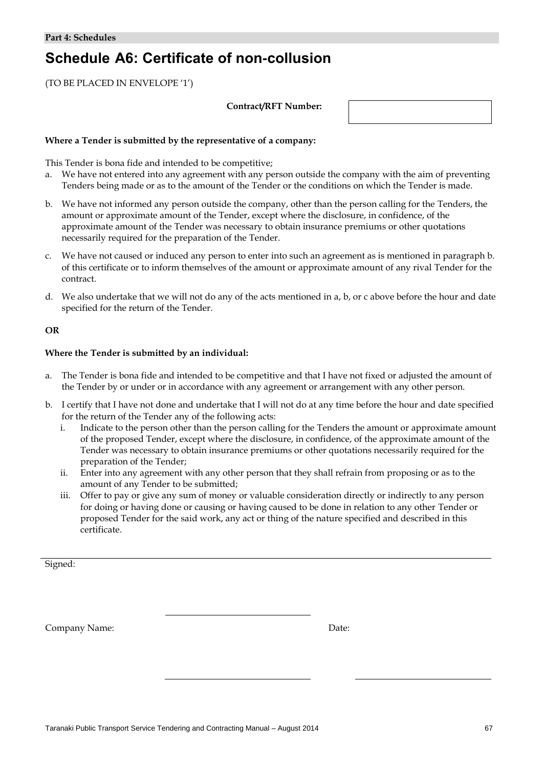**Part 4: Schedules**

# Schedule A6: Certificate of non-collusion

(TO BE PLACED IN ENVELOPE '1')

**Contract/RFT Number:**

| |
|---|
| |

**Where a Tender is submitted by the representative of a company:**

This Tender is bona fide and intended to be competitive;

a. We have not entered into any agreement with any person outside the company with the aim of preventing Tenders being made or as to the amount of the Tender or the conditions on which the Tender is made.

b. We have not informed any person outside the company, other than the person calling for the Tenders, the amount or approximate amount of the Tender, except where the disclosure, in confidence, of the approximate amount of the Tender was necessary to obtain insurance premiums or other quotations necessarily required for the preparation of the Tender.

c. We have not caused or induced any person to enter into such an agreement as is mentioned in paragraph b. of this certificate or to inform themselves of the amount or approximate amount of any rival Tender for the contract.

d. We also undertake that we will not do any of the acts mentioned in a, b, or c above before the hour and date specified for the return of the Tender.

**OR**

**Where the Tender is submitted by an individual:**

a. The Tender is bona fide and intended to be competitive and that I have not fixed or adjusted the amount of the Tender by or under or in accordance with any agreement or arrangement with any other person.

b. I certify that I have not done and undertake that I will not do at any time before the hour and date specified for the return of the Tender any of the following acts:
   i. Indicate to the person other than the person calling for the Tenders the amount or approximate amount of the proposed Tender, except where the disclosure, in confidence, of the approximate amount of the Tender was necessary to obtain insurance premiums or other quotations necessarily required for the preparation of the Tender;
   ii. Enter into any agreement with any other person that they shall refrain from proposing or as to the amount of any Tender to be submitted;
   iii. Offer to pay or give any sum of money or valuable consideration directly or indirectly to any person for doing or having done or causing or having caused to be done in relation to any other Tender or proposed Tender for the said work, any act or thing of the nature specified and described in this certificate.

Signed: \_\_\_\_\_\_\_\_\_\_\_\_\_\_\_\_\_\_\_\_\_\_\_\_\_\_\_\_\_\_

Company Name: \_\_\_\_\_\_\_\_\_\_\_\_\_\_\_\_\_\_\_\_\_\_\_\_\_\_\_\_\_\_

Date: \_\_\_\_\_\_\_\_\_\_\_\_\_\_\_\_\_\_\_\_\_\_\_\_\_\_\_\_\_\_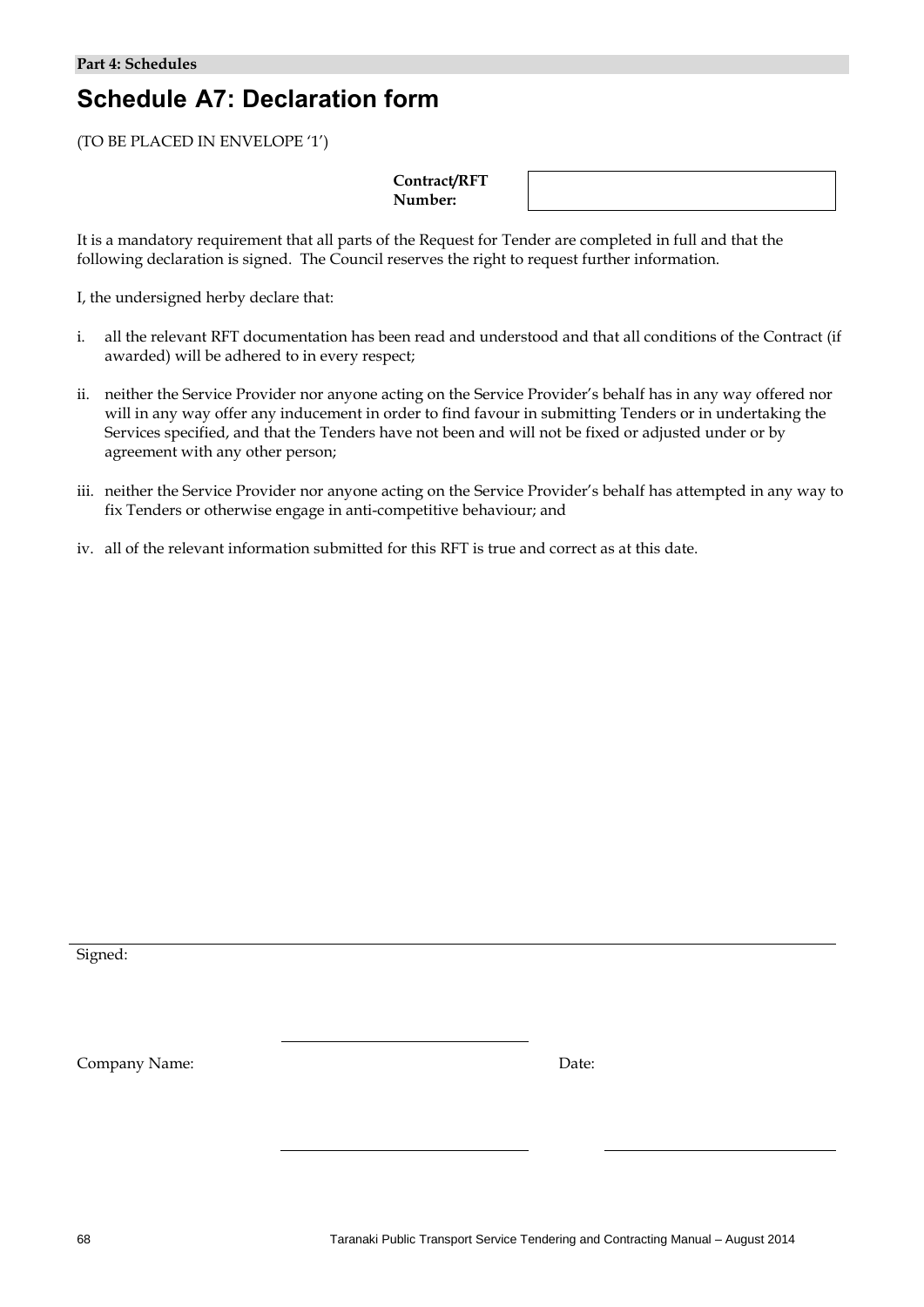**Part 4: Schedules**

# Schedule A7: Declaration form

(TO BE PLACED IN ENVELOPE '1')

| **Contract/RFT Number:** | |
|---|---|

It is a mandatory requirement that all parts of the Request for Tender are completed in full and that the following declaration is signed. The Council reserves the right to request further information.

I, the undersigned herby declare that:

i. all the relevant RFT documentation has been read and understood and that all conditions of the Contract (if awarded) will be adhered to in every respect;

ii. neither the Service Provider nor anyone acting on the Service Provider's behalf has in any way offered nor will in any way offer any inducement in order to find favour in submitting Tenders or in undertaking the Services specified, and that the Tenders have not been and will not be fixed or adjusted under or by agreement with any other person;

iii. neither the Service Provider nor anyone acting on the Service Provider's behalf has attempted in any way to fix Tenders or otherwise engage in anti-competitive behaviour; and

iv. all of the relevant information submitted for this RFT is true and correct as at this date.

Signed: \_\_\_\_\_\_\_\_\_\_\_\_\_\_\_\_\_\_\_\_\_\_\_\_\_\_\_\_

Company Name: \_\_\_\_\_\_\_\_\_\_\_\_\_\_\_\_\_\_\_\_\_\_\_\_\_\_\_\_ Date: \_\_\_\_\_\_\_\_\_\_\_\_\_\_\_\_\_\_\_\_\_\_\_\_\_\_\_\_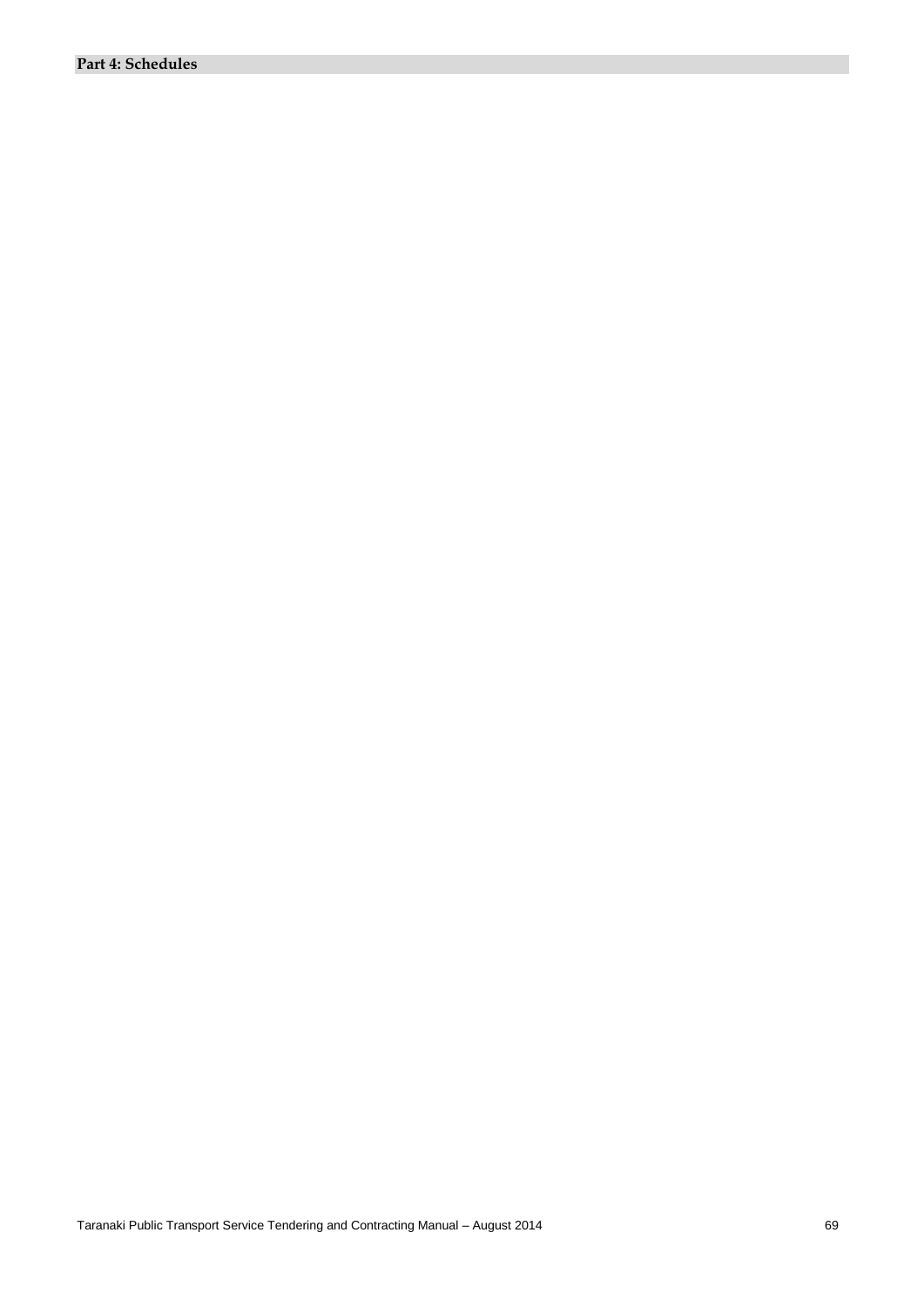**Part 4: Schedules**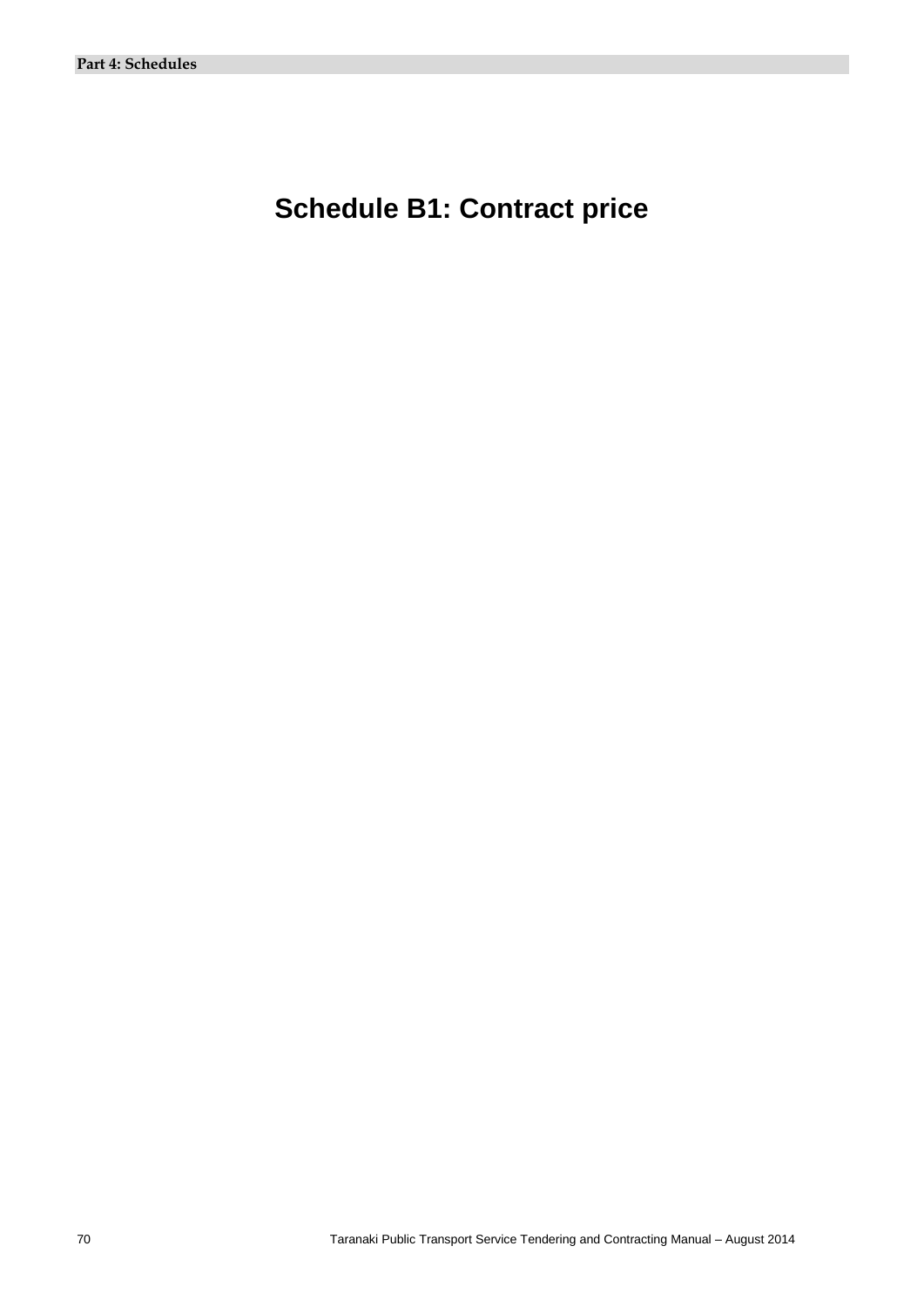# Schedule B1: Contract price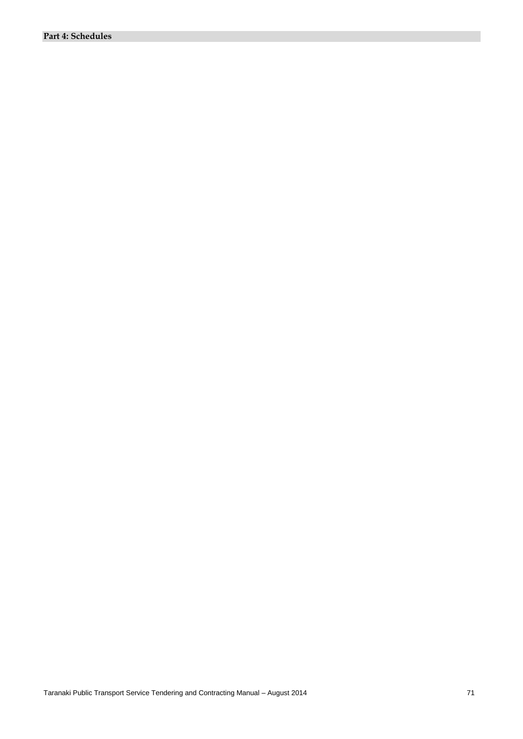## Part 4: Schedules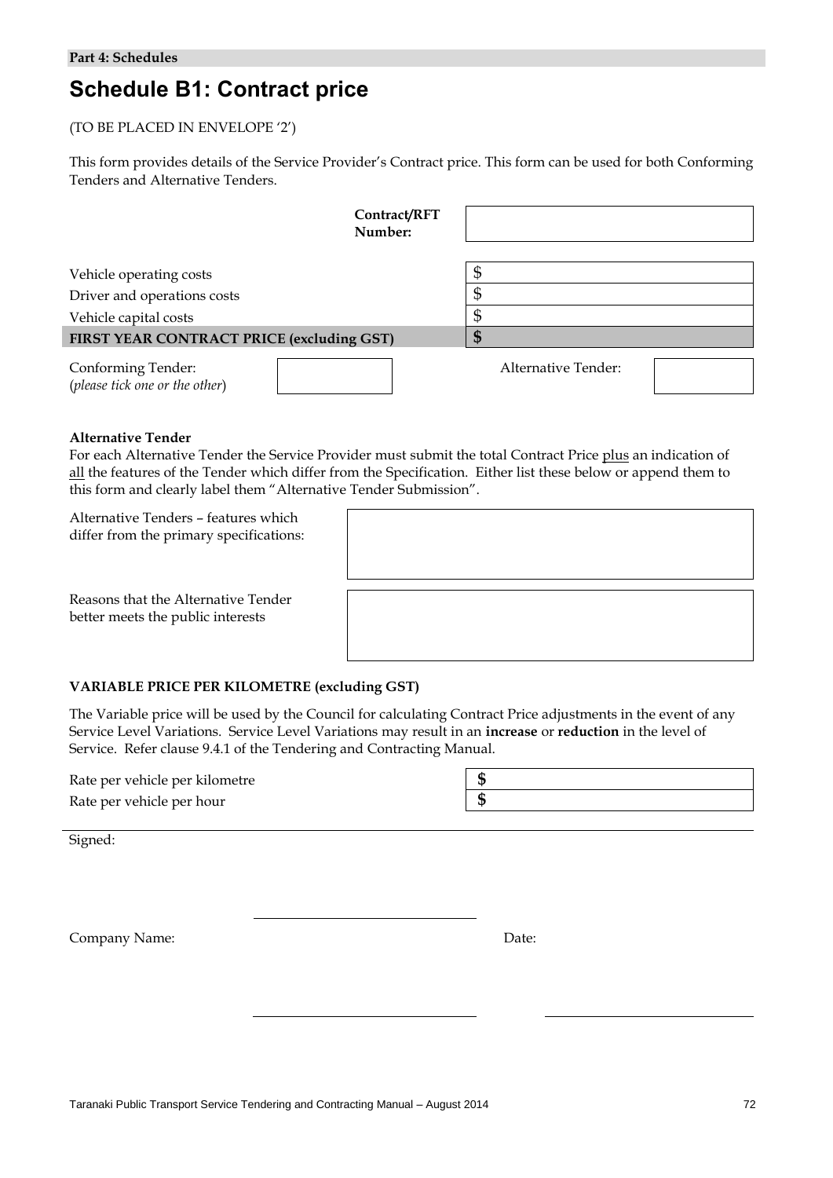**Part 4: Schedules**

# Schedule B1: Contract price

(TO BE PLACED IN ENVELOPE '2')

This form provides details of the Service Provider's Contract price. This form can be used for both Conforming Tenders and Alternative Tenders.

| | |
|---|---|
| **Contract/RFT Number:** | |

| | |
|---|---|
| Vehicle operating costs | $ |
| Driver and operations costs | $ |
| Vehicle capital costs | $ |
| **FIRST YEAR CONTRACT PRICE (excluding GST)** | **$** |

| | | | |
|---|---|---|---|
| Conforming Tender: (*please tick one or the other*) | | Alternative Tender: | |

**Alternative Tender**

For each Alternative Tender the Service Provider must submit the total Contract Price plus an indication of all the features of the Tender which differ from the Specification. Either list these below or append them to this form and clearly label them "Alternative Tender Submission".

| | |
|---|---|
| Alternative Tenders – features which differ from the primary specifications: | |
| Reasons that the Alternative Tender better meets the public interests | |

**VARIABLE PRICE PER KILOMETRE (excluding GST)**

The Variable price will be used by the Council for calculating Contract Price adjustments in the event of any Service Level Variations. Service Level Variations may result in an **increase** or **reduction** in the level of Service. Refer clause 9.4.1 of the Tendering and Contracting Manual.

| | |
|---|---|
| Rate per vehicle per kilometre | **$** |
| Rate per vehicle per hour | **$** |

Signed: ______________________

Company Name: ______________________ Date: ______________________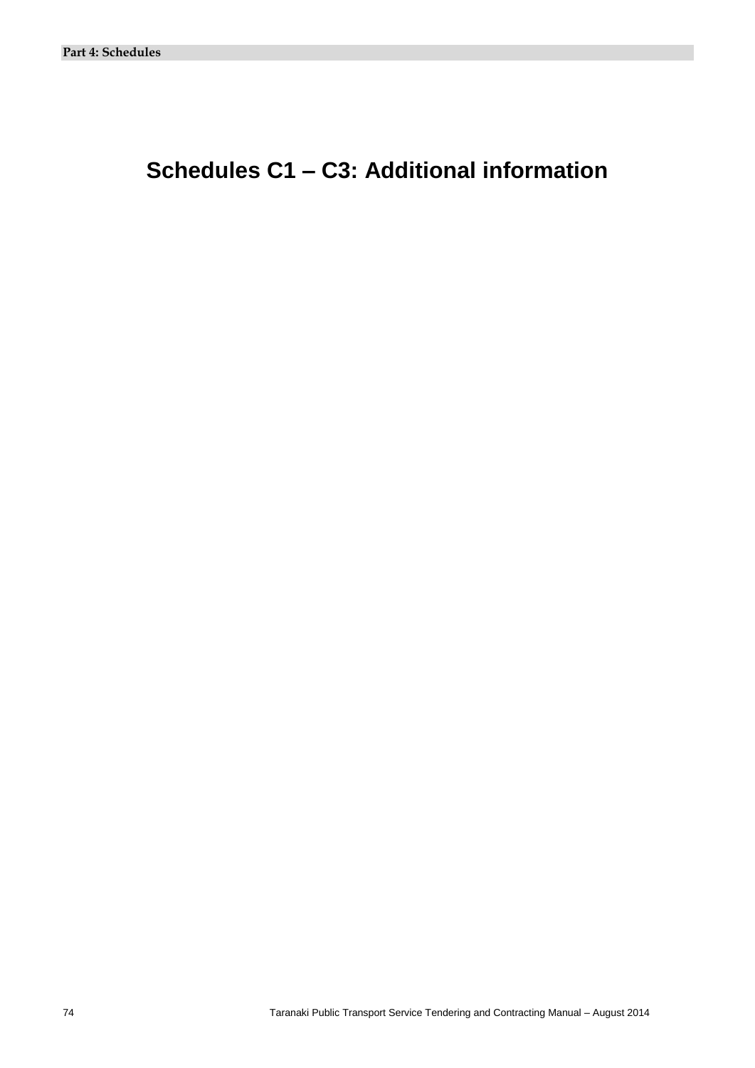# Schedules C1 – C3: Additional information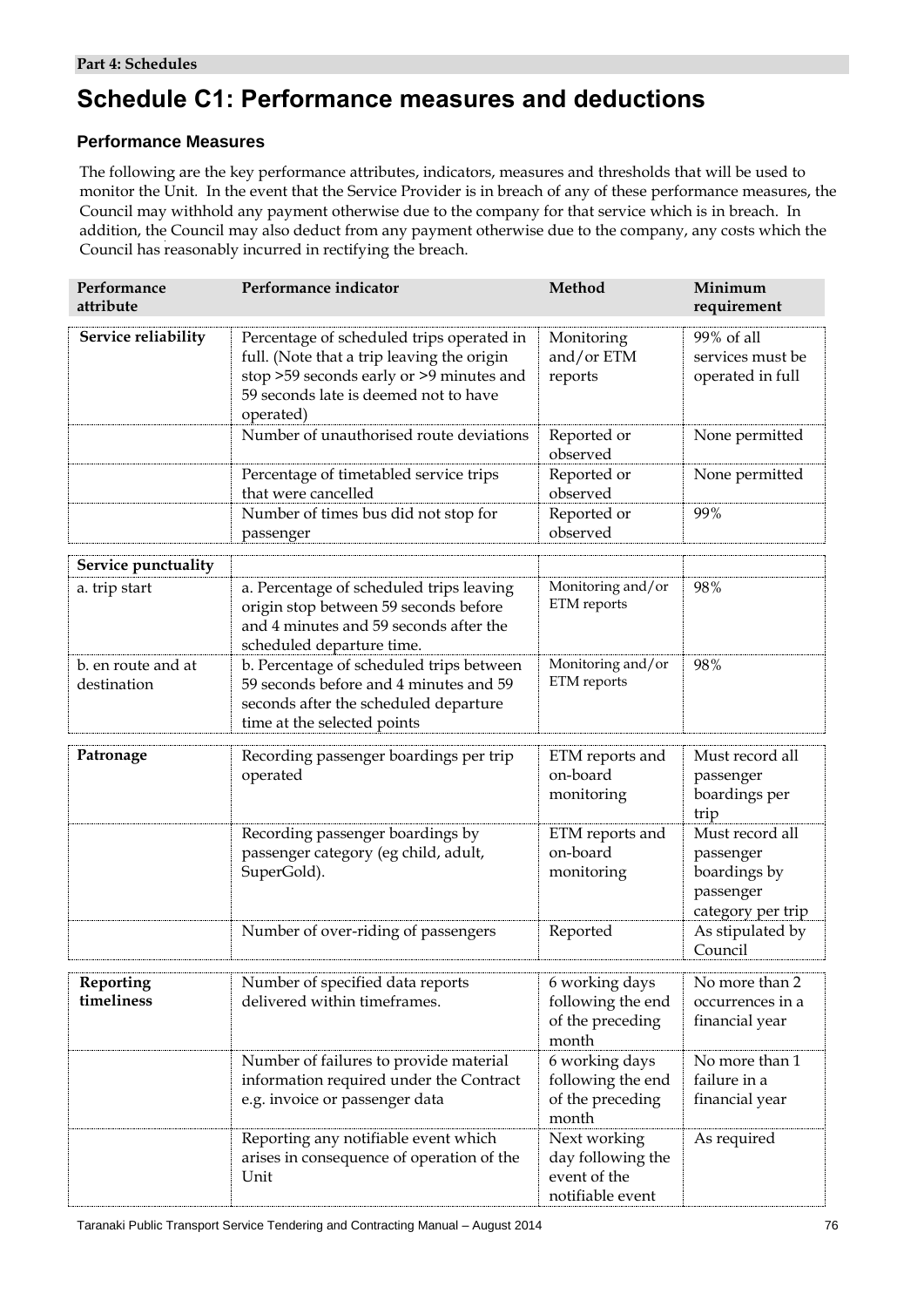**Part 4: Schedules**

# Schedule C1: Performance measures and deductions

## Performance Measures

The following are the key performance attributes, indicators, measures and thresholds that will be used to monitor the Unit. In the event that the Service Provider is in breach of any of these performance measures, the Council may withhold any payment otherwise due to the company for that service which is in breach. In addition, the Council may also deduct from any payment otherwise due to the company, any costs which the Council has reasonably incurred in rectifying the breach.

| Performance attribute | Performance indicator | Method | Minimum requirement |
|---|---|---|---|
| **Service reliability** | Percentage of scheduled trips operated in full. (Note that a trip leaving the origin stop >59 seconds early or >9 minutes and 59 seconds late is deemed not to have operated) | Monitoring and/or ETM reports | 99% of all services must be operated in full |
| | Number of unauthorised route deviations | Reported or observed | None permitted |
| | Percentage of timetabled service trips that were cancelled | Reported or observed | None permitted |
| | Number of times bus did not stop for passenger | Reported or observed | 99% |
| **Service punctuality** | | | |
| a. trip start | a. Percentage of scheduled trips leaving origin stop between 59 seconds before and 4 minutes and 59 seconds after the scheduled departure time. | Monitoring and/or ETM reports | 98% |
| b. en route and at destination | b. Percentage of scheduled trips between 59 seconds before and 4 minutes and 59 seconds after the scheduled departure time at the selected points | Monitoring and/or ETM reports | 98% |
| **Patronage** | Recording passenger boardings per trip operated | ETM reports and on-board monitoring | Must record all passenger boardings per trip |
| | Recording passenger boardings by passenger category (eg child, adult, SuperGold). | ETM reports and on-board monitoring | Must record all passenger boardings by passenger category per trip |
| | Number of over-riding of passengers | Reported | As stipulated by Council |
| **Reporting timeliness** | Number of specified data reports delivered within timeframes. | 6 working days following the end of the preceding month | No more than 2 occurrences in a financial year |
| | Number of failures to provide material information required under the Contract e.g. invoice or passenger data | 6 working days following the end of the preceding month | No more than 1 failure in a financial year |
| | Reporting any notifiable event which arises in consequence of operation of the Unit | Next working day following the event of the notifiable event | As required |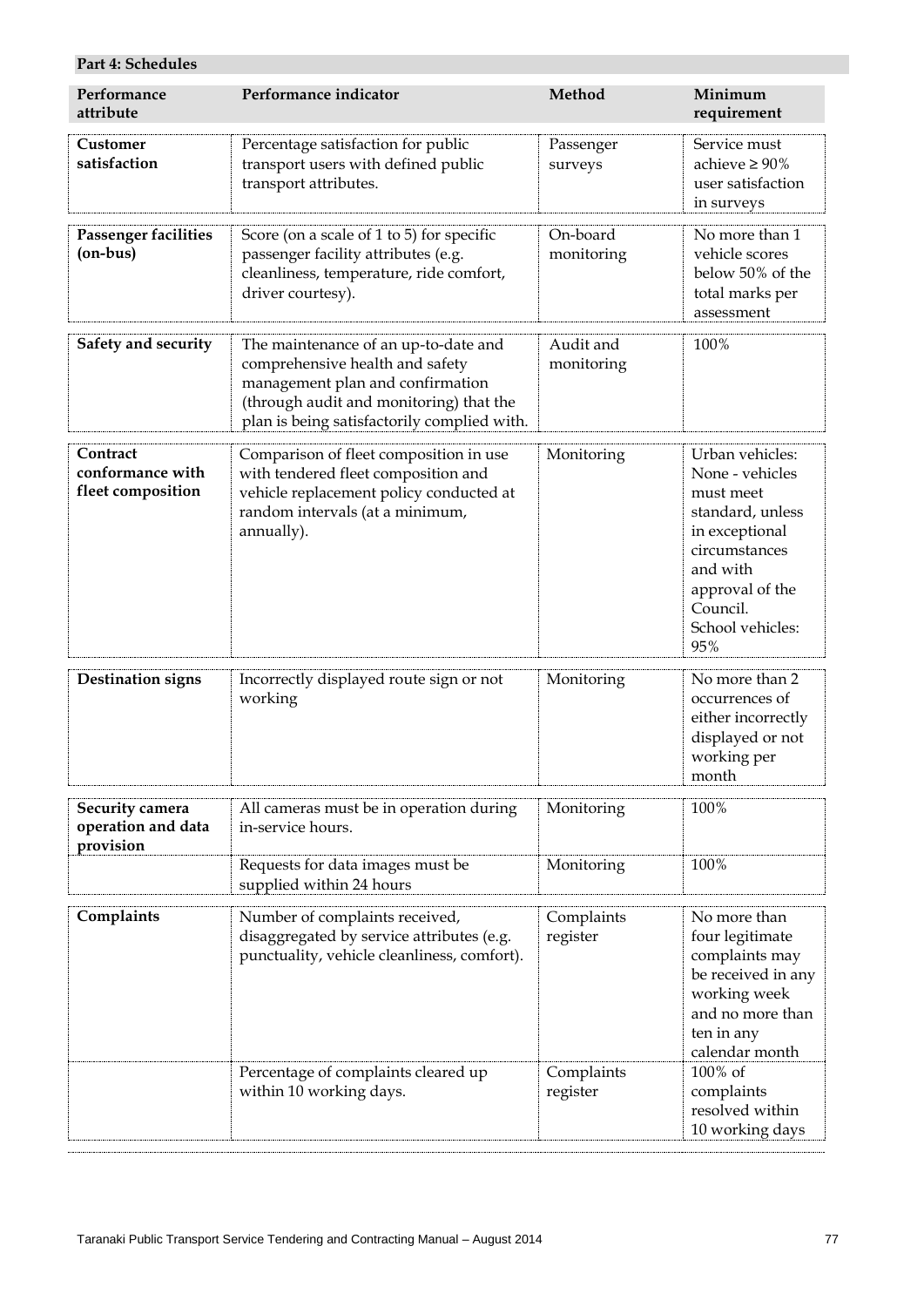**Part 4: Schedules**

| Performance attribute | Performance indicator | Method | Minimum requirement |
|---|---|---|---|
| **Customer satisfaction** | Percentage satisfaction for public transport users with defined public transport attributes. | Passenger surveys | Service must achieve ≥ 90% user satisfaction in surveys |
| **Passenger facilities (on-bus)** | Score (on a scale of 1 to 5) for specific passenger facility attributes (e.g. cleanliness, temperature, ride comfort, driver courtesy). | On-board monitoring | No more than 1 vehicle scores below 50% of the total marks per assessment |
| **Safety and security** | The maintenance of an up-to-date and comprehensive health and safety management plan and confirmation (through audit and monitoring) that the plan is being satisfactorily complied with. | Audit and monitoring | 100% |
| **Contract conformance with fleet composition** | Comparison of fleet composition in use with tendered fleet composition and vehicle replacement policy conducted at random intervals (at a minimum, annually). | Monitoring | Urban vehicles: None - vehicles must meet standard, unless in exceptional circumstances and with approval of the Council. School vehicles: 95% |
| **Destination signs** | Incorrectly displayed route sign or not working | Monitoring | No more than 2 occurrences of either incorrectly displayed or not working per month |
| **Security camera operation and data provision** | All cameras must be in operation during in-service hours. | Monitoring | 100% |
| | Requests for data images must be supplied within 24 hours | Monitoring | 100% |
| **Complaints** | Number of complaints received, disaggregated by service attributes (e.g. punctuality, vehicle cleanliness, comfort). | Complaints register | No more than four legitimate complaints may be received in any working week and no more than ten in any calendar month |
| | Percentage of complaints cleared up within 10 working days. | Complaints register | 100% of complaints resolved within 10 working days |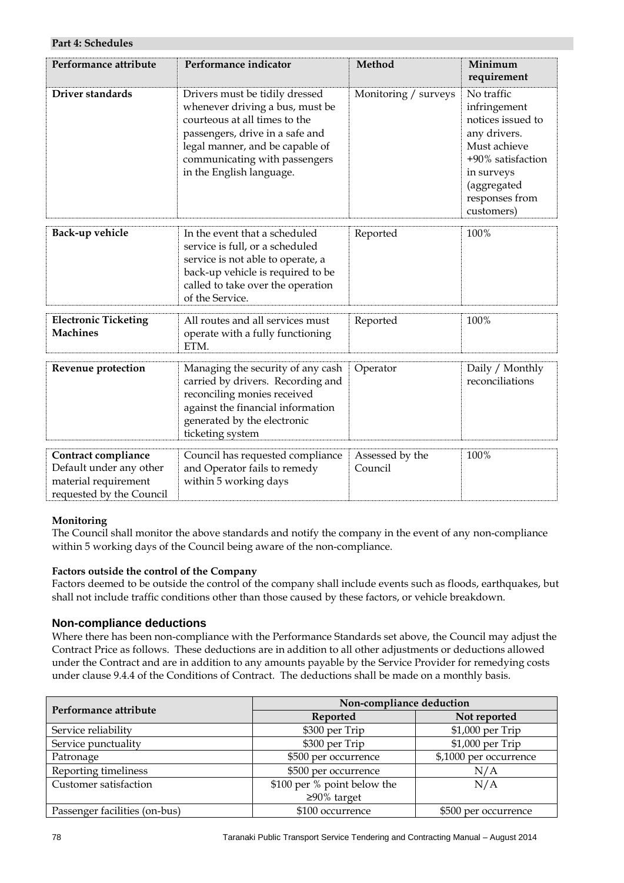**Part 4: Schedules**

| Performance attribute | Performance indicator | Method | Minimum requirement |
| --- | --- | --- | --- |
| **Driver standards** | Drivers must be tidily dressed whenever driving a bus, must be courteous at all times to the passengers, drive in a safe and legal manner, and be capable of communicating with passengers in the English language. | Monitoring / surveys | No traffic infringement notices issued to any drivers. Must achieve +90% satisfaction in surveys (aggregated responses from customers) |
| **Back-up vehicle** | In the event that a scheduled service is full, or a scheduled service is not able to operate, a back-up vehicle is required to be called to take over the operation of the Service. | Reported | 100% |
| **Electronic Ticketing Machines** | All routes and all services must operate with a fully functioning ETM. | Reported | 100% |
| **Revenue protection** | Managing the security of any cash carried by drivers. Recording and reconciling monies received against the financial information generated by the electronic ticketing system | Operator | Daily / Monthly reconciliations |
| **Contract compliance** Default under any other material requirement requested by the Council | Council has requested compliance and Operator fails to remedy within 5 working days | Assessed by the Council | 100% |

**Monitoring**

The Council shall monitor the above standards and notify the company in the event of any non-compliance within 5 working days of the Council being aware of the non-compliance.

**Factors outside the control of the Company**

Factors deemed to be outside the control of the company shall include events such as floods, earthquakes, but shall not include traffic conditions other than those caused by these factors, or vehicle breakdown.

### Non-compliance deductions

Where there has been non-compliance with the Performance Standards set above, the Council may adjust the Contract Price as follows. These deductions are in addition to all other adjustments or deductions allowed under the Contract and are in addition to any amounts payable by the Service Provider for remedying costs under clause 9.4.4 of the Conditions of Contract. The deductions shall be made on a monthly basis.

| Performance attribute | Non-compliance deduction | |
| --- | --- | --- |
| | **Reported** | **Not reported** |
| Service reliability | $300 per Trip | $1,000 per Trip |
| Service punctuality | $300 per Trip | $1,000 per Trip |
| Patronage | $500 per occurrence | $,1000 per occurrence |
| Reporting timeliness | $500 per occurrence | N/A |
| Customer satisfaction | $100 per % point below the ≥90% target | N/A |
| Passenger facilities (on-bus) | $100 occurrence | $500 per occurrence |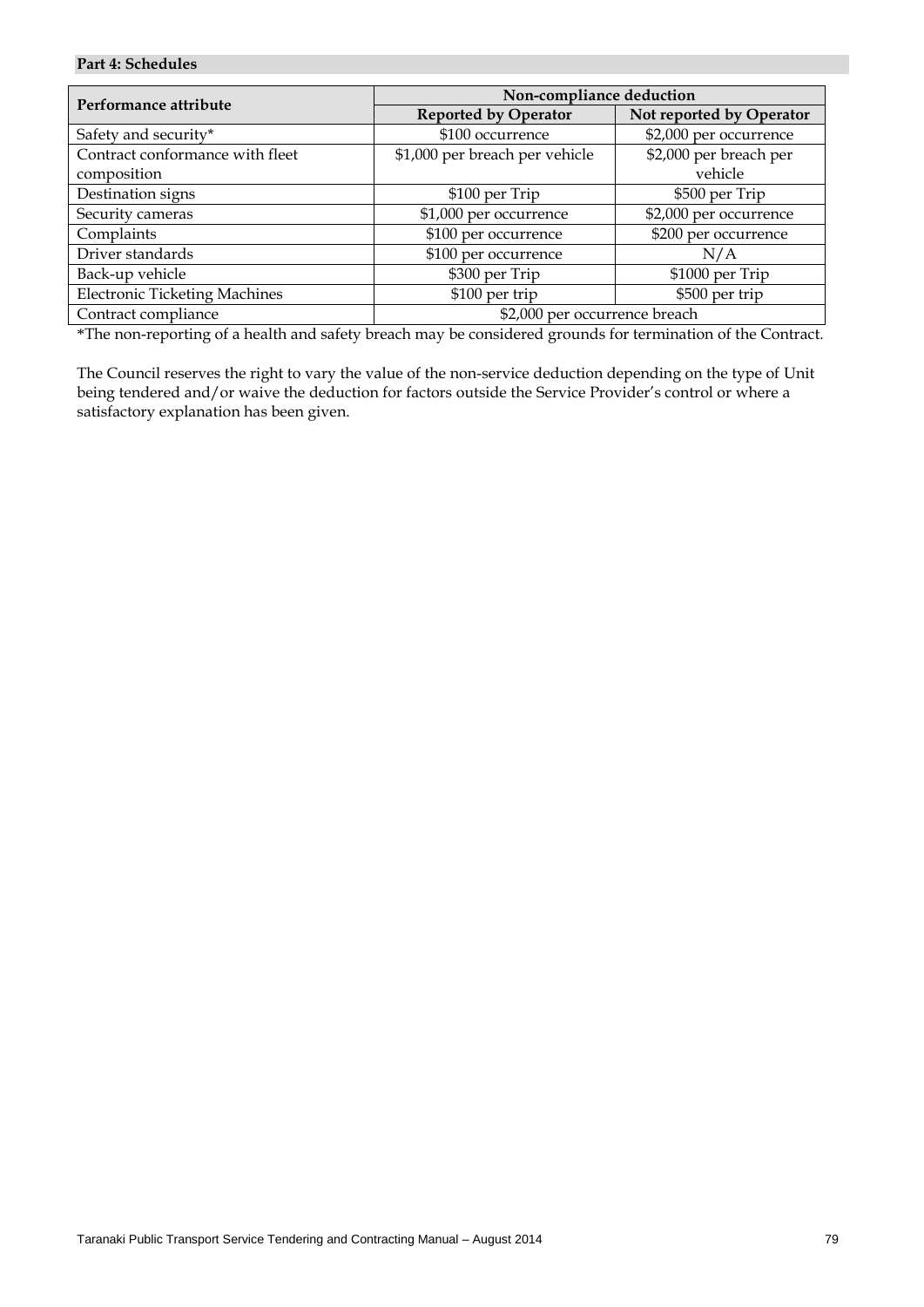**Part 4: Schedules**

| Performance attribute | Non-compliance deduction | |
|---|---|---|
| | Reported by Operator | Not reported by Operator |
| Safety and security* | $100 occurrence | $2,000 per occurrence |
| Contract conformance with fleet composition | $1,000 per breach per vehicle | $2,000 per breach per vehicle |
| Destination signs | $100 per Trip | $500 per Trip |
| Security cameras | $1,000 per occurrence | $2,000 per occurrence |
| Complaints | $100 per occurrence | $200 per occurrence |
| Driver standards | $100 per occurrence | N/A |
| Back-up vehicle | $300 per Trip | $1000 per Trip |
| Electronic Ticketing Machines | $100 per trip | $500 per trip |
| Contract compliance | $2,000 per occurrence breach | |

*The non-reporting of a health and safety breach may be considered grounds for termination of the Contract.

The Council reserves the right to vary the value of the non-service deduction depending on the type of Unit being tendered and/or waive the deduction for factors outside the Service Provider's control or where a satisfactory explanation has been given.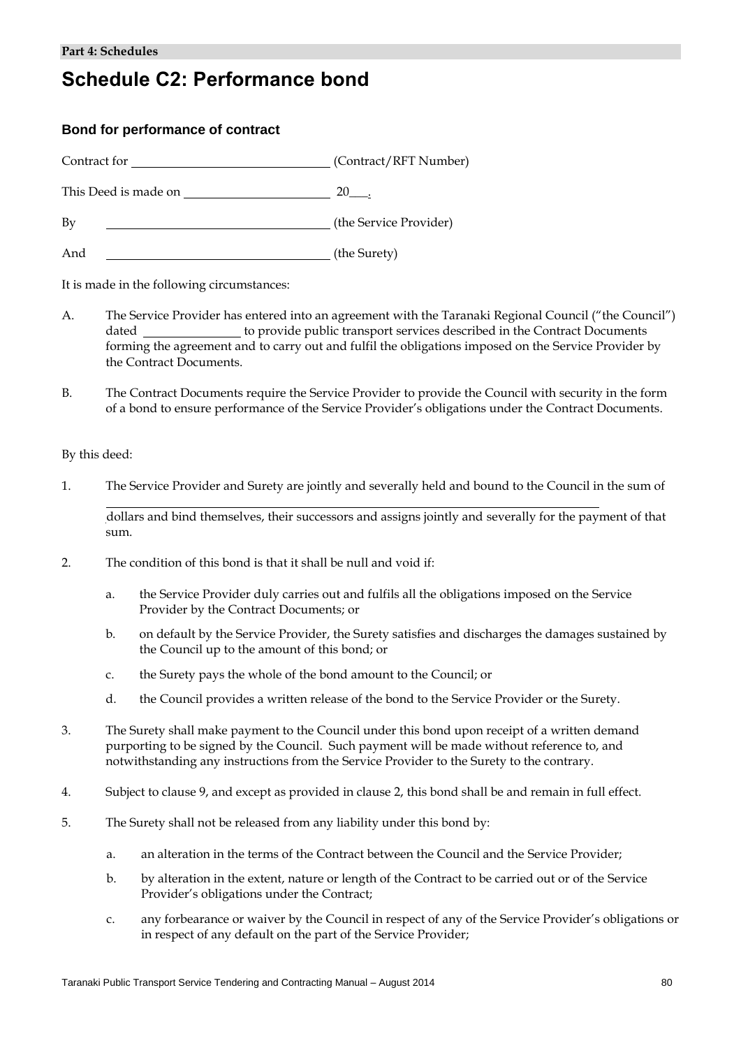# Schedule C2: Performance bond

### Bond for performance of contract

Contract for \_\_\_\_\_\_\_\_\_\_\_\_\_\_\_\_\_\_\_\_\_\_\_\_\_\_\_\_\_\_ (Contract/RFT Number)

This Deed is made on \_\_\_\_\_\_\_\_\_\_\_\_\_\_\_\_\_\_\_\_\_\_ 20\_\_\_.

By \_\_\_\_\_\_\_\_\_\_\_\_\_\_\_\_\_\_\_\_\_\_\_\_\_\_\_\_\_\_\_\_\_\_ (the Service Provider)

And \_\_\_\_\_\_\_\_\_\_\_\_\_\_\_\_\_\_\_\_\_\_\_\_\_\_\_\_\_\_\_\_\_\_ (the Surety)

It is made in the following circumstances:

A. The Service Provider has entered into an agreement with the Taranaki Regional Council ("the Council") dated \_\_\_\_\_\_\_\_\_\_\_\_\_\_\_ to provide public transport services described in the Contract Documents forming the agreement and to carry out and fulfil the obligations imposed on the Service Provider by the Contract Documents.

B. The Contract Documents require the Service Provider to provide the Council with security in the form of a bond to ensure performance of the Service Provider's obligations under the Contract Documents.

By this deed:

1. The Service Provider and Surety are jointly and severally held and bound to the Council in the sum of

   \_\_\_\_\_\_\_\_\_\_\_\_\_\_\_\_\_\_\_\_\_\_\_\_\_\_\_\_\_\_\_\_\_\_\_\_\_\_\_\_\_\_\_\_\_\_\_\_\_\_\_\_\_\_\_\_\_\_\_\_\_\_\_\_\_\_\_\_\_\_\_\_\_\_\_\_\_\_

   dollars and bind themselves, their successors and assigns jointly and severally for the payment of that sum.

2. The condition of this bond is that it shall be null and void if:

   a. the Service Provider duly carries out and fulfils all the obligations imposed on the Service Provider by the Contract Documents; or

   b. on default by the Service Provider, the Surety satisfies and discharges the damages sustained by the Council up to the amount of this bond; or

   c. the Surety pays the whole of the bond amount to the Council; or

   d. the Council provides a written release of the bond to the Service Provider or the Surety.

3. The Surety shall make payment to the Council under this bond upon receipt of a written demand purporting to be signed by the Council. Such payment will be made without reference to, and notwithstanding any instructions from the Service Provider to the Surety to the contrary.

4. Subject to clause 9, and except as provided in clause 2, this bond shall be and remain in full effect.

5. The Surety shall not be released from any liability under this bond by:

   a. an alteration in the terms of the Contract between the Council and the Service Provider;

   b. by alteration in the extent, nature or length of the Contract to be carried out or of the Service Provider's obligations under the Contract;

   c. any forbearance or waiver by the Council in respect of any of the Service Provider's obligations or in respect of any default on the part of the Service Provider;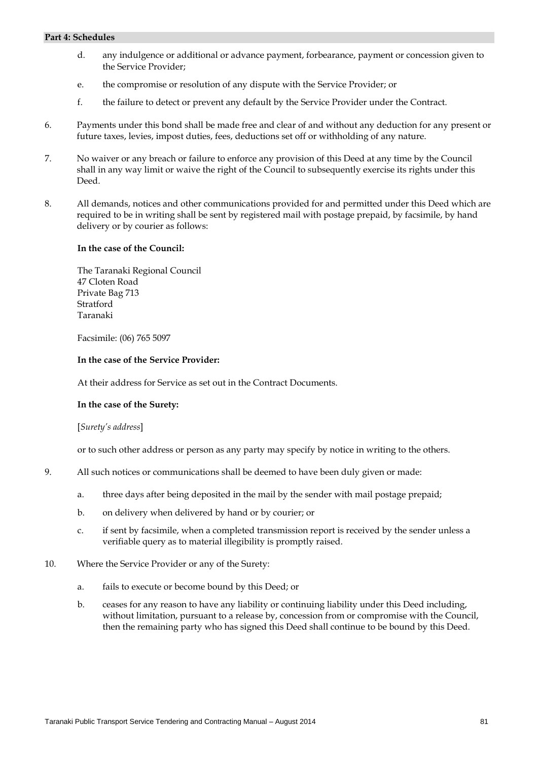d. any indulgence or additional or advance payment, forbearance, payment or concession given to the Service Provider;

e. the compromise or resolution of any dispute with the Service Provider; or

f. the failure to detect or prevent any default by the Service Provider under the Contract.

6. Payments under this bond shall be made free and clear of and without any deduction for any present or future taxes, levies, impost duties, fees, deductions set off or withholding of any nature.

7. No waiver or any breach or failure to enforce any provision of this Deed at any time by the Council shall in any way limit or waive the right of the Council to subsequently exercise its rights under this Deed.

8. All demands, notices and other communications provided for and permitted under this Deed which are required to be in writing shall be sent by registered mail with postage prepaid, by facsimile, by hand delivery or by courier as follows:

**In the case of the Council:**

The Taranaki Regional Council
47 Cloten Road
Private Bag 713
Stratford
Taranaki

Facsimile: (06) 765 5097

**In the case of the Service Provider:**

At their address for Service as set out in the Contract Documents.

**In the case of the Surety:**

[*Surety's address*]

or to such other address or person as any party may specify by notice in writing to the others.

9. All such notices or communications shall be deemed to have been duly given or made:

a. three days after being deposited in the mail by the sender with mail postage prepaid;

b. on delivery when delivered by hand or by courier; or

c. if sent by facsimile, when a completed transmission report is received by the sender unless a verifiable query as to material illegibility is promptly raised.

10. Where the Service Provider or any of the Surety:

a. fails to execute or become bound by this Deed; or

b. ceases for any reason to have any liability or continuing liability under this Deed including, without limitation, pursuant to a release by, concession from or compromise with the Council, then the remaining party who has signed this Deed shall continue to be bound by this Deed.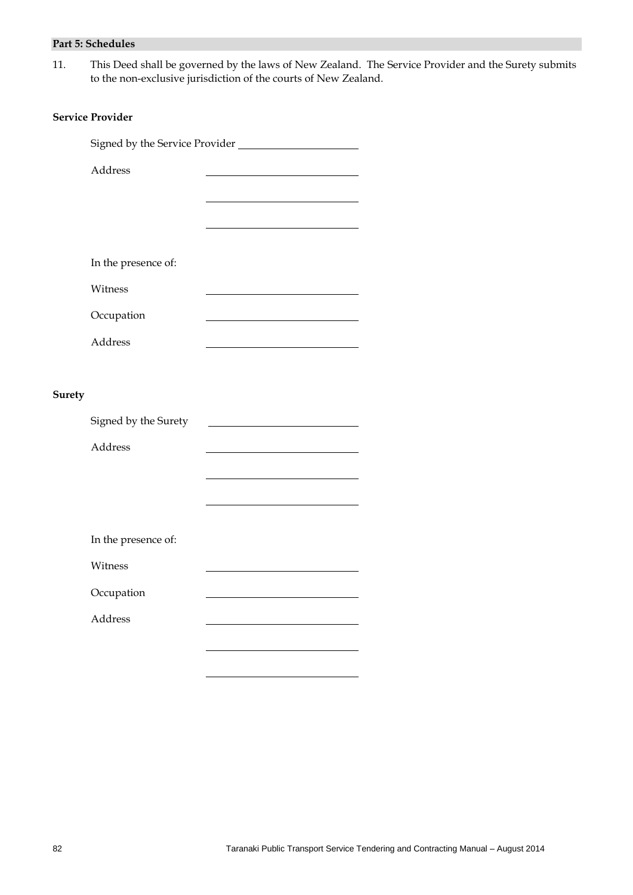11. This Deed shall be governed by the laws of New Zealand. The Service Provider and the Surety submits to the non-exclusive jurisdiction of the courts of New Zealand.

**Service Provider**

Signed by the Service Provider \_\_\_\_\_\_\_\_\_\_\_\_\_\_\_\_\_\_\_\_

Address \_\_\_\_\_\_\_\_\_\_\_\_\_\_\_\_\_\_\_\_

\_\_\_\_\_\_\_\_\_\_\_\_\_\_\_\_\_\_\_\_

\_\_\_\_\_\_\_\_\_\_\_\_\_\_\_\_\_\_\_\_

In the presence of:

Witness \_\_\_\_\_\_\_\_\_\_\_\_\_\_\_\_\_\_\_\_

Occupation \_\_\_\_\_\_\_\_\_\_\_\_\_\_\_\_\_\_\_\_

Address \_\_\_\_\_\_\_\_\_\_\_\_\_\_\_\_\_\_\_\_

**Surety**

Signed by the Surety \_\_\_\_\_\_\_\_\_\_\_\_\_\_\_\_\_\_\_\_

Address \_\_\_\_\_\_\_\_\_\_\_\_\_\_\_\_\_\_\_\_

\_\_\_\_\_\_\_\_\_\_\_\_\_\_\_\_\_\_\_\_

\_\_\_\_\_\_\_\_\_\_\_\_\_\_\_\_\_\_\_\_

In the presence of:

Witness \_\_\_\_\_\_\_\_\_\_\_\_\_\_\_\_\_\_\_\_

Occupation \_\_\_\_\_\_\_\_\_\_\_\_\_\_\_\_\_\_\_\_

Address \_\_\_\_\_\_\_\_\_\_\_\_\_\_\_\_\_\_\_\_

\_\_\_\_\_\_\_\_\_\_\_\_\_\_\_\_\_\_\_\_

\_\_\_\_\_\_\_\_\_\_\_\_\_\_\_\_\_\_\_\_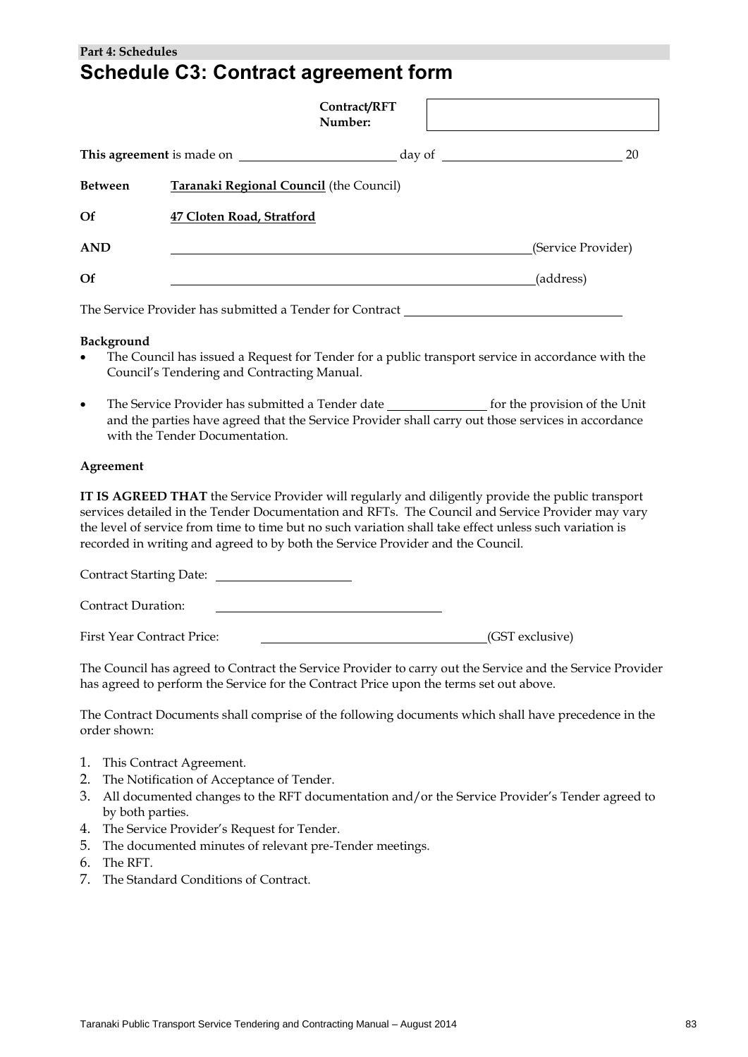**Part 4: Schedules**

# Schedule C3: Contract agreement form

| | **Contract/RFT Number:** | |
|---|---|---|

**This agreement** is made on \_\_\_\_\_\_\_\_\_\_\_\_\_\_\_\_\_\_\_\_\_\_\_\_ day of \_\_\_\_\_\_\_\_\_\_\_\_\_\_\_\_\_\_\_\_\_\_\_\_\_\_\_\_ 20

**Between** <u>**Taranaki Regional Council**</u> (the Council)

**Of** <u>**47 Cloten Road, Stratford**</u>

**AND** \_\_\_\_\_\_\_\_\_\_\_\_\_\_\_\_\_\_\_\_\_\_\_\_\_\_\_\_\_\_\_\_\_\_\_\_\_\_\_\_\_\_\_\_\_\_\_\_\_\_\_\_(Service Provider)

**Of** \_\_\_\_\_\_\_\_\_\_\_\_\_\_\_\_\_\_\_\_\_\_\_\_\_\_\_\_\_\_\_\_\_\_\_\_\_\_\_\_\_\_\_\_\_\_\_\_\_\_\_\_(address)

The Service Provider has submitted a Tender for Contract \_\_\_\_\_\_\_\_\_\_\_\_\_\_\_\_\_\_\_\_\_\_\_\_\_\_\_\_\_\_\_\_

**Background**

- The Council has issued a Request for Tender for a public transport service in accordance with the Council's Tendering and Contracting Manual.
- The Service Provider has submitted a Tender date \_\_\_\_\_\_\_\_\_\_\_\_\_\_\_\_ for the provision of the Unit and the parties have agreed that the Service Provider shall carry out those services in accordance with the Tender Documentation.

**Agreement**

**IT IS AGREED THAT** the Service Provider will regularly and diligently provide the public transport services detailed in the Tender Documentation and RFTs. The Council and Service Provider may vary the level of service from time to time but no such variation shall take effect unless such variation is recorded in writing and agreed to by both the Service Provider and the Council.

Contract Starting Date: \_\_\_\_\_\_\_\_\_\_\_\_\_\_\_\_\_\_\_\_\_\_

Contract Duration: \_\_\_\_\_\_\_\_\_\_\_\_\_\_\_\_\_\_\_\_\_\_\_\_\_\_\_\_\_\_\_\_\_\_\_\_

First Year Contract Price: \_\_\_\_\_\_\_\_\_\_\_\_\_\_\_\_\_\_\_\_\_\_\_\_\_\_\_\_\_\_\_\_\_\_\_\_(GST exclusive)

The Council has agreed to Contract the Service Provider to carry out the Service and the Service Provider has agreed to perform the Service for the Contract Price upon the terms set out above.

The Contract Documents shall comprise of the following documents which shall have precedence in the order shown:

1. This Contract Agreement.
2. The Notification of Acceptance of Tender.
3. All documented changes to the RFT documentation and/or the Service Provider's Tender agreed to by both parties.
4. The Service Provider's Request for Tender.
5. The documented minutes of relevant pre-Tender meetings.
6. The RFT.
7. The Standard Conditions of Contract.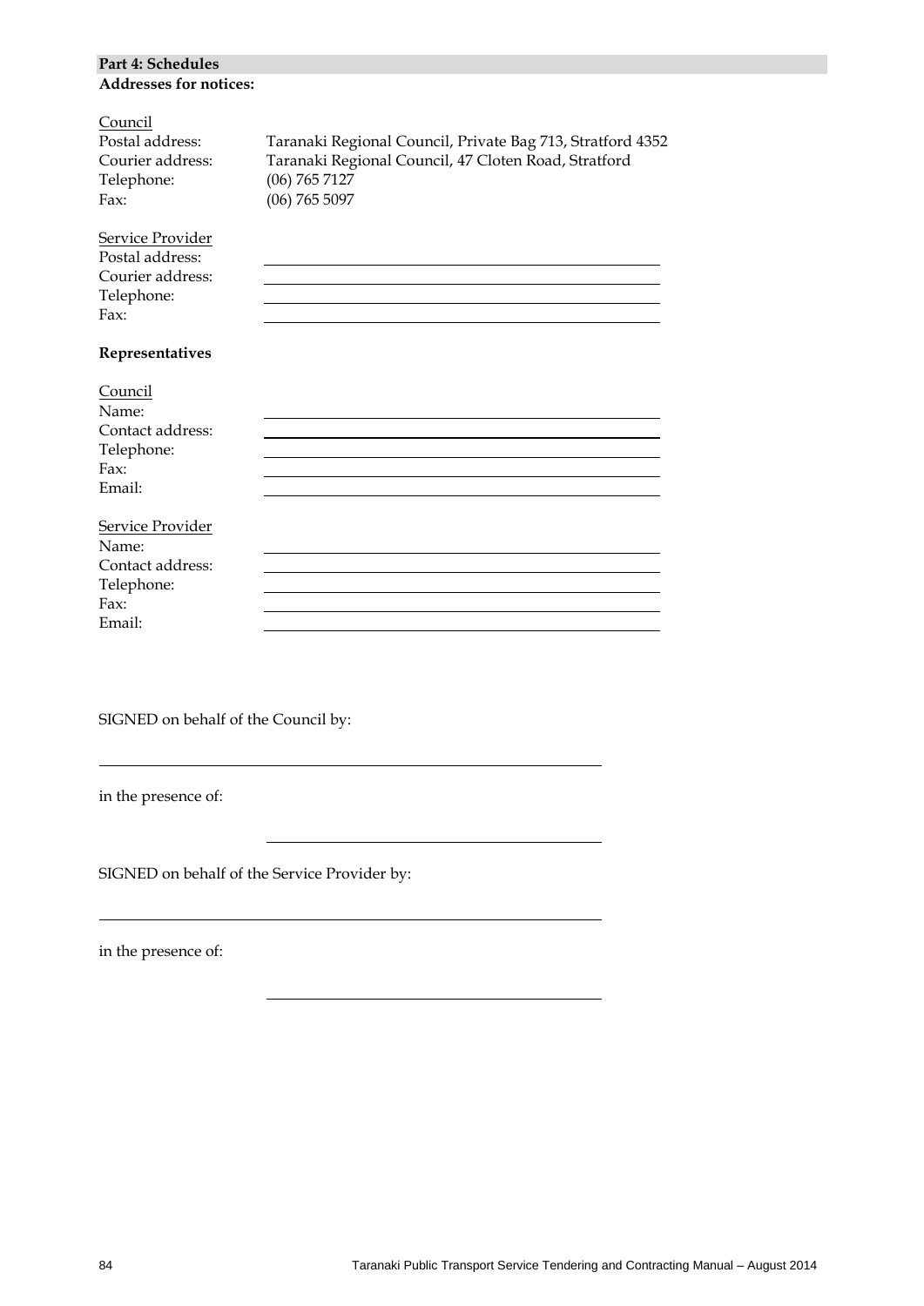**Part 4: Schedules**

**Addresses for notices:**

Council

Postal address: Taranaki Regional Council, Private Bag 713, Stratford 4352

Courier address: Taranaki Regional Council, 47 Cloten Road, Stratford

Telephone: (06) 765 7127

Fax: (06) 765 5097

Service Provider

Postal address: \_\_\_\_\_\_\_\_\_\_\_\_\_\_\_\_\_\_\_\_\_\_\_\_\_\_\_\_\_\_\_\_

Courier address: \_\_\_\_\_\_\_\_\_\_\_\_\_\_\_\_\_\_\_\_\_\_\_\_\_\_\_\_\_\_\_\_

Telephone: \_\_\_\_\_\_\_\_\_\_\_\_\_\_\_\_\_\_\_\_\_\_\_\_\_\_\_\_\_\_\_\_

Fax: \_\_\_\_\_\_\_\_\_\_\_\_\_\_\_\_\_\_\_\_\_\_\_\_\_\_\_\_\_\_\_\_

**Representatives**

Council

Name: \_\_\_\_\_\_\_\_\_\_\_\_\_\_\_\_\_\_\_\_\_\_\_\_\_\_\_\_\_\_\_\_

Contact address: \_\_\_\_\_\_\_\_\_\_\_\_\_\_\_\_\_\_\_\_\_\_\_\_\_\_\_\_\_\_\_\_

Telephone: \_\_\_\_\_\_\_\_\_\_\_\_\_\_\_\_\_\_\_\_\_\_\_\_\_\_\_\_\_\_\_\_

Fax: \_\_\_\_\_\_\_\_\_\_\_\_\_\_\_\_\_\_\_\_\_\_\_\_\_\_\_\_\_\_\_\_

Email: \_\_\_\_\_\_\_\_\_\_\_\_\_\_\_\_\_\_\_\_\_\_\_\_\_\_\_\_\_\_\_\_

Service Provider

Name: \_\_\_\_\_\_\_\_\_\_\_\_\_\_\_\_\_\_\_\_\_\_\_\_\_\_\_\_\_\_\_\_

Contact address: \_\_\_\_\_\_\_\_\_\_\_\_\_\_\_\_\_\_\_\_\_\_\_\_\_\_\_\_\_\_\_\_

Telephone: \_\_\_\_\_\_\_\_\_\_\_\_\_\_\_\_\_\_\_\_\_\_\_\_\_\_\_\_\_\_\_\_

Fax: \_\_\_\_\_\_\_\_\_\_\_\_\_\_\_\_\_\_\_\_\_\_\_\_\_\_\_\_\_\_\_\_

Email: \_\_\_\_\_\_\_\_\_\_\_\_\_\_\_\_\_\_\_\_\_\_\_\_\_\_\_\_\_\_\_\_

SIGNED on behalf of the Council by:

\_\_\_\_\_\_\_\_\_\_\_\_\_\_\_\_\_\_\_\_\_\_\_\_\_\_\_\_\_\_\_\_\_\_\_\_\_\_\_\_

in the presence of:

\_\_\_\_\_\_\_\_\_\_\_\_\_\_\_\_\_\_\_\_\_\_\_\_\_\_\_\_\_\_\_\_

SIGNED on behalf of the Service Provider by:

\_\_\_\_\_\_\_\_\_\_\_\_\_\_\_\_\_\_\_\_\_\_\_\_\_\_\_\_\_\_\_\_\_\_\_\_\_\_\_\_

in the presence of:

\_\_\_\_\_\_\_\_\_\_\_\_\_\_\_\_\_\_\_\_\_\_\_\_\_\_\_\_\_\_\_\_